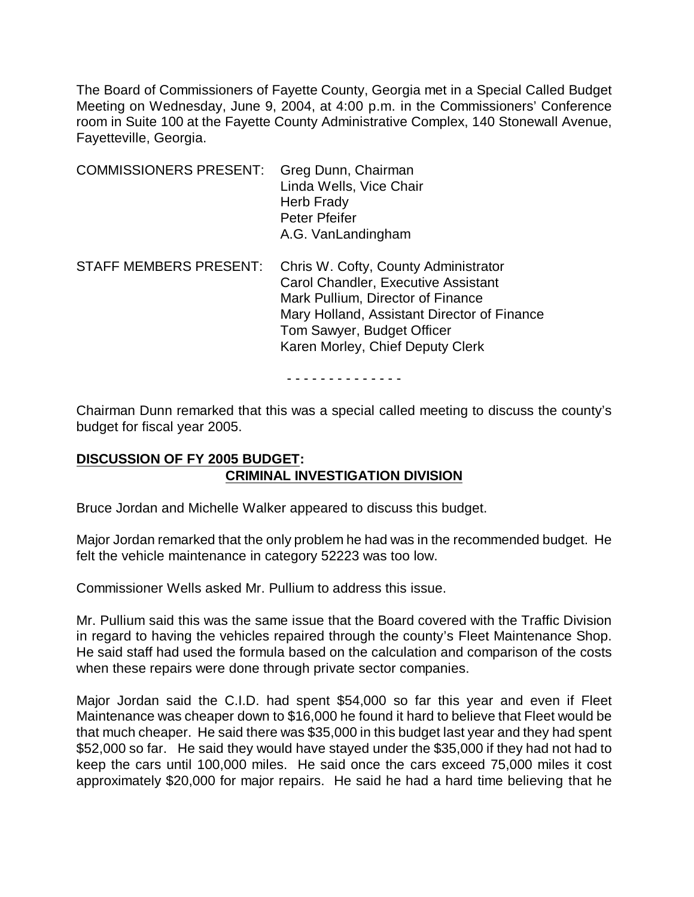The Board of Commissioners of Fayette County, Georgia met in a Special Called Budget Meeting on Wednesday, June 9, 2004, at 4:00 p.m. in the Commissioners' Conference room in Suite 100 at the Fayette County Administrative Complex, 140 Stonewall Avenue, Fayetteville, Georgia.

| COMMISSIONERS PRESENT: | Greg Dunn, Chairman |
|---|---|
| | Linda Wells, Vice Chair |
| | Herb Frady |
| | Peter Pfeifer |
| | A.G. VanLandingham |

| STAFF MEMBERS PRESENT: | Chris W. Cofty, County Administrator |
|---|---|
| | Carol Chandler, Executive Assistant |
| | Mark Pullium, Director of Finance |
| | Mary Holland, Assistant Director of Finance |
| | Tom Sawyer, Budget Officer |
| | Karen Morley, Chief Deputy Clerk |

- - - - - - - - - - - - - -

Chairman Dunn remarked that this was a special called meeting to discuss the county's budget for fiscal year 2005.

**DISCUSSION OF FY 2005 BUDGET:**

**CRIMINAL INVESTIGATION DIVISION**

Bruce Jordan and Michelle Walker appeared to discuss this budget.

Major Jordan remarked that the only problem he had was in the recommended budget. He felt the vehicle maintenance in category 52223 was too low.

Commissioner Wells asked Mr. Pullium to address this issue.

Mr. Pullium said this was the same issue that the Board covered with the Traffic Division in regard to having the vehicles repaired through the county's Fleet Maintenance Shop. He said staff had used the formula based on the calculation and comparison of the costs when these repairs were done through private sector companies.

Major Jordan said the C.I.D. had spent $54,000 so far this year and even if Fleet Maintenance was cheaper down to $16,000 he found it hard to believe that Fleet would be that much cheaper. He said there was $35,000 in this budget last year and they had spent $52,000 so far. He said they would have stayed under the $35,000 if they had not had to keep the cars until 100,000 miles. He said once the cars exceed 75,000 miles it cost approximately $20,000 for major repairs. He said he had a hard time believing that he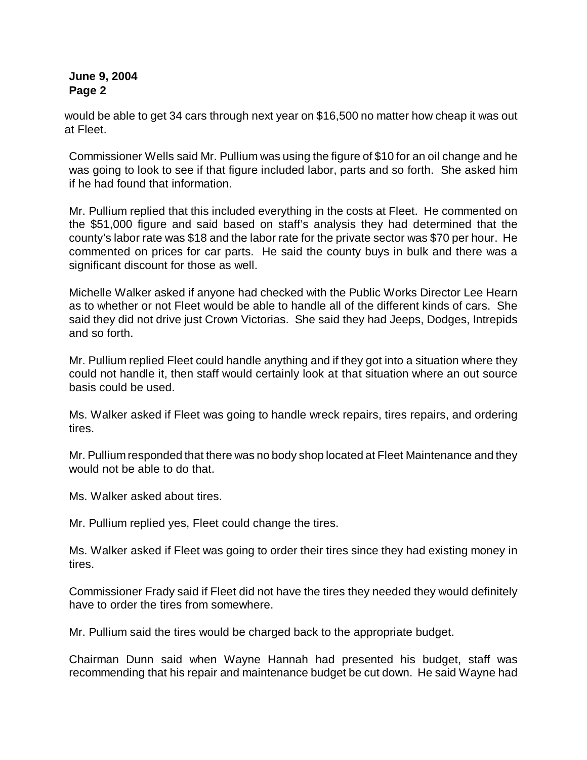would be able to get 34 cars through next year on $16,500 no matter how cheap it was out at Fleet.

Commissioner Wells said Mr. Pullium was using the figure of $10 for an oil change and he was going to look to see if that figure included labor, parts and so forth. She asked him if he had found that information.

Mr. Pullium replied that this included everything in the costs at Fleet. He commented on the $51,000 figure and said based on staff's analysis they had determined that the county's labor rate was $18 and the labor rate for the private sector was $70 per hour. He commented on prices for car parts. He said the county buys in bulk and there was a significant discount for those as well.

Michelle Walker asked if anyone had checked with the Public Works Director Lee Hearn as to whether or not Fleet would be able to handle all of the different kinds of cars. She said they did not drive just Crown Victorias. She said they had Jeeps, Dodges, Intrepids and so forth.

Mr. Pullium replied Fleet could handle anything and if they got into a situation where they could not handle it, then staff would certainly look at that situation where an out source basis could be used.

Ms. Walker asked if Fleet was going to handle wreck repairs, tires repairs, and ordering tires.

Mr. Pullium responded that there was no body shop located at Fleet Maintenance and they would not be able to do that.

Ms. Walker asked about tires.

Mr. Pullium replied yes, Fleet could change the tires.

Ms. Walker asked if Fleet was going to order their tires since they had existing money in tires.

Commissioner Frady said if Fleet did not have the tires they needed they would definitely have to order the tires from somewhere.

Mr. Pullium said the tires would be charged back to the appropriate budget.

Chairman Dunn said when Wayne Hannah had presented his budget, staff was recommending that his repair and maintenance budget be cut down. He said Wayne had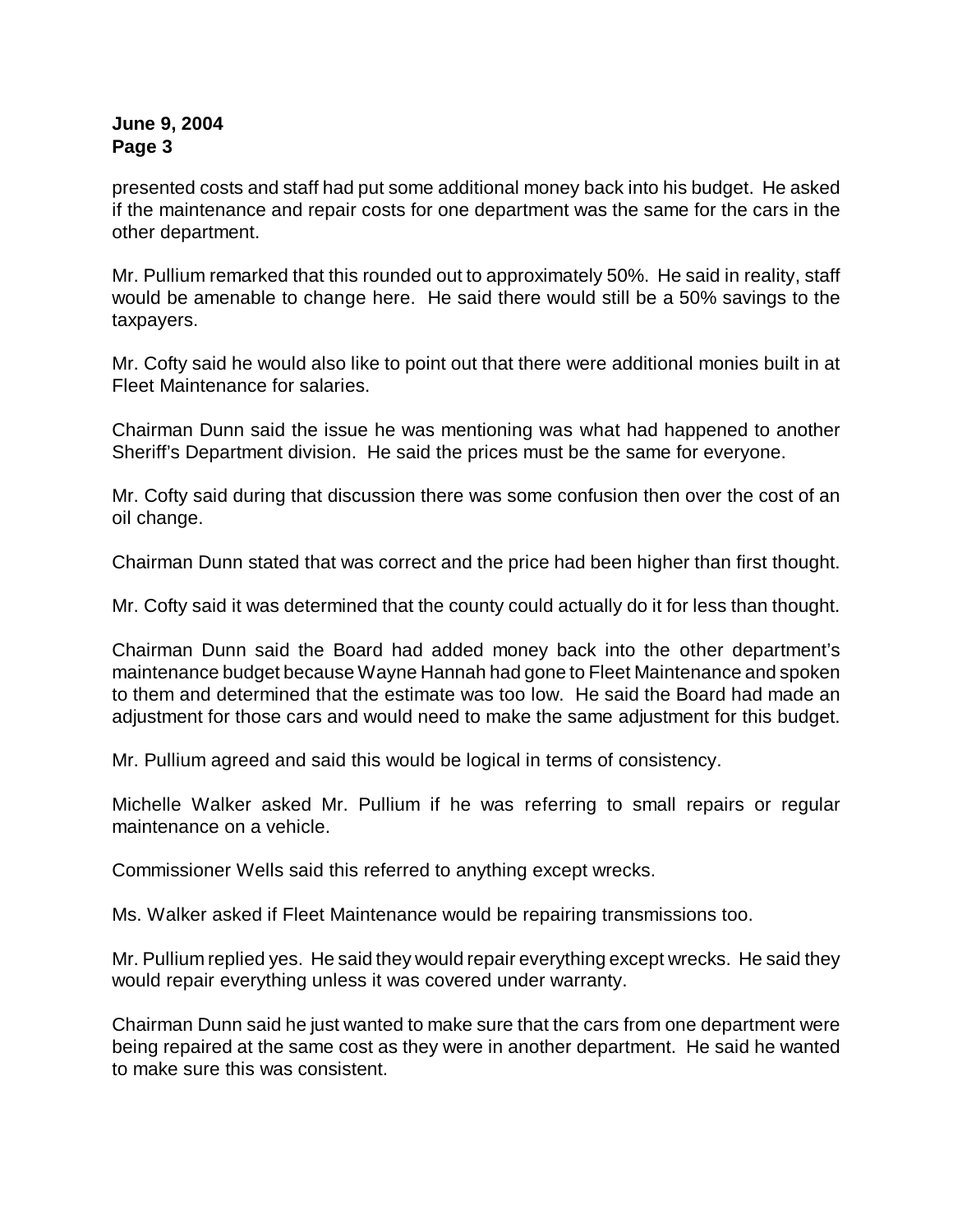presented costs and staff had put some additional money back into his budget. He asked if the maintenance and repair costs for one department was the same for the cars in the other department.

Mr. Pullium remarked that this rounded out to approximately 50%. He said in reality, staff would be amenable to change here. He said there would still be a 50% savings to the taxpayers.

Mr. Cofty said he would also like to point out that there were additional monies built in at Fleet Maintenance for salaries.

Chairman Dunn said the issue he was mentioning was what had happened to another Sheriff's Department division. He said the prices must be the same for everyone.

Mr. Cofty said during that discussion there was some confusion then over the cost of an oil change.

Chairman Dunn stated that was correct and the price had been higher than first thought.

Mr. Cofty said it was determined that the county could actually do it for less than thought.

Chairman Dunn said the Board had added money back into the other department's maintenance budget because Wayne Hannah had gone to Fleet Maintenance and spoken to them and determined that the estimate was too low. He said the Board had made an adjustment for those cars and would need to make the same adjustment for this budget.

Mr. Pullium agreed and said this would be logical in terms of consistency.

Michelle Walker asked Mr. Pullium if he was referring to small repairs or regular maintenance on a vehicle.

Commissioner Wells said this referred to anything except wrecks.

Ms. Walker asked if Fleet Maintenance would be repairing transmissions too.

Mr. Pullium replied yes. He said they would repair everything except wrecks. He said they would repair everything unless it was covered under warranty.

Chairman Dunn said he just wanted to make sure that the cars from one department were being repaired at the same cost as they were in another department. He said he wanted to make sure this was consistent.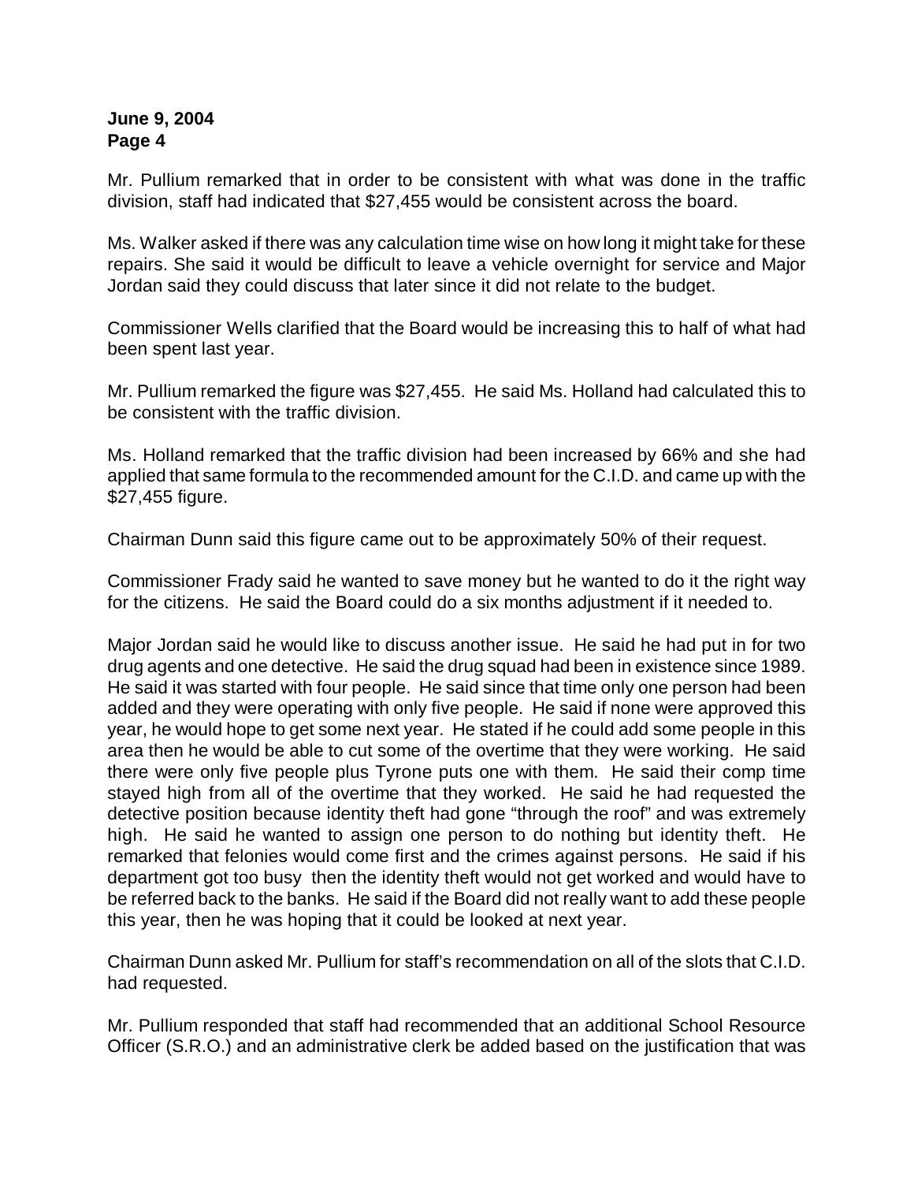Mr. Pullium remarked that in order to be consistent with what was done in the traffic division, staff had indicated that $27,455 would be consistent across the board.

Ms. Walker asked if there was any calculation time wise on how long it might take for these repairs. She said it would be difficult to leave a vehicle overnight for service and Major Jordan said they could discuss that later since it did not relate to the budget.

Commissioner Wells clarified that the Board would be increasing this to half of what had been spent last year.

Mr. Pullium remarked the figure was $27,455. He said Ms. Holland had calculated this to be consistent with the traffic division.

Ms. Holland remarked that the traffic division had been increased by 66% and she had applied that same formula to the recommended amount for the C.I.D. and came up with the $27,455 figure.

Chairman Dunn said this figure came out to be approximately 50% of their request.

Commissioner Frady said he wanted to save money but he wanted to do it the right way for the citizens. He said the Board could do a six months adjustment if it needed to.

Major Jordan said he would like to discuss another issue. He said he had put in for two drug agents and one detective. He said the drug squad had been in existence since 1989. He said it was started with four people. He said since that time only one person had been added and they were operating with only five people. He said if none were approved this year, he would hope to get some next year. He stated if he could add some people in this area then he would be able to cut some of the overtime that they were working. He said there were only five people plus Tyrone puts one with them. He said their comp time stayed high from all of the overtime that they worked. He said he had requested the detective position because identity theft had gone "through the roof" and was extremely high. He said he wanted to assign one person to do nothing but identity theft. He remarked that felonies would come first and the crimes against persons. He said if his department got too busy then the identity theft would not get worked and would have to be referred back to the banks. He said if the Board did not really want to add these people this year, then he was hoping that it could be looked at next year.

Chairman Dunn asked Mr. Pullium for staff's recommendation on all of the slots that C.I.D. had requested.

Mr. Pullium responded that staff had recommended that an additional School Resource Officer (S.R.O.) and an administrative clerk be added based on the justification that was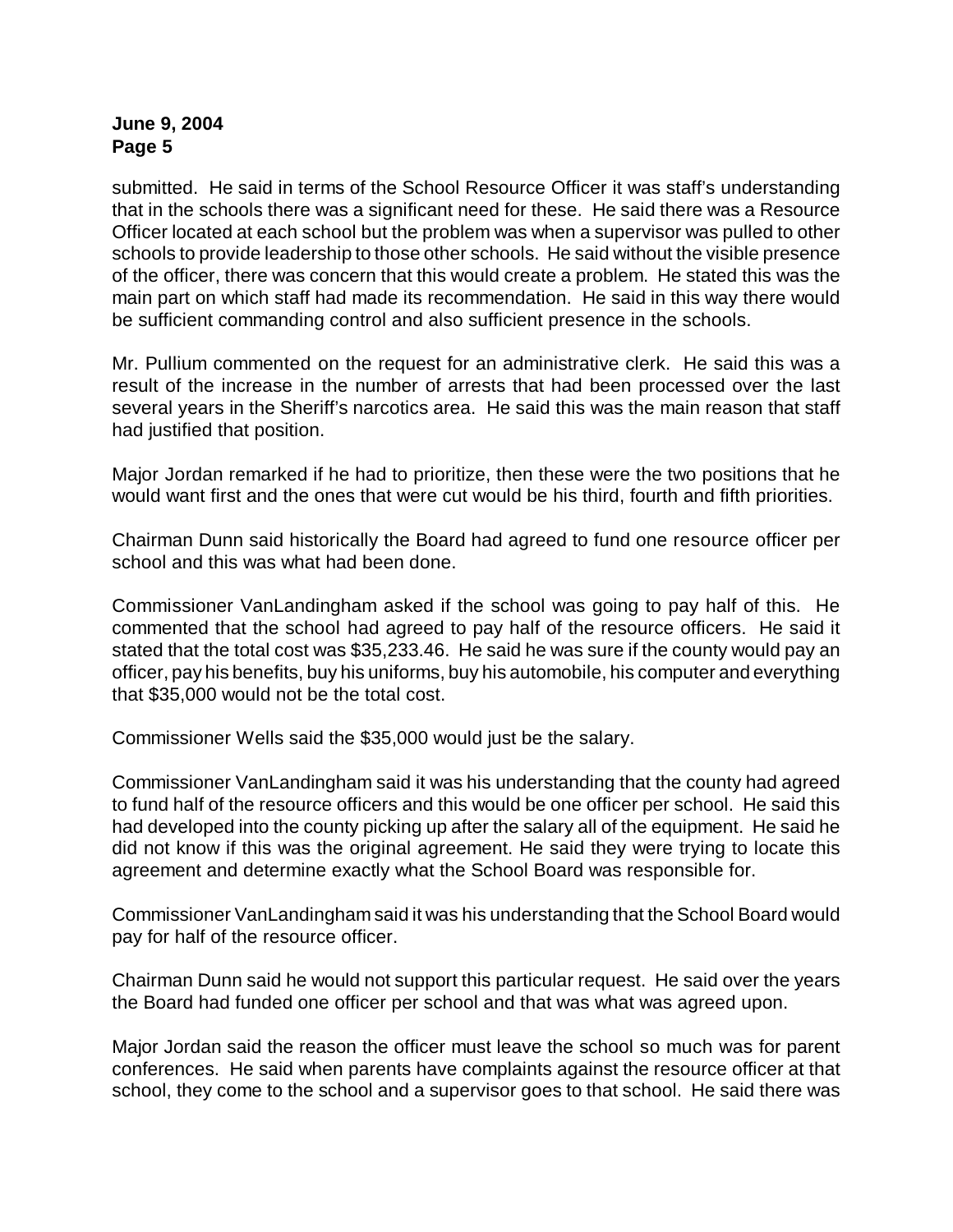submitted. He said in terms of the School Resource Officer it was staff's understanding that in the schools there was a significant need for these. He said there was a Resource Officer located at each school but the problem was when a supervisor was pulled to other schools to provide leadership to those other schools. He said without the visible presence of the officer, there was concern that this would create a problem. He stated this was the main part on which staff had made its recommendation. He said in this way there would be sufficient commanding control and also sufficient presence in the schools.

Mr. Pullium commented on the request for an administrative clerk. He said this was a result of the increase in the number of arrests that had been processed over the last several years in the Sheriff's narcotics area. He said this was the main reason that staff had justified that position.

Major Jordan remarked if he had to prioritize, then these were the two positions that he would want first and the ones that were cut would be his third, fourth and fifth priorities.

Chairman Dunn said historically the Board had agreed to fund one resource officer per school and this was what had been done.

Commissioner VanLandingham asked if the school was going to pay half of this. He commented that the school had agreed to pay half of the resource officers. He said it stated that the total cost was $35,233.46. He said he was sure if the county would pay an officer, pay his benefits, buy his uniforms, buy his automobile, his computer and everything that $35,000 would not be the total cost.

Commissioner Wells said the $35,000 would just be the salary.

Commissioner VanLandingham said it was his understanding that the county had agreed to fund half of the resource officers and this would be one officer per school. He said this had developed into the county picking up after the salary all of the equipment. He said he did not know if this was the original agreement. He said they were trying to locate this agreement and determine exactly what the School Board was responsible for.

Commissioner VanLandingham said it was his understanding that the School Board would pay for half of the resource officer.

Chairman Dunn said he would not support this particular request. He said over the years the Board had funded one officer per school and that was what was agreed upon.

Major Jordan said the reason the officer must leave the school so much was for parent conferences. He said when parents have complaints against the resource officer at that school, they come to the school and a supervisor goes to that school. He said there was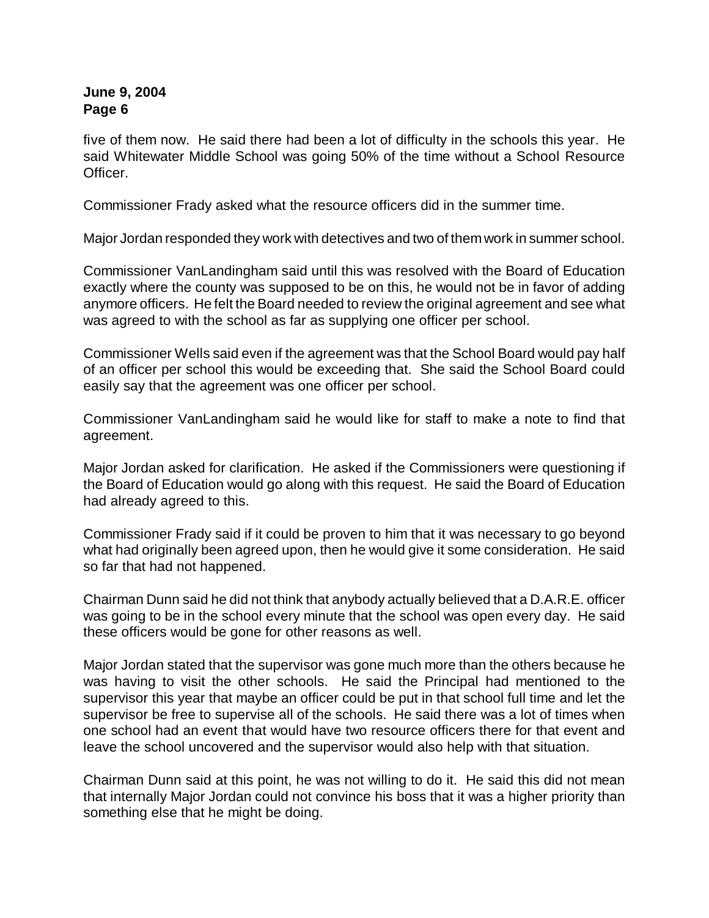five of them now. He said there had been a lot of difficulty in the schools this year. He said Whitewater Middle School was going 50% of the time without a School Resource Officer.

Commissioner Frady asked what the resource officers did in the summer time.

Major Jordan responded they work with detectives and two of them work in summer school.

Commissioner VanLandingham said until this was resolved with the Board of Education exactly where the county was supposed to be on this, he would not be in favor of adding anymore officers. He felt the Board needed to review the original agreement and see what was agreed to with the school as far as supplying one officer per school.

Commissioner Wells said even if the agreement was that the School Board would pay half of an officer per school this would be exceeding that. She said the School Board could easily say that the agreement was one officer per school.

Commissioner VanLandingham said he would like for staff to make a note to find that agreement.

Major Jordan asked for clarification. He asked if the Commissioners were questioning if the Board of Education would go along with this request. He said the Board of Education had already agreed to this.

Commissioner Frady said if it could be proven to him that it was necessary to go beyond what had originally been agreed upon, then he would give it some consideration. He said so far that had not happened.

Chairman Dunn said he did not think that anybody actually believed that a D.A.R.E. officer was going to be in the school every minute that the school was open every day. He said these officers would be gone for other reasons as well.

Major Jordan stated that the supervisor was gone much more than the others because he was having to visit the other schools. He said the Principal had mentioned to the supervisor this year that maybe an officer could be put in that school full time and let the supervisor be free to supervise all of the schools. He said there was a lot of times when one school had an event that would have two resource officers there for that event and leave the school uncovered and the supervisor would also help with that situation.

Chairman Dunn said at this point, he was not willing to do it. He said this did not mean that internally Major Jordan could not convince his boss that it was a higher priority than something else that he might be doing.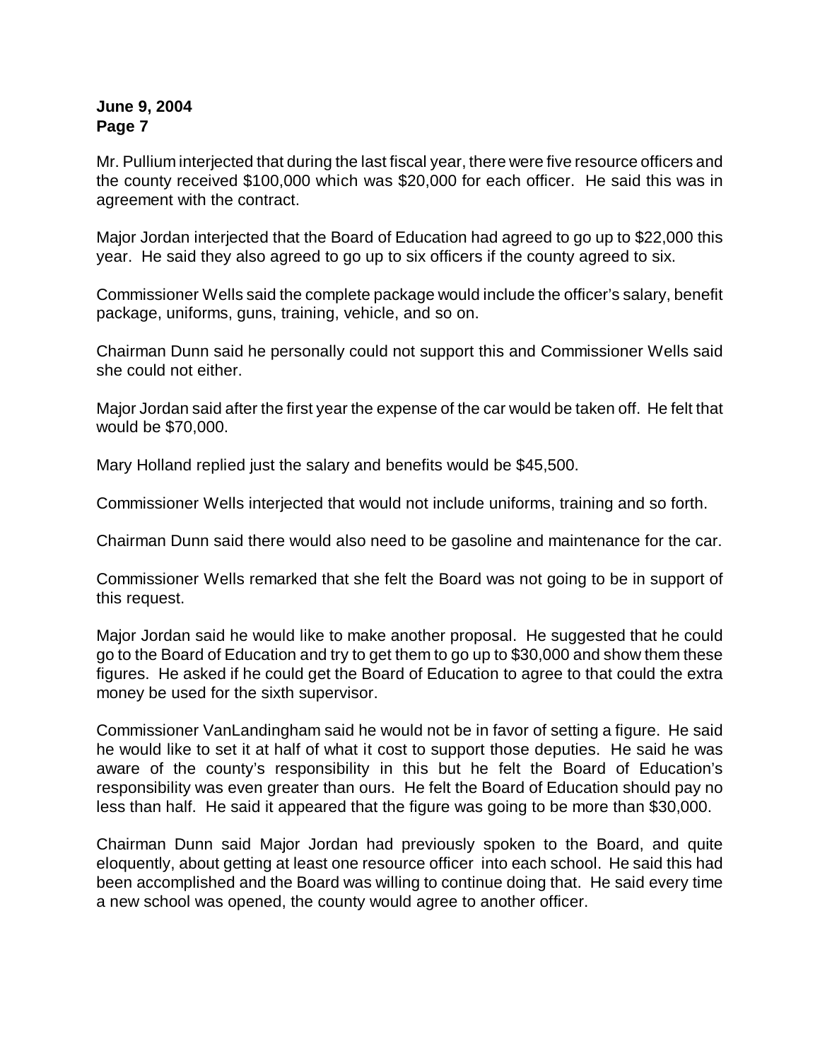Mr. Pullium interjected that during the last fiscal year, there were five resource officers and the county received $100,000 which was $20,000 for each officer. He said this was in agreement with the contract.

Major Jordan interjected that the Board of Education had agreed to go up to $22,000 this year. He said they also agreed to go up to six officers if the county agreed to six.

Commissioner Wells said the complete package would include the officer's salary, benefit package, uniforms, guns, training, vehicle, and so on.

Chairman Dunn said he personally could not support this and Commissioner Wells said she could not either.

Major Jordan said after the first year the expense of the car would be taken off. He felt that would be $70,000.

Mary Holland replied just the salary and benefits would be $45,500.

Commissioner Wells interjected that would not include uniforms, training and so forth.

Chairman Dunn said there would also need to be gasoline and maintenance for the car.

Commissioner Wells remarked that she felt the Board was not going to be in support of this request.

Major Jordan said he would like to make another proposal. He suggested that he could go to the Board of Education and try to get them to go up to $30,000 and show them these figures. He asked if he could get the Board of Education to agree to that could the extra money be used for the sixth supervisor.

Commissioner VanLandingham said he would not be in favor of setting a figure. He said he would like to set it at half of what it cost to support those deputies. He said he was aware of the county's responsibility in this but he felt the Board of Education's responsibility was even greater than ours. He felt the Board of Education should pay no less than half. He said it appeared that the figure was going to be more than $30,000.

Chairman Dunn said Major Jordan had previously spoken to the Board, and quite eloquently, about getting at least one resource officer into each school. He said this had been accomplished and the Board was willing to continue doing that. He said every time a new school was opened, the county would agree to another officer.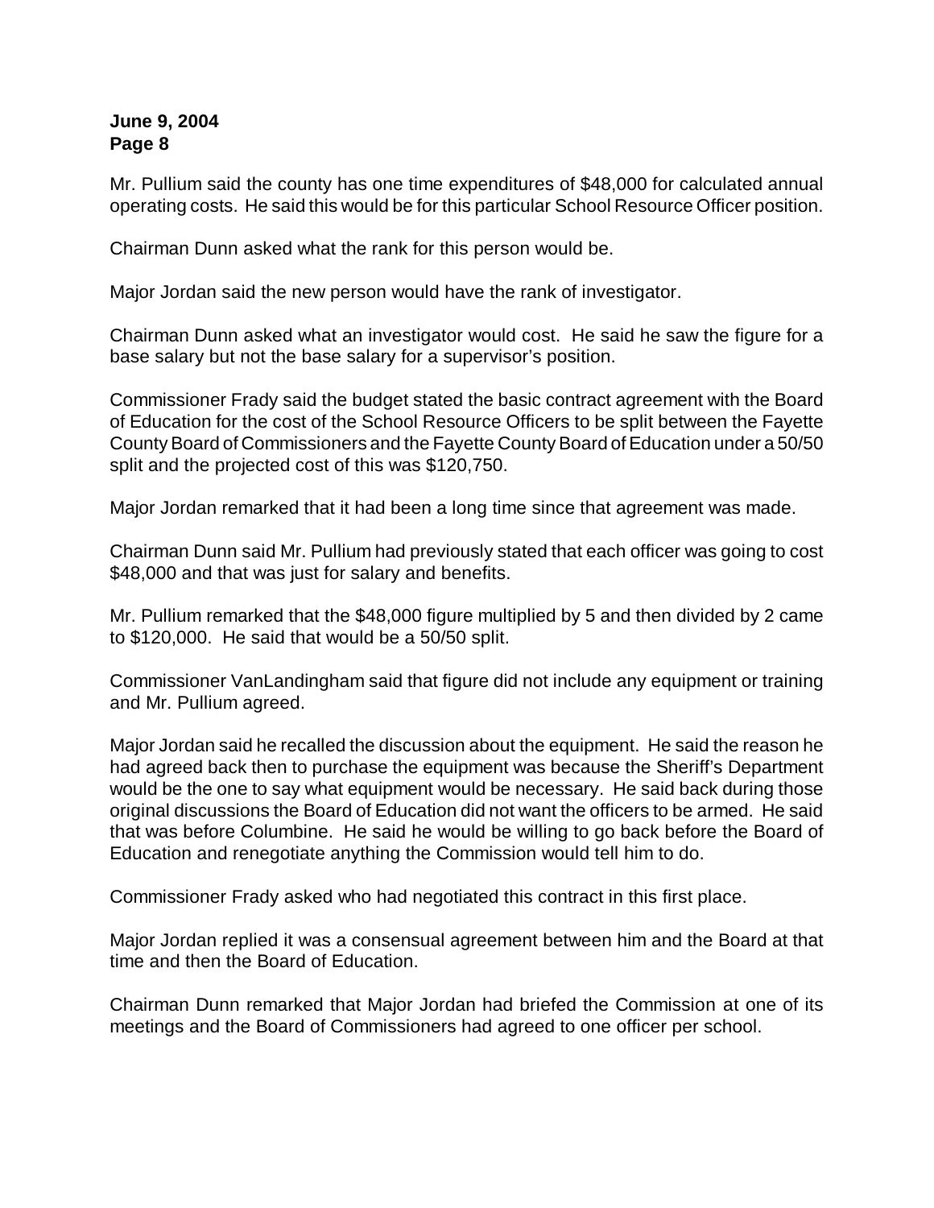Mr. Pullium said the county has one time expenditures of $48,000 for calculated annual operating costs. He said this would be for this particular School Resource Officer position.

Chairman Dunn asked what the rank for this person would be.

Major Jordan said the new person would have the rank of investigator.

Chairman Dunn asked what an investigator would cost. He said he saw the figure for a base salary but not the base salary for a supervisor's position.

Commissioner Frady said the budget stated the basic contract agreement with the Board of Education for the cost of the School Resource Officers to be split between the Fayette County Board of Commissioners and the Fayette County Board of Education under a 50/50 split and the projected cost of this was $120,750.

Major Jordan remarked that it had been a long time since that agreement was made.

Chairman Dunn said Mr. Pullium had previously stated that each officer was going to cost $48,000 and that was just for salary and benefits.

Mr. Pullium remarked that the $48,000 figure multiplied by 5 and then divided by 2 came to $120,000. He said that would be a 50/50 split.

Commissioner VanLandingham said that figure did not include any equipment or training and Mr. Pullium agreed.

Major Jordan said he recalled the discussion about the equipment. He said the reason he had agreed back then to purchase the equipment was because the Sheriff's Department would be the one to say what equipment would be necessary. He said back during those original discussions the Board of Education did not want the officers to be armed. He said that was before Columbine. He said he would be willing to go back before the Board of Education and renegotiate anything the Commission would tell him to do.

Commissioner Frady asked who had negotiated this contract in this first place.

Major Jordan replied it was a consensual agreement between him and the Board at that time and then the Board of Education.

Chairman Dunn remarked that Major Jordan had briefed the Commission at one of its meetings and the Board of Commissioners had agreed to one officer per school.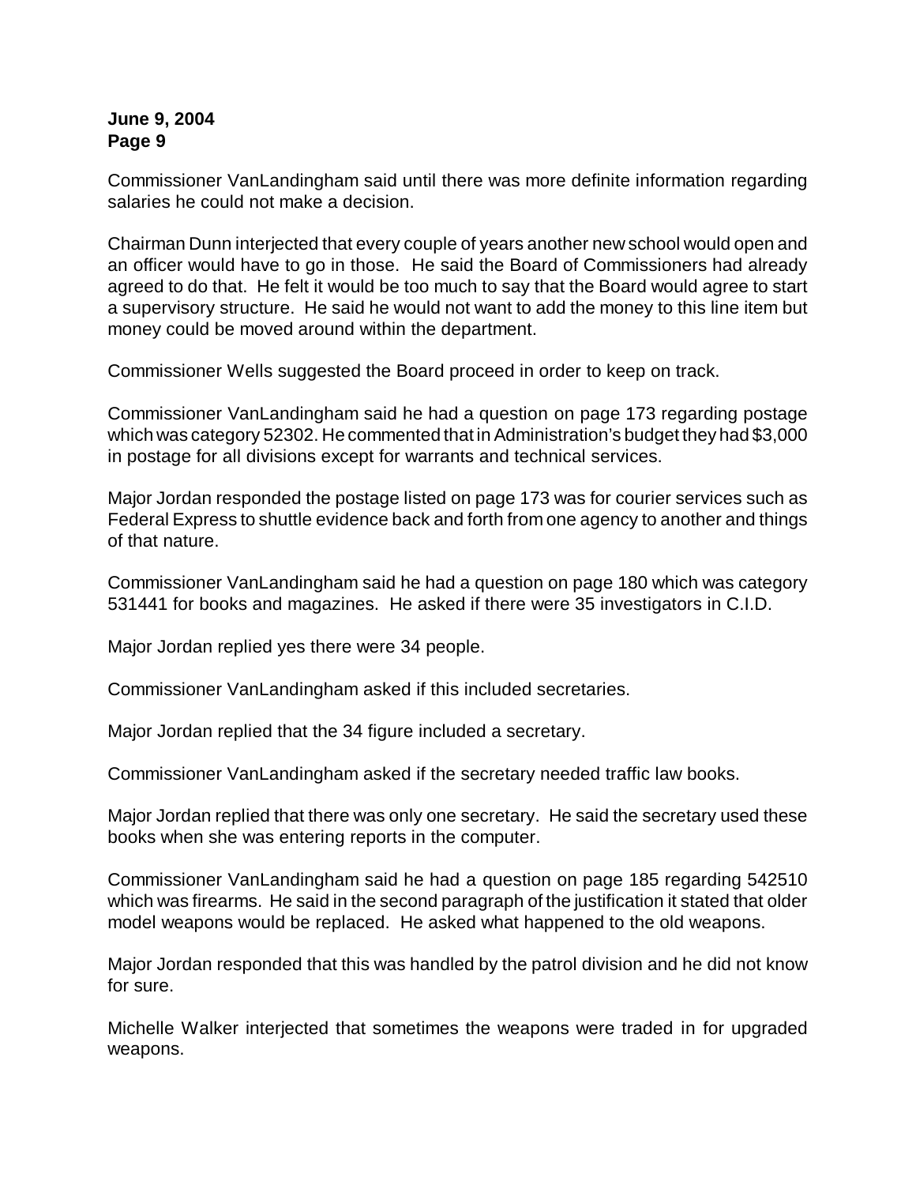Commissioner VanLandingham said until there was more definite information regarding salaries he could not make a decision.

Chairman Dunn interjected that every couple of years another new school would open and an officer would have to go in those. He said the Board of Commissioners had already agreed to do that. He felt it would be too much to say that the Board would agree to start a supervisory structure. He said he would not want to add the money to this line item but money could be moved around within the department.

Commissioner Wells suggested the Board proceed in order to keep on track.

Commissioner VanLandingham said he had a question on page 173 regarding postage which was category 52302. He commented that in Administration's budget they had $3,000 in postage for all divisions except for warrants and technical services.

Major Jordan responded the postage listed on page 173 was for courier services such as Federal Express to shuttle evidence back and forth from one agency to another and things of that nature.

Commissioner VanLandingham said he had a question on page 180 which was category 531441 for books and magazines. He asked if there were 35 investigators in C.I.D.

Major Jordan replied yes there were 34 people.

Commissioner VanLandingham asked if this included secretaries.

Major Jordan replied that the 34 figure included a secretary.

Commissioner VanLandingham asked if the secretary needed traffic law books.

Major Jordan replied that there was only one secretary. He said the secretary used these books when she was entering reports in the computer.

Commissioner VanLandingham said he had a question on page 185 regarding 542510 which was firearms. He said in the second paragraph of the justification it stated that older model weapons would be replaced. He asked what happened to the old weapons.

Major Jordan responded that this was handled by the patrol division and he did not know for sure.

Michelle Walker interjected that sometimes the weapons were traded in for upgraded weapons.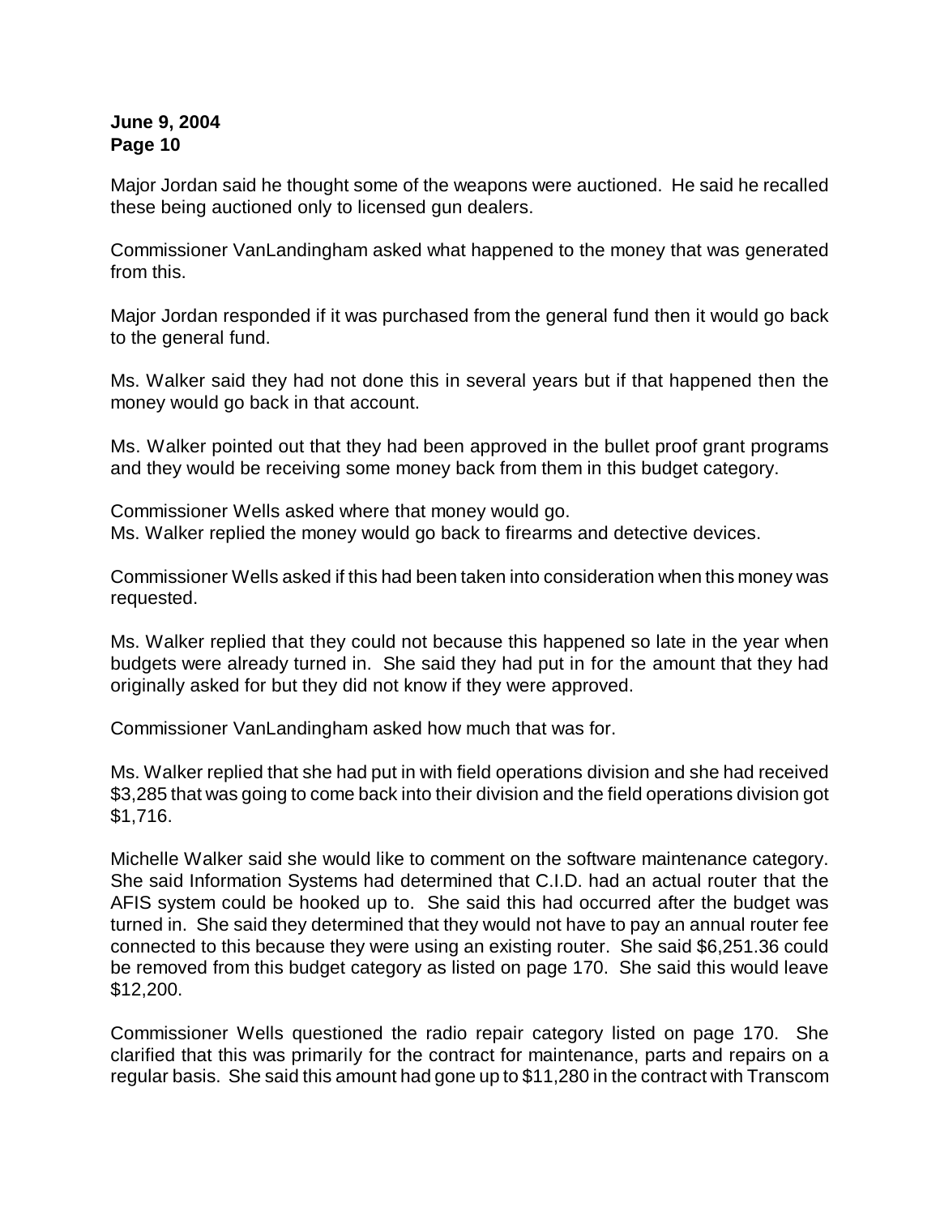Major Jordan said he thought some of the weapons were auctioned. He said he recalled these being auctioned only to licensed gun dealers.

Commissioner VanLandingham asked what happened to the money that was generated from this.

Major Jordan responded if it was purchased from the general fund then it would go back to the general fund.

Ms. Walker said they had not done this in several years but if that happened then the money would go back in that account.

Ms. Walker pointed out that they had been approved in the bullet proof grant programs and they would be receiving some money back from them in this budget category.

Commissioner Wells asked where that money would go.
Ms. Walker replied the money would go back to firearms and detective devices.

Commissioner Wells asked if this had been taken into consideration when this money was requested.

Ms. Walker replied that they could not because this happened so late in the year when budgets were already turned in. She said they had put in for the amount that they had originally asked for but they did not know if they were approved.

Commissioner VanLandingham asked how much that was for.

Ms. Walker replied that she had put in with field operations division and she had received $3,285 that was going to come back into their division and the field operations division got $1,716.

Michelle Walker said she would like to comment on the software maintenance category. She said Information Systems had determined that C.I.D. had an actual router that the AFIS system could be hooked up to. She said this had occurred after the budget was turned in. She said they determined that they would not have to pay an annual router fee connected to this because they were using an existing router. She said $6,251.36 could be removed from this budget category as listed on page 170. She said this would leave $12,200.

Commissioner Wells questioned the radio repair category listed on page 170. She clarified that this was primarily for the contract for maintenance, parts and repairs on a regular basis. She said this amount had gone up to $11,280 in the contract with Transcom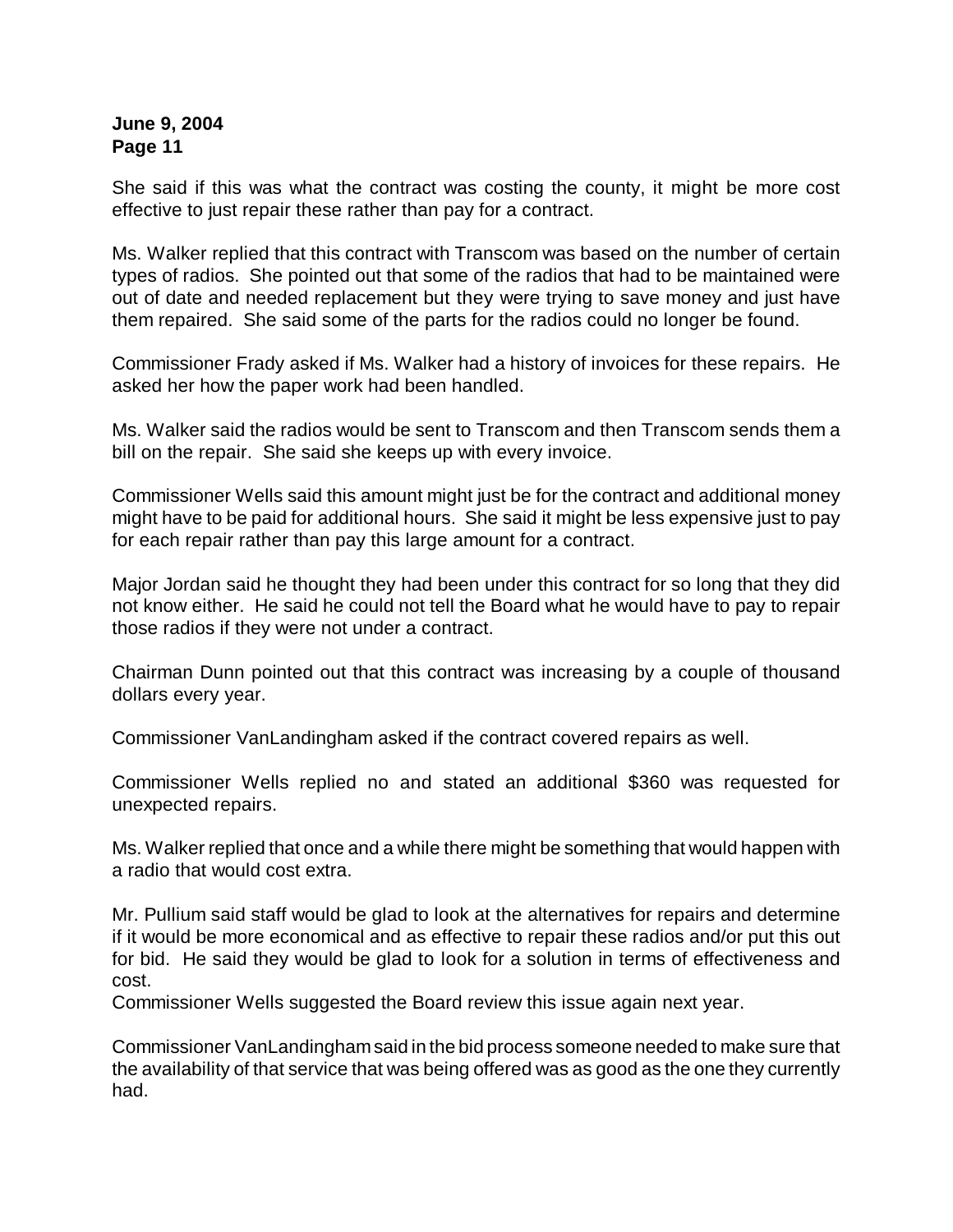She said if this was what the contract was costing the county, it might be more cost effective to just repair these rather than pay for a contract.

Ms. Walker replied that this contract with Transcom was based on the number of certain types of radios. She pointed out that some of the radios that had to be maintained were out of date and needed replacement but they were trying to save money and just have them repaired. She said some of the parts for the radios could no longer be found.

Commissioner Frady asked if Ms. Walker had a history of invoices for these repairs. He asked her how the paper work had been handled.

Ms. Walker said the radios would be sent to Transcom and then Transcom sends them a bill on the repair. She said she keeps up with every invoice.

Commissioner Wells said this amount might just be for the contract and additional money might have to be paid for additional hours. She said it might be less expensive just to pay for each repair rather than pay this large amount for a contract.

Major Jordan said he thought they had been under this contract for so long that they did not know either. He said he could not tell the Board what he would have to pay to repair those radios if they were not under a contract.

Chairman Dunn pointed out that this contract was increasing by a couple of thousand dollars every year.

Commissioner VanLandingham asked if the contract covered repairs as well.

Commissioner Wells replied no and stated an additional $360 was requested for unexpected repairs.

Ms. Walker replied that once and a while there might be something that would happen with a radio that would cost extra.

Mr. Pullium said staff would be glad to look at the alternatives for repairs and determine if it would be more economical and as effective to repair these radios and/or put this out for bid. He said they would be glad to look for a solution in terms of effectiveness and cost.

Commissioner Wells suggested the Board review this issue again next year.

Commissioner VanLandingham said in the bid process someone needed to make sure that the availability of that service that was being offered was as good as the one they currently had.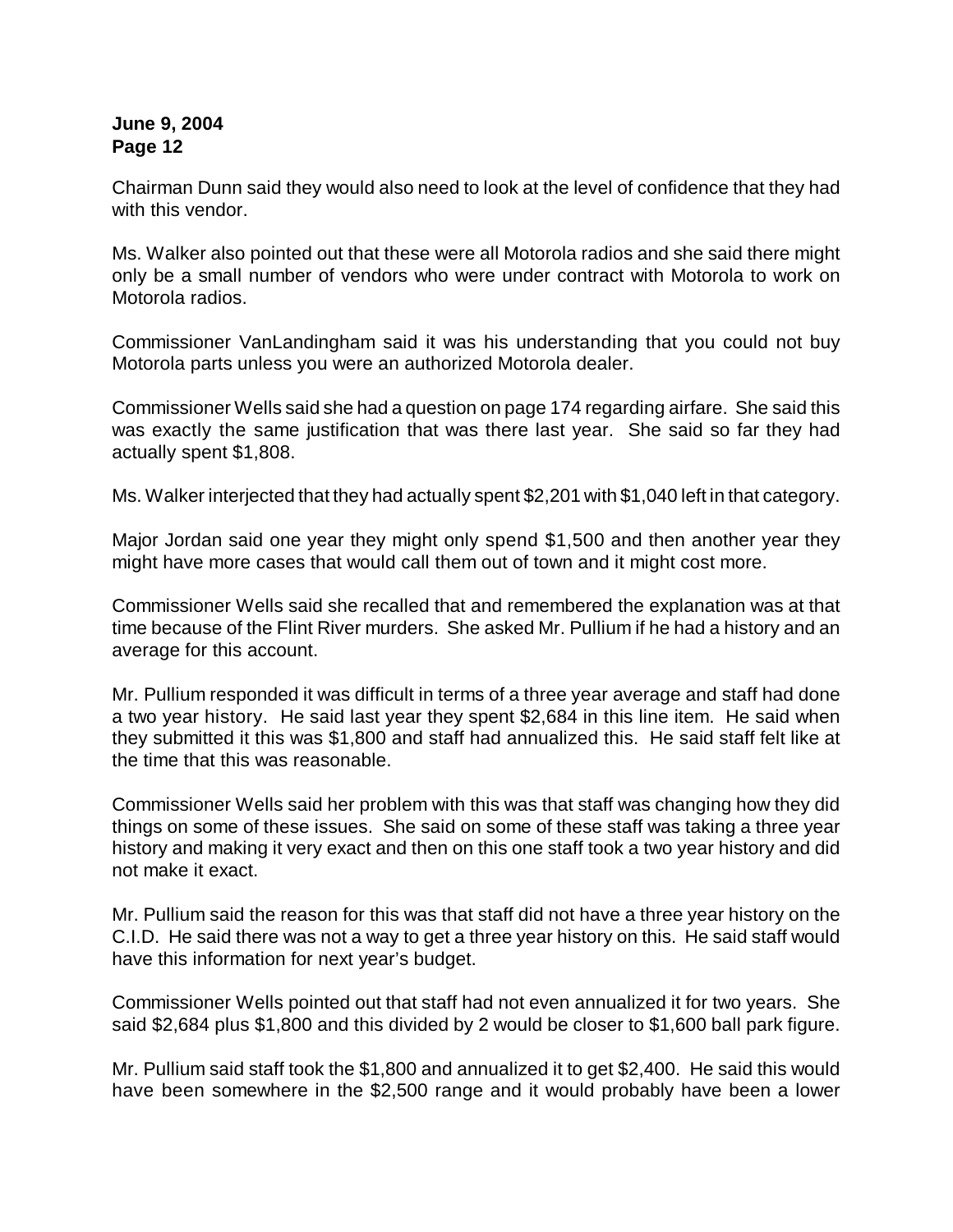Chairman Dunn said they would also need to look at the level of confidence that they had with this vendor.

Ms. Walker also pointed out that these were all Motorola radios and she said there might only be a small number of vendors who were under contract with Motorola to work on Motorola radios.

Commissioner VanLandingham said it was his understanding that you could not buy Motorola parts unless you were an authorized Motorola dealer.

Commissioner Wells said she had a question on page 174 regarding airfare. She said this was exactly the same justification that was there last year. She said so far they had actually spent $1,808.

Ms. Walker interjected that they had actually spent $2,201 with $1,040 left in that category.

Major Jordan said one year they might only spend $1,500 and then another year they might have more cases that would call them out of town and it might cost more.

Commissioner Wells said she recalled that and remembered the explanation was at that time because of the Flint River murders. She asked Mr. Pullium if he had a history and an average for this account.

Mr. Pullium responded it was difficult in terms of a three year average and staff had done a two year history. He said last year they spent $2,684 in this line item. He said when they submitted it this was $1,800 and staff had annualized this. He said staff felt like at the time that this was reasonable.

Commissioner Wells said her problem with this was that staff was changing how they did things on some of these issues. She said on some of these staff was taking a three year history and making it very exact and then on this one staff took a two year history and did not make it exact.

Mr. Pullium said the reason for this was that staff did not have a three year history on the C.I.D. He said there was not a way to get a three year history on this. He said staff would have this information for next year's budget.

Commissioner Wells pointed out that staff had not even annualized it for two years. She said $2,684 plus $1,800 and this divided by 2 would be closer to $1,600 ball park figure.

Mr. Pullium said staff took the $1,800 and annualized it to get $2,400. He said this would have been somewhere in the $2,500 range and it would probably have been a lower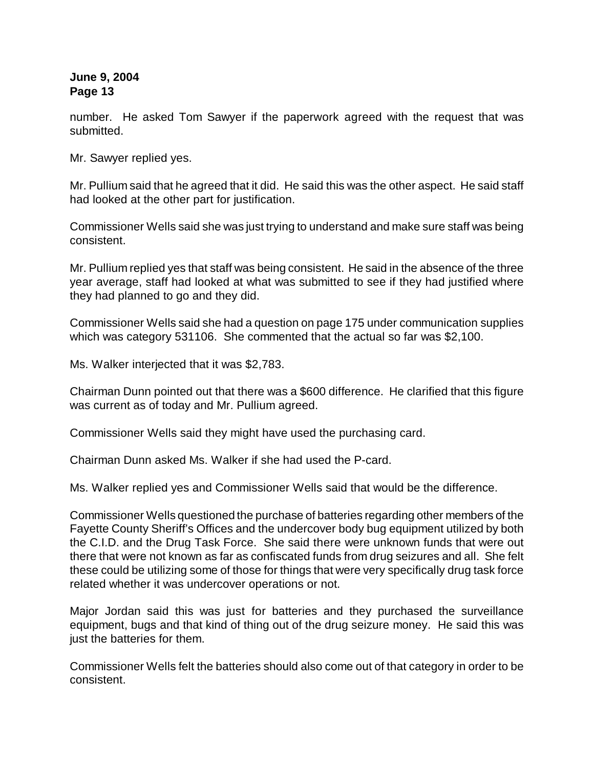number. He asked Tom Sawyer if the paperwork agreed with the request that was submitted.

Mr. Sawyer replied yes.

Mr. Pullium said that he agreed that it did. He said this was the other aspect. He said staff had looked at the other part for justification.

Commissioner Wells said she was just trying to understand and make sure staff was being consistent.

Mr. Pullium replied yes that staff was being consistent. He said in the absence of the three year average, staff had looked at what was submitted to see if they had justified where they had planned to go and they did.

Commissioner Wells said she had a question on page 175 under communication supplies which was category 531106. She commented that the actual so far was $2,100.

Ms. Walker interjected that it was $2,783.

Chairman Dunn pointed out that there was a $600 difference. He clarified that this figure was current as of today and Mr. Pullium agreed.

Commissioner Wells said they might have used the purchasing card.

Chairman Dunn asked Ms. Walker if she had used the P-card.

Ms. Walker replied yes and Commissioner Wells said that would be the difference.

Commissioner Wells questioned the purchase of batteries regarding other members of the Fayette County Sheriff's Offices and the undercover body bug equipment utilized by both the C.I.D. and the Drug Task Force. She said there were unknown funds that were out there that were not known as far as confiscated funds from drug seizures and all. She felt these could be utilizing some of those for things that were very specifically drug task force related whether it was undercover operations or not.

Major Jordan said this was just for batteries and they purchased the surveillance equipment, bugs and that kind of thing out of the drug seizure money. He said this was just the batteries for them.

Commissioner Wells felt the batteries should also come out of that category in order to be consistent.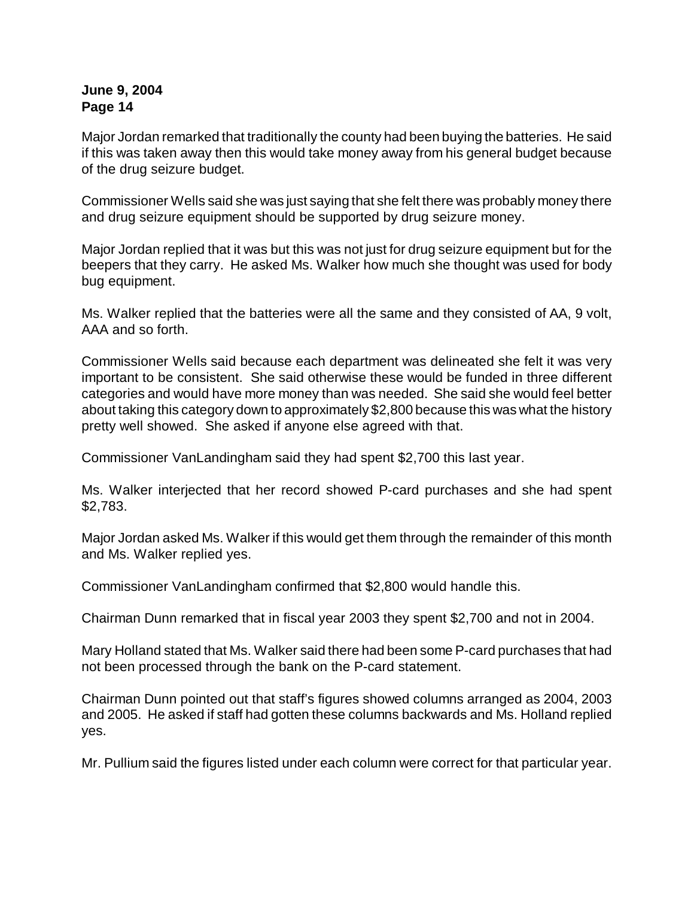Major Jordan remarked that traditionally the county had been buying the batteries. He said if this was taken away then this would take money away from his general budget because of the drug seizure budget.

Commissioner Wells said she was just saying that she felt there was probably money there and drug seizure equipment should be supported by drug seizure money.

Major Jordan replied that it was but this was not just for drug seizure equipment but for the beepers that they carry. He asked Ms. Walker how much she thought was used for body bug equipment.

Ms. Walker replied that the batteries were all the same and they consisted of AA, 9 volt, AAA and so forth.

Commissioner Wells said because each department was delineated she felt it was very important to be consistent. She said otherwise these would be funded in three different categories and would have more money than was needed. She said she would feel better about taking this category down to approximately $2,800 because this was what the history pretty well showed. She asked if anyone else agreed with that.

Commissioner VanLandingham said they had spent $2,700 this last year.

Ms. Walker interjected that her record showed P-card purchases and she had spent $2,783.

Major Jordan asked Ms. Walker if this would get them through the remainder of this month and Ms. Walker replied yes.

Commissioner VanLandingham confirmed that $2,800 would handle this.

Chairman Dunn remarked that in fiscal year 2003 they spent $2,700 and not in 2004.

Mary Holland stated that Ms. Walker said there had been some P-card purchases that had not been processed through the bank on the P-card statement.

Chairman Dunn pointed out that staff's figures showed columns arranged as 2004, 2003 and 2005. He asked if staff had gotten these columns backwards and Ms. Holland replied yes.

Mr. Pullium said the figures listed under each column were correct for that particular year.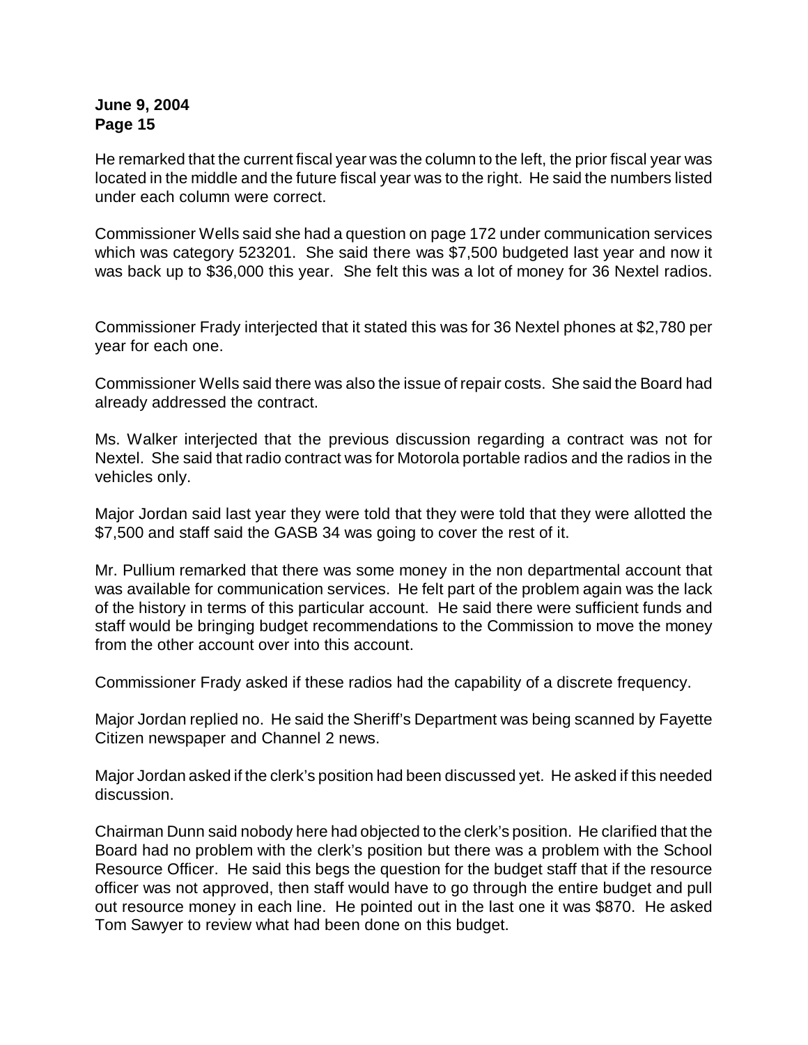He remarked that the current fiscal year was the column to the left, the prior fiscal year was located in the middle and the future fiscal year was to the right. He said the numbers listed under each column were correct.

Commissioner Wells said she had a question on page 172 under communication services which was category 523201. She said there was $7,500 budgeted last year and now it was back up to $36,000 this year. She felt this was a lot of money for 36 Nextel radios.

Commissioner Frady interjected that it stated this was for 36 Nextel phones at $2,780 per year for each one.

Commissioner Wells said there was also the issue of repair costs. She said the Board had already addressed the contract.

Ms. Walker interjected that the previous discussion regarding a contract was not for Nextel. She said that radio contract was for Motorola portable radios and the radios in the vehicles only.

Major Jordan said last year they were told that they were told that they were allotted the $7,500 and staff said the GASB 34 was going to cover the rest of it.

Mr. Pullium remarked that there was some money in the non departmental account that was available for communication services. He felt part of the problem again was the lack of the history in terms of this particular account. He said there were sufficient funds and staff would be bringing budget recommendations to the Commission to move the money from the other account over into this account.

Commissioner Frady asked if these radios had the capability of a discrete frequency.

Major Jordan replied no. He said the Sheriff's Department was being scanned by Fayette Citizen newspaper and Channel 2 news.

Major Jordan asked if the clerk's position had been discussed yet. He asked if this needed discussion.

Chairman Dunn said nobody here had objected to the clerk's position. He clarified that the Board had no problem with the clerk's position but there was a problem with the School Resource Officer. He said this begs the question for the budget staff that if the resource officer was not approved, then staff would have to go through the entire budget and pull out resource money in each line. He pointed out in the last one it was $870. He asked Tom Sawyer to review what had been done on this budget.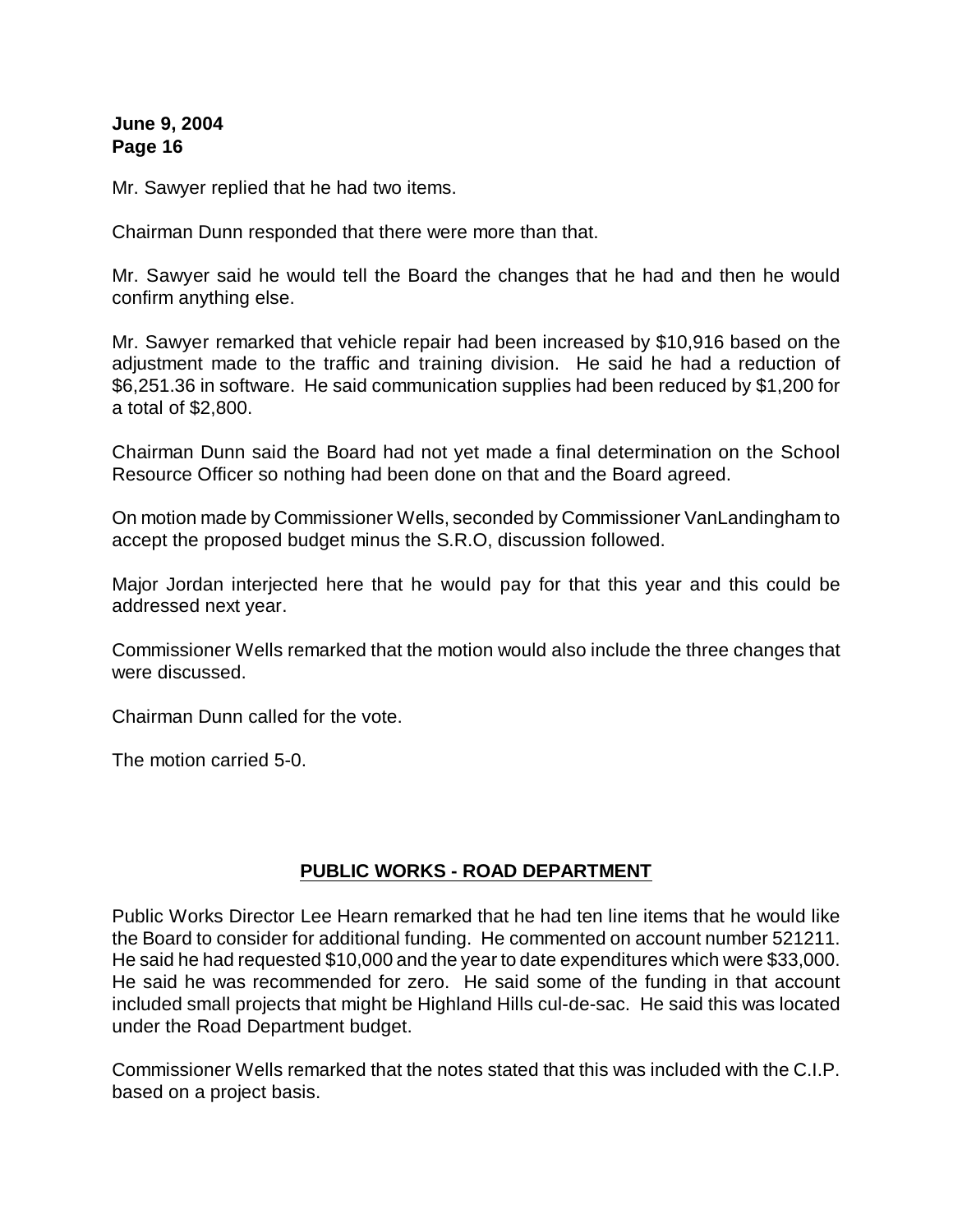Mr. Sawyer replied that he had two items.

Chairman Dunn responded that there were more than that.

Mr. Sawyer said he would tell the Board the changes that he had and then he would confirm anything else.

Mr. Sawyer remarked that vehicle repair had been increased by $10,916 based on the adjustment made to the traffic and training division. He said he had a reduction of $6,251.36 in software. He said communication supplies had been reduced by $1,200 for a total of $2,800.

Chairman Dunn said the Board had not yet made a final determination on the School Resource Officer so nothing had been done on that and the Board agreed.

On motion made by Commissioner Wells, seconded by Commissioner VanLandingham to accept the proposed budget minus the S.R.O, discussion followed.

Major Jordan interjected here that he would pay for that this year and this could be addressed next year.

Commissioner Wells remarked that the motion would also include the three changes that were discussed.

Chairman Dunn called for the vote.

The motion carried 5-0.

## PUBLIC WORKS - ROAD DEPARTMENT

Public Works Director Lee Hearn remarked that he had ten line items that he would like the Board to consider for additional funding. He commented on account number 521211. He said he had requested $10,000 and the year to date expenditures which were $33,000. He said he was recommended for zero. He said some of the funding in that account included small projects that might be Highland Hills cul-de-sac. He said this was located under the Road Department budget.

Commissioner Wells remarked that the notes stated that this was included with the C.I.P. based on a project basis.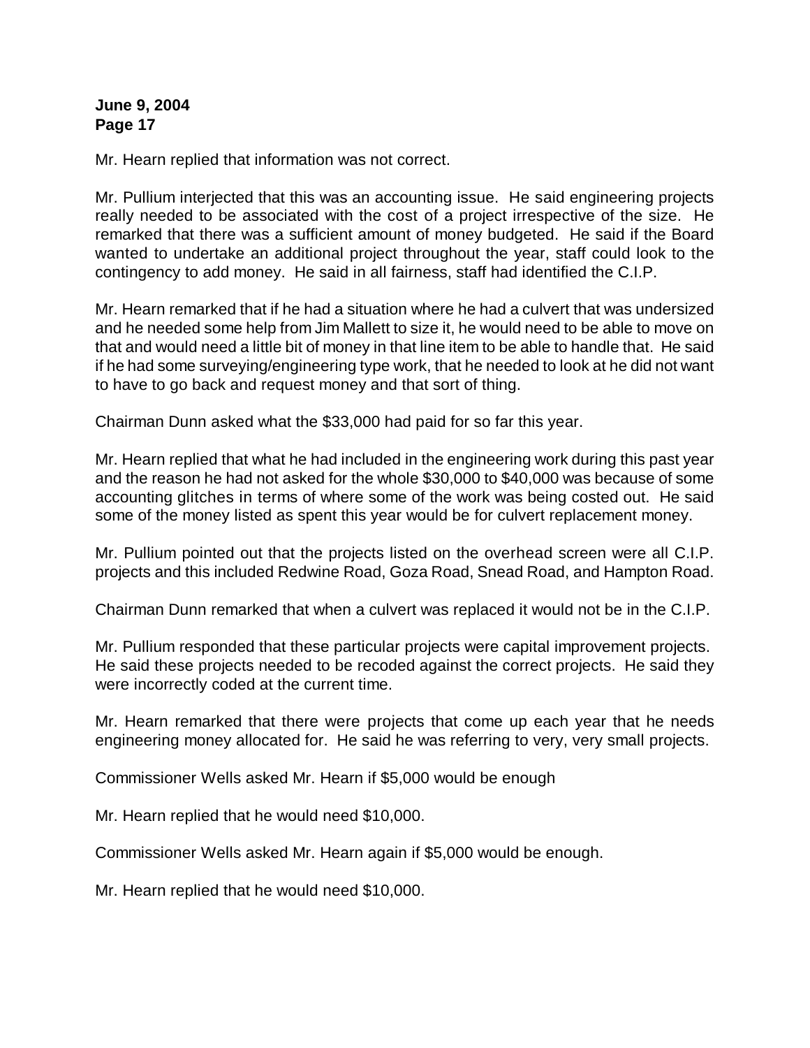Mr. Hearn replied that information was not correct.

Mr. Pullium interjected that this was an accounting issue. He said engineering projects really needed to be associated with the cost of a project irrespective of the size. He remarked that there was a sufficient amount of money budgeted. He said if the Board wanted to undertake an additional project throughout the year, staff could look to the contingency to add money. He said in all fairness, staff had identified the C.I.P.

Mr. Hearn remarked that if he had a situation where he had a culvert that was undersized and he needed some help from Jim Mallett to size it, he would need to be able to move on that and would need a little bit of money in that line item to be able to handle that. He said if he had some surveying/engineering type work, that he needed to look at he did not want to have to go back and request money and that sort of thing.

Chairman Dunn asked what the $33,000 had paid for so far this year.

Mr. Hearn replied that what he had included in the engineering work during this past year and the reason he had not asked for the whole $30,000 to $40,000 was because of some accounting glitches in terms of where some of the work was being costed out. He said some of the money listed as spent this year would be for culvert replacement money.

Mr. Pullium pointed out that the projects listed on the overhead screen were all C.I.P. projects and this included Redwine Road, Goza Road, Snead Road, and Hampton Road.

Chairman Dunn remarked that when a culvert was replaced it would not be in the C.I.P.

Mr. Pullium responded that these particular projects were capital improvement projects. He said these projects needed to be recoded against the correct projects. He said they were incorrectly coded at the current time.

Mr. Hearn remarked that there were projects that come up each year that he needs engineering money allocated for. He said he was referring to very, very small projects.

Commissioner Wells asked Mr. Hearn if $5,000 would be enough

Mr. Hearn replied that he would need $10,000.

Commissioner Wells asked Mr. Hearn again if $5,000 would be enough.

Mr. Hearn replied that he would need $10,000.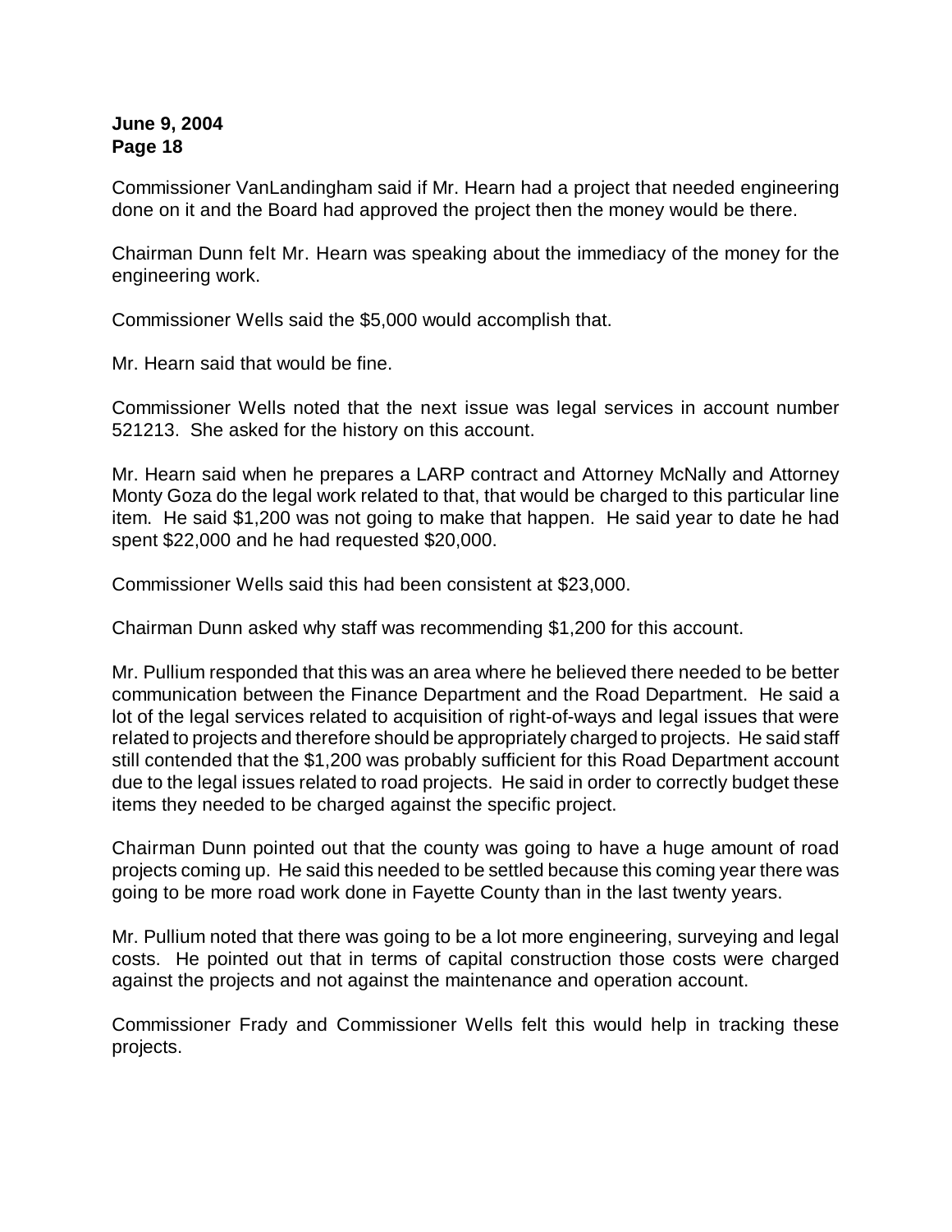Commissioner VanLandingham said if Mr. Hearn had a project that needed engineering done on it and the Board had approved the project then the money would be there.

Chairman Dunn felt Mr. Hearn was speaking about the immediacy of the money for the engineering work.

Commissioner Wells said the $5,000 would accomplish that.

Mr. Hearn said that would be fine.

Commissioner Wells noted that the next issue was legal services in account number 521213. She asked for the history on this account.

Mr. Hearn said when he prepares a LARP contract and Attorney McNally and Attorney Monty Goza do the legal work related to that, that would be charged to this particular line item. He said $1,200 was not going to make that happen. He said year to date he had spent $22,000 and he had requested $20,000.

Commissioner Wells said this had been consistent at $23,000.

Chairman Dunn asked why staff was recommending $1,200 for this account.

Mr. Pullium responded that this was an area where he believed there needed to be better communication between the Finance Department and the Road Department. He said a lot of the legal services related to acquisition of right-of-ways and legal issues that were related to projects and therefore should be appropriately charged to projects. He said staff still contended that the $1,200 was probably sufficient for this Road Department account due to the legal issues related to road projects. He said in order to correctly budget these items they needed to be charged against the specific project.

Chairman Dunn pointed out that the county was going to have a huge amount of road projects coming up. He said this needed to be settled because this coming year there was going to be more road work done in Fayette County than in the last twenty years.

Mr. Pullium noted that there was going to be a lot more engineering, surveying and legal costs. He pointed out that in terms of capital construction those costs were charged against the projects and not against the maintenance and operation account.

Commissioner Frady and Commissioner Wells felt this would help in tracking these projects.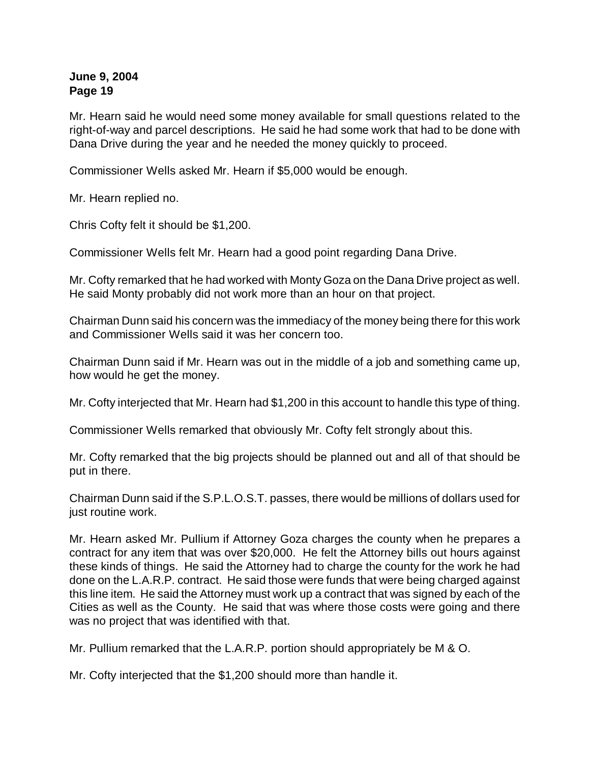Mr. Hearn said he would need some money available for small questions related to the right-of-way and parcel descriptions. He said he had some work that had to be done with Dana Drive during the year and he needed the money quickly to proceed.

Commissioner Wells asked Mr. Hearn if $5,000 would be enough.

Mr. Hearn replied no.

Chris Cofty felt it should be $1,200.

Commissioner Wells felt Mr. Hearn had a good point regarding Dana Drive.

Mr. Cofty remarked that he had worked with Monty Goza on the Dana Drive project as well. He said Monty probably did not work more than an hour on that project.

Chairman Dunn said his concern was the immediacy of the money being there for this work and Commissioner Wells said it was her concern too.

Chairman Dunn said if Mr. Hearn was out in the middle of a job and something came up, how would he get the money.

Mr. Cofty interjected that Mr. Hearn had $1,200 in this account to handle this type of thing.

Commissioner Wells remarked that obviously Mr. Cofty felt strongly about this.

Mr. Cofty remarked that the big projects should be planned out and all of that should be put in there.

Chairman Dunn said if the S.P.L.O.S.T. passes, there would be millions of dollars used for just routine work.

Mr. Hearn asked Mr. Pullium if Attorney Goza charges the county when he prepares a contract for any item that was over $20,000. He felt the Attorney bills out hours against these kinds of things. He said the Attorney had to charge the county for the work he had done on the L.A.R.P. contract. He said those were funds that were being charged against this line item. He said the Attorney must work up a contract that was signed by each of the Cities as well as the County. He said that was where those costs were going and there was no project that was identified with that.

Mr. Pullium remarked that the L.A.R.P. portion should appropriately be M & O.

Mr. Cofty interjected that the $1,200 should more than handle it.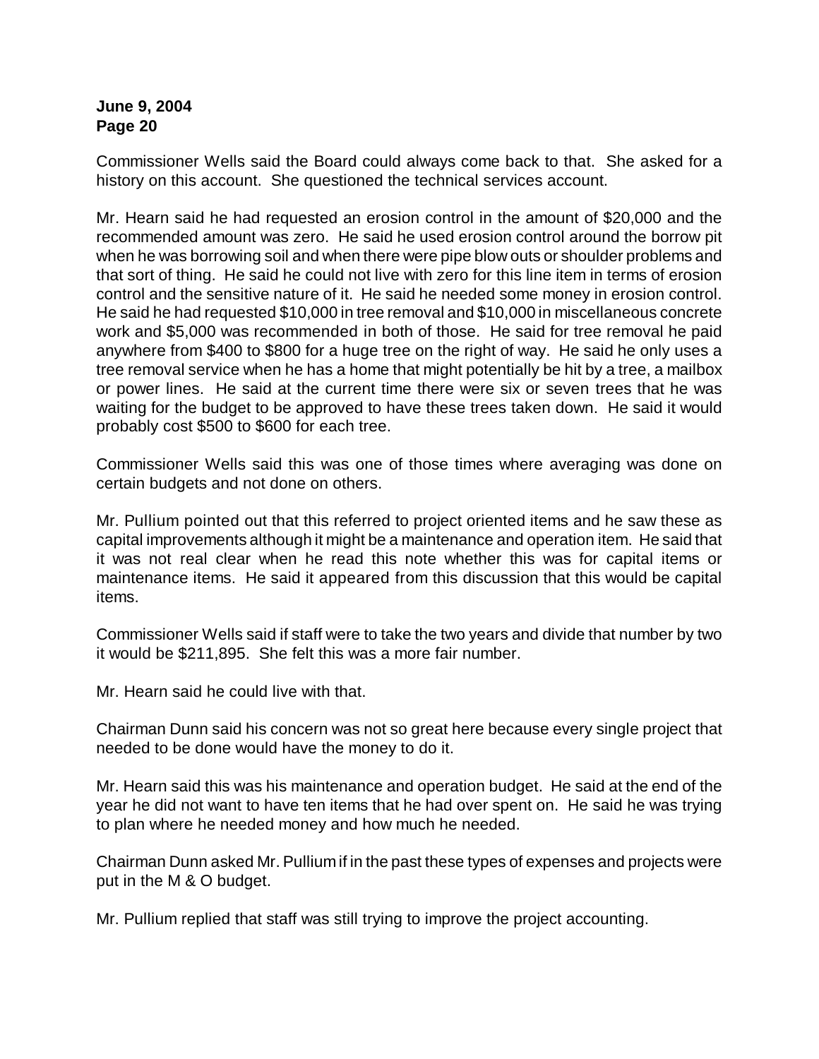Commissioner Wells said the Board could always come back to that. She asked for a history on this account. She questioned the technical services account.

Mr. Hearn said he had requested an erosion control in the amount of $20,000 and the recommended amount was zero. He said he used erosion control around the borrow pit when he was borrowing soil and when there were pipe blow outs or shoulder problems and that sort of thing. He said he could not live with zero for this line item in terms of erosion control and the sensitive nature of it. He said he needed some money in erosion control. He said he had requested $10,000 in tree removal and $10,000 in miscellaneous concrete work and $5,000 was recommended in both of those. He said for tree removal he paid anywhere from $400 to $800 for a huge tree on the right of way. He said he only uses a tree removal service when he has a home that might potentially be hit by a tree, a mailbox or power lines. He said at the current time there were six or seven trees that he was waiting for the budget to be approved to have these trees taken down. He said it would probably cost $500 to $600 for each tree.

Commissioner Wells said this was one of those times where averaging was done on certain budgets and not done on others.

Mr. Pullium pointed out that this referred to project oriented items and he saw these as capital improvements although it might be a maintenance and operation item. He said that it was not real clear when he read this note whether this was for capital items or maintenance items. He said it appeared from this discussion that this would be capital items.

Commissioner Wells said if staff were to take the two years and divide that number by two it would be $211,895. She felt this was a more fair number.

Mr. Hearn said he could live with that.

Chairman Dunn said his concern was not so great here because every single project that needed to be done would have the money to do it.

Mr. Hearn said this was his maintenance and operation budget. He said at the end of the year he did not want to have ten items that he had over spent on. He said he was trying to plan where he needed money and how much he needed.

Chairman Dunn asked Mr. Pullium if in the past these types of expenses and projects were put in the M & O budget.

Mr. Pullium replied that staff was still trying to improve the project accounting.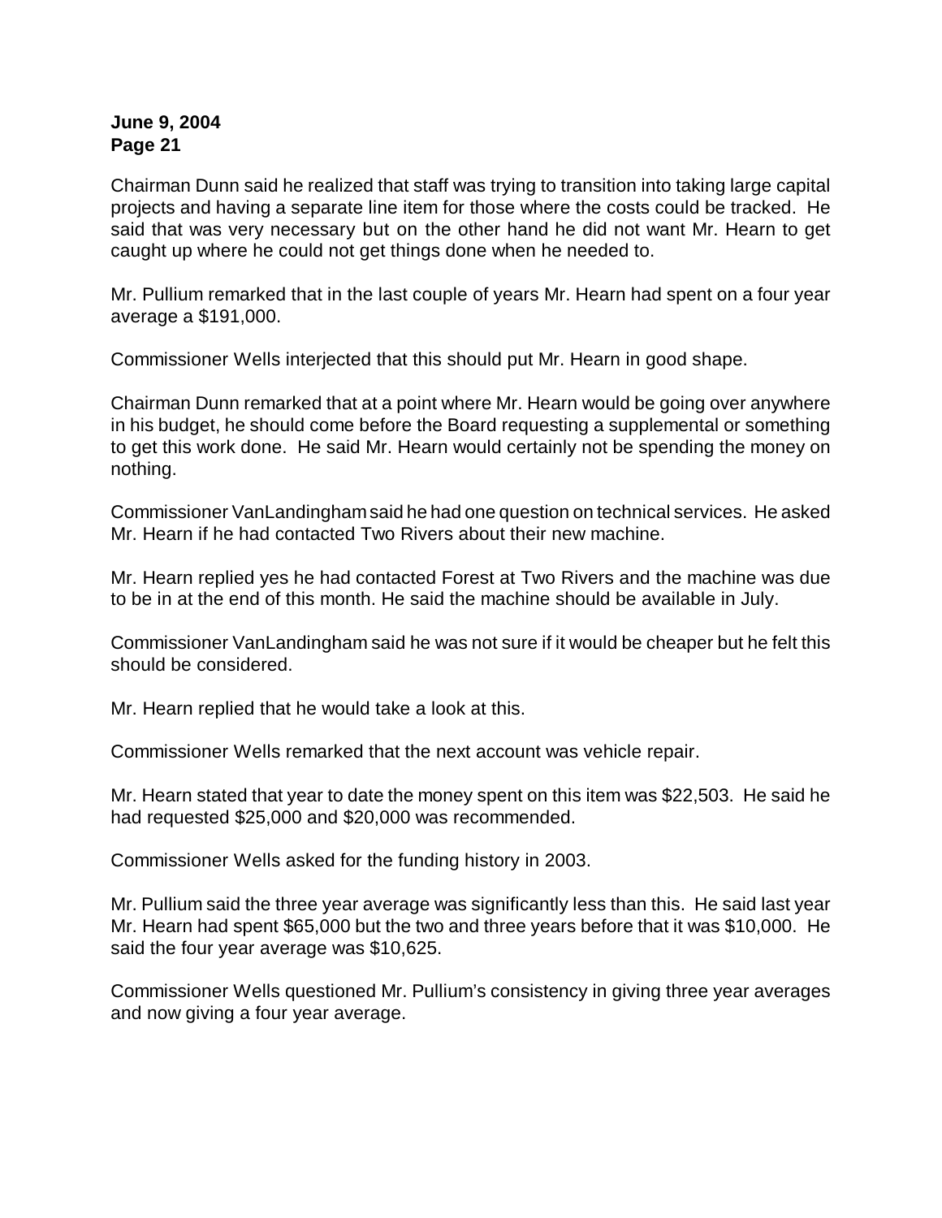Chairman Dunn said he realized that staff was trying to transition into taking large capital projects and having a separate line item for those where the costs could be tracked. He said that was very necessary but on the other hand he did not want Mr. Hearn to get caught up where he could not get things done when he needed to.

Mr. Pullium remarked that in the last couple of years Mr. Hearn had spent on a four year average a $191,000.

Commissioner Wells interjected that this should put Mr. Hearn in good shape.

Chairman Dunn remarked that at a point where Mr. Hearn would be going over anywhere in his budget, he should come before the Board requesting a supplemental or something to get this work done. He said Mr. Hearn would certainly not be spending the money on nothing.

Commissioner VanLandingham said he had one question on technical services. He asked Mr. Hearn if he had contacted Two Rivers about their new machine.

Mr. Hearn replied yes he had contacted Forest at Two Rivers and the machine was due to be in at the end of this month. He said the machine should be available in July.

Commissioner VanLandingham said he was not sure if it would be cheaper but he felt this should be considered.

Mr. Hearn replied that he would take a look at this.

Commissioner Wells remarked that the next account was vehicle repair.

Mr. Hearn stated that year to date the money spent on this item was $22,503. He said he had requested $25,000 and $20,000 was recommended.

Commissioner Wells asked for the funding history in 2003.

Mr. Pullium said the three year average was significantly less than this. He said last year Mr. Hearn had spent $65,000 but the two and three years before that it was $10,000. He said the four year average was $10,625.

Commissioner Wells questioned Mr. Pullium's consistency in giving three year averages and now giving a four year average.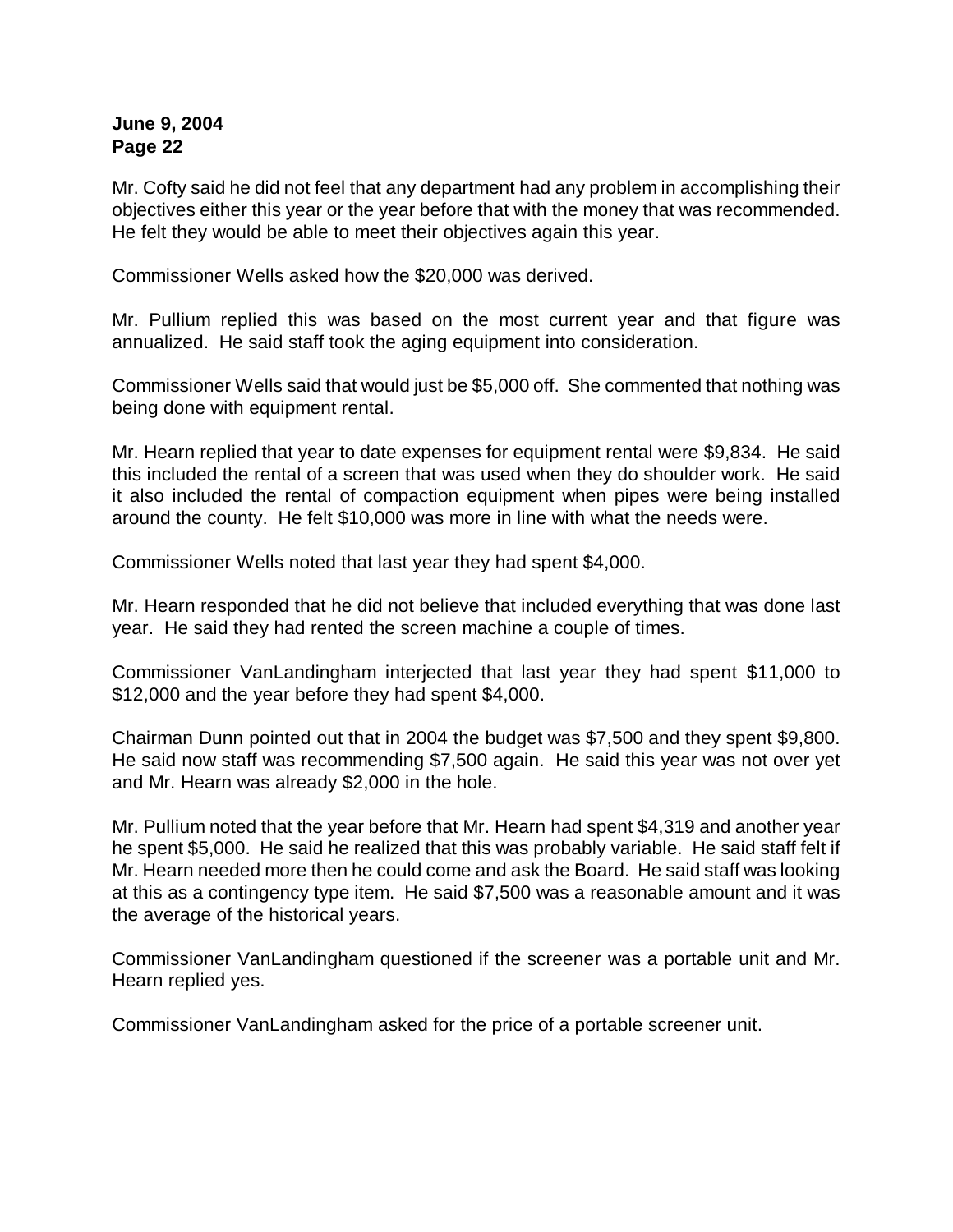Mr. Cofty said he did not feel that any department had any problem in accomplishing their objectives either this year or the year before that with the money that was recommended. He felt they would be able to meet their objectives again this year.

Commissioner Wells asked how the $20,000 was derived.

Mr. Pullium replied this was based on the most current year and that figure was annualized. He said staff took the aging equipment into consideration.

Commissioner Wells said that would just be $5,000 off. She commented that nothing was being done with equipment rental.

Mr. Hearn replied that year to date expenses for equipment rental were $9,834. He said this included the rental of a screen that was used when they do shoulder work. He said it also included the rental of compaction equipment when pipes were being installed around the county. He felt $10,000 was more in line with what the needs were.

Commissioner Wells noted that last year they had spent $4,000.

Mr. Hearn responded that he did not believe that included everything that was done last year. He said they had rented the screen machine a couple of times.

Commissioner VanLandingham interjected that last year they had spent $11,000 to $12,000 and the year before they had spent $4,000.

Chairman Dunn pointed out that in 2004 the budget was $7,500 and they spent $9,800. He said now staff was recommending $7,500 again. He said this year was not over yet and Mr. Hearn was already $2,000 in the hole.

Mr. Pullium noted that the year before that Mr. Hearn had spent $4,319 and another year he spent $5,000. He said he realized that this was probably variable. He said staff felt if Mr. Hearn needed more then he could come and ask the Board. He said staff was looking at this as a contingency type item. He said $7,500 was a reasonable amount and it was the average of the historical years.

Commissioner VanLandingham questioned if the screener was a portable unit and Mr. Hearn replied yes.

Commissioner VanLandingham asked for the price of a portable screener unit.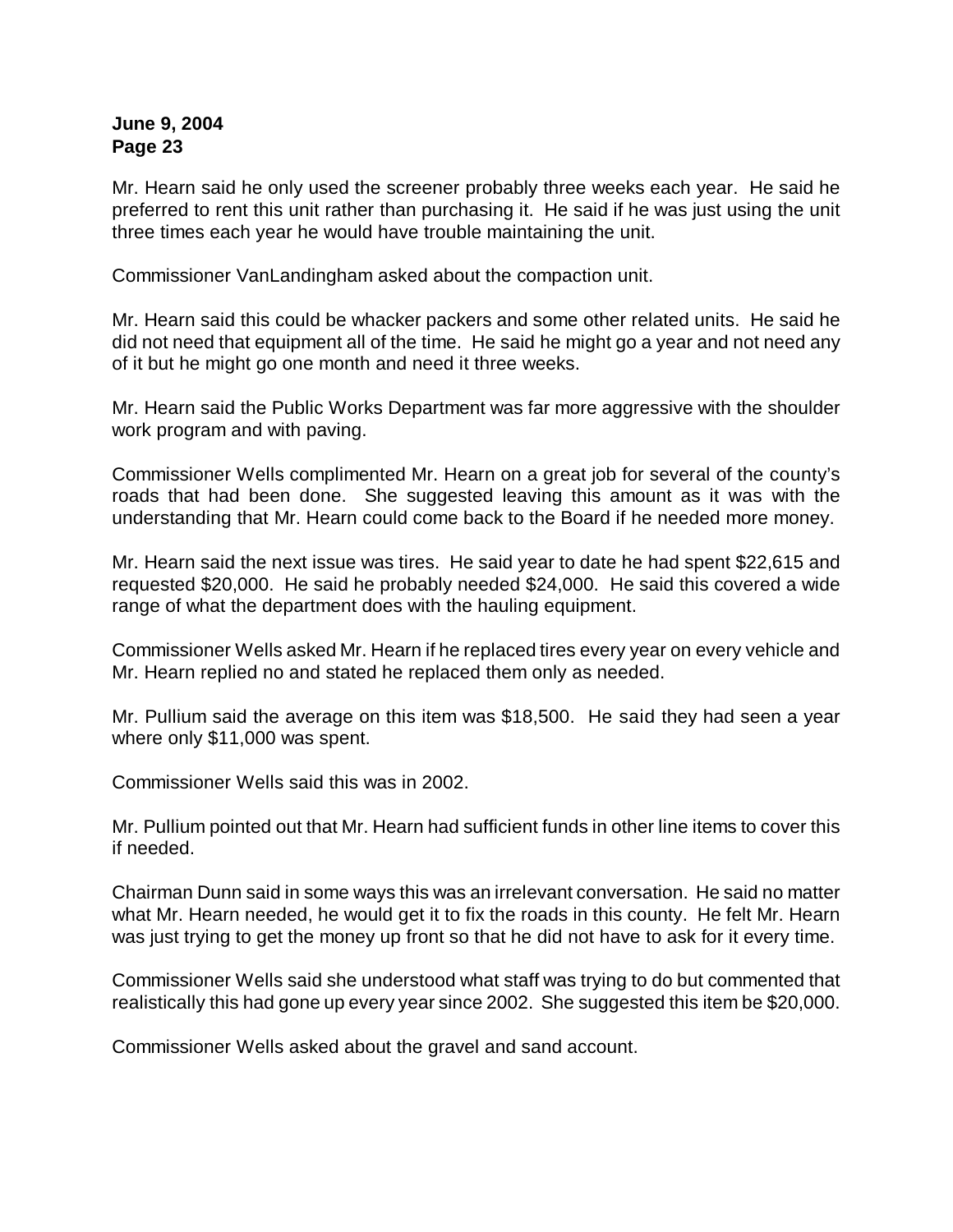Mr. Hearn said he only used the screener probably three weeks each year. He said he preferred to rent this unit rather than purchasing it. He said if he was just using the unit three times each year he would have trouble maintaining the unit.

Commissioner VanLandingham asked about the compaction unit.

Mr. Hearn said this could be whacker packers and some other related units. He said he did not need that equipment all of the time. He said he might go a year and not need any of it but he might go one month and need it three weeks.

Mr. Hearn said the Public Works Department was far more aggressive with the shoulder work program and with paving.

Commissioner Wells complimented Mr. Hearn on a great job for several of the county's roads that had been done. She suggested leaving this amount as it was with the understanding that Mr. Hearn could come back to the Board if he needed more money.

Mr. Hearn said the next issue was tires. He said year to date he had spent $22,615 and requested $20,000. He said he probably needed $24,000. He said this covered a wide range of what the department does with the hauling equipment.

Commissioner Wells asked Mr. Hearn if he replaced tires every year on every vehicle and Mr. Hearn replied no and stated he replaced them only as needed.

Mr. Pullium said the average on this item was $18,500. He said they had seen a year where only $11,000 was spent.

Commissioner Wells said this was in 2002.

Mr. Pullium pointed out that Mr. Hearn had sufficient funds in other line items to cover this if needed.

Chairman Dunn said in some ways this was an irrelevant conversation. He said no matter what Mr. Hearn needed, he would get it to fix the roads in this county. He felt Mr. Hearn was just trying to get the money up front so that he did not have to ask for it every time.

Commissioner Wells said she understood what staff was trying to do but commented that realistically this had gone up every year since 2002. She suggested this item be $20,000.

Commissioner Wells asked about the gravel and sand account.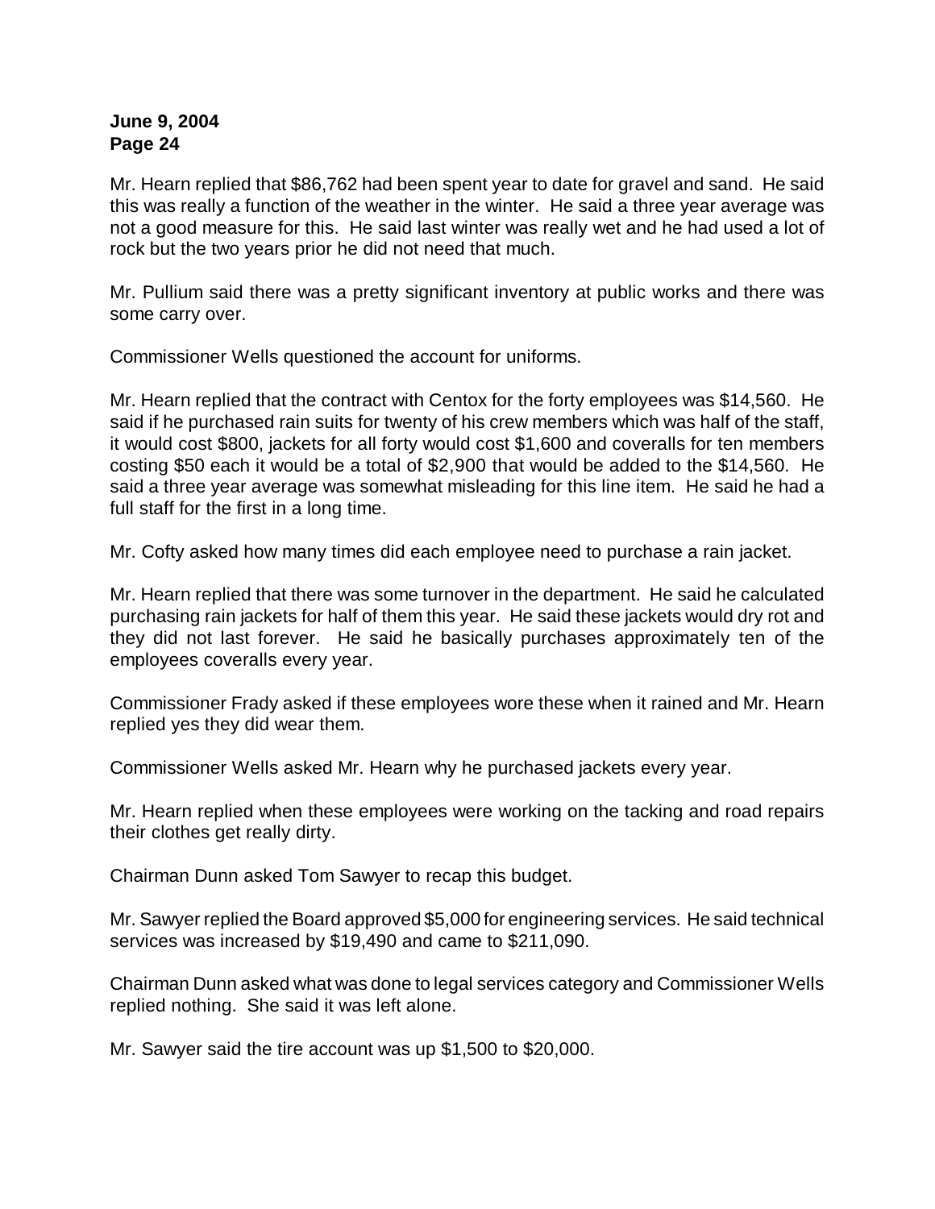Mr. Hearn replied that $86,762 had been spent year to date for gravel and sand. He said this was really a function of the weather in the winter. He said a three year average was not a good measure for this. He said last winter was really wet and he had used a lot of rock but the two years prior he did not need that much.

Mr. Pullium said there was a pretty significant inventory at public works and there was some carry over.

Commissioner Wells questioned the account for uniforms.

Mr. Hearn replied that the contract with Centox for the forty employees was $14,560. He said if he purchased rain suits for twenty of his crew members which was half of the staff, it would cost $800, jackets for all forty would cost $1,600 and coveralls for ten members costing $50 each it would be a total of $2,900 that would be added to the $14,560. He said a three year average was somewhat misleading for this line item. He said he had a full staff for the first in a long time.

Mr. Cofty asked how many times did each employee need to purchase a rain jacket.

Mr. Hearn replied that there was some turnover in the department. He said he calculated purchasing rain jackets for half of them this year. He said these jackets would dry rot and they did not last forever. He said he basically purchases approximately ten of the employees coveralls every year.

Commissioner Frady asked if these employees wore these when it rained and Mr. Hearn replied yes they did wear them.

Commissioner Wells asked Mr. Hearn why he purchased jackets every year.

Mr. Hearn replied when these employees were working on the tacking and road repairs their clothes get really dirty.

Chairman Dunn asked Tom Sawyer to recap this budget.

Mr. Sawyer replied the Board approved $5,000 for engineering services. He said technical services was increased by $19,490 and came to $211,090.

Chairman Dunn asked what was done to legal services category and Commissioner Wells replied nothing. She said it was left alone.

Mr. Sawyer said the tire account was up $1,500 to $20,000.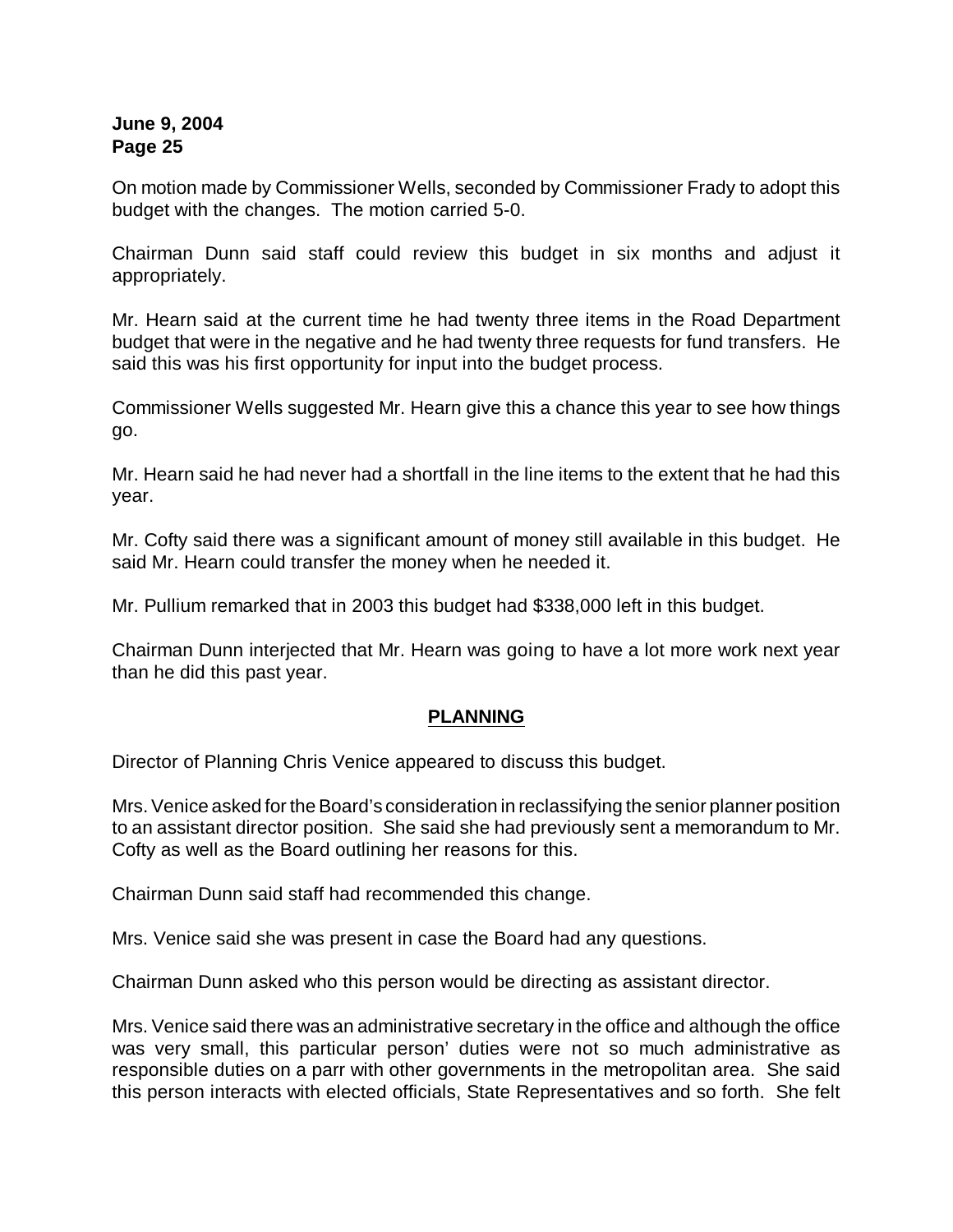On motion made by Commissioner Wells, seconded by Commissioner Frady to adopt this budget with the changes. The motion carried 5-0.

Chairman Dunn said staff could review this budget in six months and adjust it appropriately.

Mr. Hearn said at the current time he had twenty three items in the Road Department budget that were in the negative and he had twenty three requests for fund transfers. He said this was his first opportunity for input into the budget process.

Commissioner Wells suggested Mr. Hearn give this a chance this year to see how things go.

Mr. Hearn said he had never had a shortfall in the line items to the extent that he had this year.

Mr. Cofty said there was a significant amount of money still available in this budget. He said Mr. Hearn could transfer the money when he needed it.

Mr. Pullium remarked that in 2003 this budget had $338,000 left in this budget.

Chairman Dunn interjected that Mr. Hearn was going to have a lot more work next year than he did this past year.

## PLANNING

Director of Planning Chris Venice appeared to discuss this budget.

Mrs. Venice asked for the Board's consideration in reclassifying the senior planner position to an assistant director position. She said she had previously sent a memorandum to Mr. Cofty as well as the Board outlining her reasons for this.

Chairman Dunn said staff had recommended this change.

Mrs. Venice said she was present in case the Board had any questions.

Chairman Dunn asked who this person would be directing as assistant director.

Mrs. Venice said there was an administrative secretary in the office and although the office was very small, this particular person' duties were not so much administrative as responsible duties on a parr with other governments in the metropolitan area. She said this person interacts with elected officials, State Representatives and so forth. She felt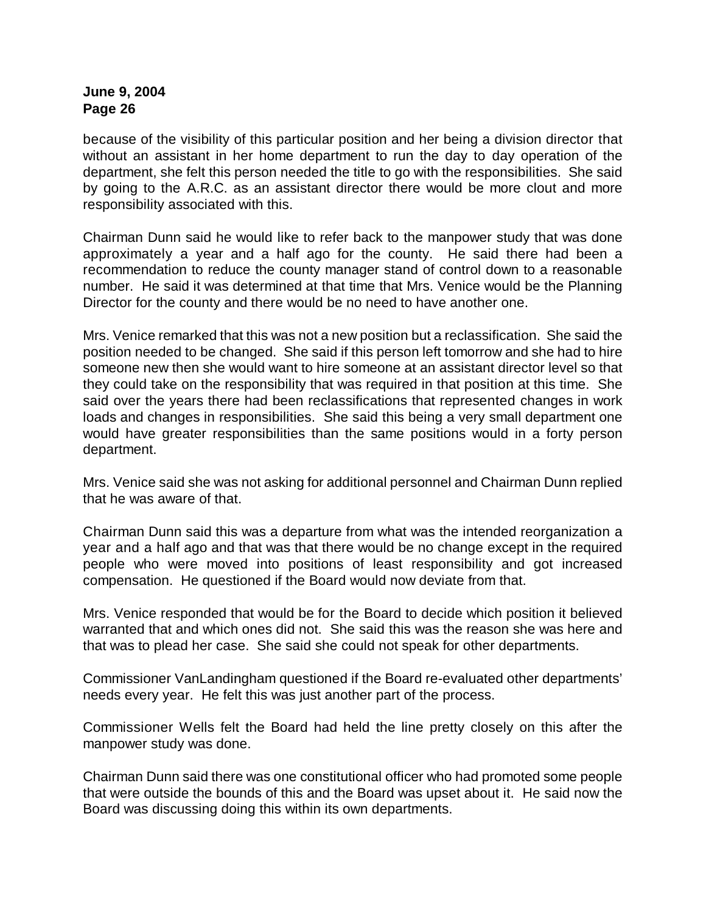because of the visibility of this particular position and her being a division director that without an assistant in her home department to run the day to day operation of the department, she felt this person needed the title to go with the responsibilities. She said by going to the A.R.C. as an assistant director there would be more clout and more responsibility associated with this.

Chairman Dunn said he would like to refer back to the manpower study that was done approximately a year and a half ago for the county. He said there had been a recommendation to reduce the county manager stand of control down to a reasonable number. He said it was determined at that time that Mrs. Venice would be the Planning Director for the county and there would be no need to have another one.

Mrs. Venice remarked that this was not a new position but a reclassification. She said the position needed to be changed. She said if this person left tomorrow and she had to hire someone new then she would want to hire someone at an assistant director level so that they could take on the responsibility that was required in that position at this time. She said over the years there had been reclassifications that represented changes in work loads and changes in responsibilities. She said this being a very small department one would have greater responsibilities than the same positions would in a forty person department.

Mrs. Venice said she was not asking for additional personnel and Chairman Dunn replied that he was aware of that.

Chairman Dunn said this was a departure from what was the intended reorganization a year and a half ago and that was that there would be no change except in the required people who were moved into positions of least responsibility and got increased compensation. He questioned if the Board would now deviate from that.

Mrs. Venice responded that would be for the Board to decide which position it believed warranted that and which ones did not. She said this was the reason she was here and that was to plead her case. She said she could not speak for other departments.

Commissioner VanLandingham questioned if the Board re-evaluated other departments' needs every year. He felt this was just another part of the process.

Commissioner Wells felt the Board had held the line pretty closely on this after the manpower study was done.

Chairman Dunn said there was one constitutional officer who had promoted some people that were outside the bounds of this and the Board was upset about it. He said now the Board was discussing doing this within its own departments.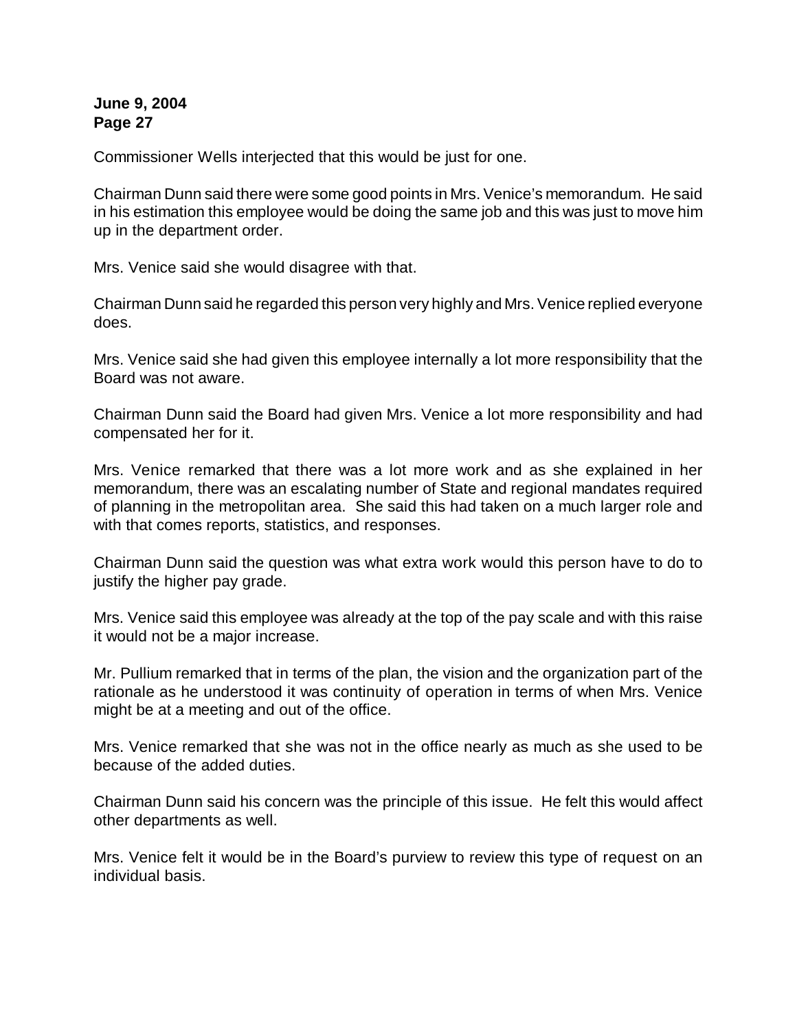Commissioner Wells interjected that this would be just for one.

Chairman Dunn said there were some good points in Mrs. Venice's memorandum. He said in his estimation this employee would be doing the same job and this was just to move him up in the department order.

Mrs. Venice said she would disagree with that.

Chairman Dunn said he regarded this person very highly and Mrs. Venice replied everyone does.

Mrs. Venice said she had given this employee internally a lot more responsibility that the Board was not aware.

Chairman Dunn said the Board had given Mrs. Venice a lot more responsibility and had compensated her for it.

Mrs. Venice remarked that there was a lot more work and as she explained in her memorandum, there was an escalating number of State and regional mandates required of planning in the metropolitan area. She said this had taken on a much larger role and with that comes reports, statistics, and responses.

Chairman Dunn said the question was what extra work would this person have to do to justify the higher pay grade.

Mrs. Venice said this employee was already at the top of the pay scale and with this raise it would not be a major increase.

Mr. Pullium remarked that in terms of the plan, the vision and the organization part of the rationale as he understood it was continuity of operation in terms of when Mrs. Venice might be at a meeting and out of the office.

Mrs. Venice remarked that she was not in the office nearly as much as she used to be because of the added duties.

Chairman Dunn said his concern was the principle of this issue. He felt this would affect other departments as well.

Mrs. Venice felt it would be in the Board's purview to review this type of request on an individual basis.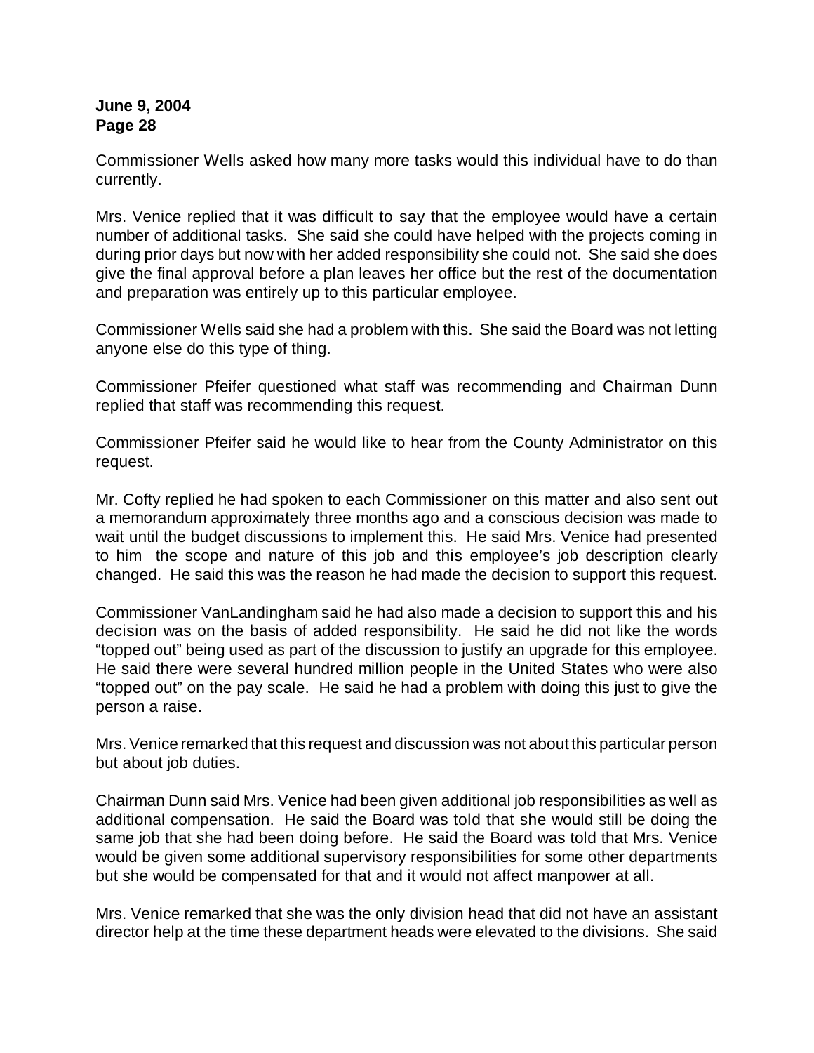Commissioner Wells asked how many more tasks would this individual have to do than currently.

Mrs. Venice replied that it was difficult to say that the employee would have a certain number of additional tasks. She said she could have helped with the projects coming in during prior days but now with her added responsibility she could not. She said she does give the final approval before a plan leaves her office but the rest of the documentation and preparation was entirely up to this particular employee.

Commissioner Wells said she had a problem with this. She said the Board was not letting anyone else do this type of thing.

Commissioner Pfeifer questioned what staff was recommending and Chairman Dunn replied that staff was recommending this request.

Commissioner Pfeifer said he would like to hear from the County Administrator on this request.

Mr. Cofty replied he had spoken to each Commissioner on this matter and also sent out a memorandum approximately three months ago and a conscious decision was made to wait until the budget discussions to implement this. He said Mrs. Venice had presented to him the scope and nature of this job and this employee's job description clearly changed. He said this was the reason he had made the decision to support this request.

Commissioner VanLandingham said he had also made a decision to support this and his decision was on the basis of added responsibility. He said he did not like the words "topped out" being used as part of the discussion to justify an upgrade for this employee. He said there were several hundred million people in the United States who were also "topped out" on the pay scale. He said he had a problem with doing this just to give the person a raise.

Mrs. Venice remarked that this request and discussion was not about this particular person but about job duties.

Chairman Dunn said Mrs. Venice had been given additional job responsibilities as well as additional compensation. He said the Board was told that she would still be doing the same job that she had been doing before. He said the Board was told that Mrs. Venice would be given some additional supervisory responsibilities for some other departments but she would be compensated for that and it would not affect manpower at all.

Mrs. Venice remarked that she was the only division head that did not have an assistant director help at the time these department heads were elevated to the divisions. She said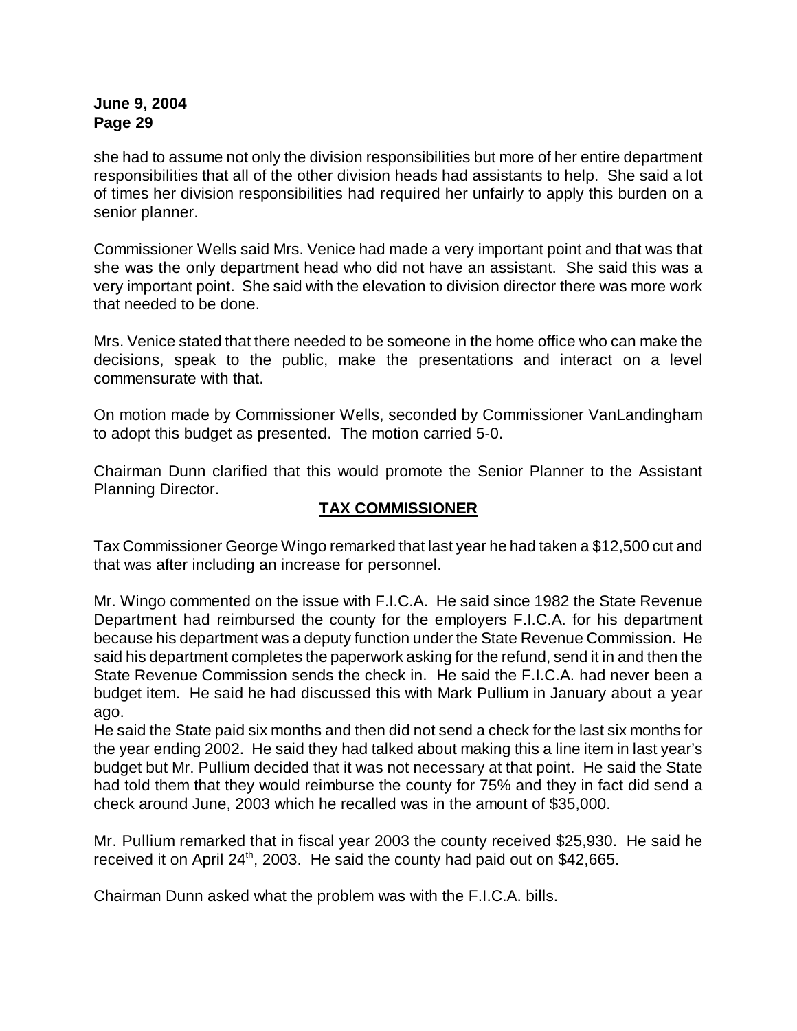she had to assume not only the division responsibilities but more of her entire department responsibilities that all of the other division heads had assistants to help. She said a lot of times her division responsibilities had required her unfairly to apply this burden on a senior planner.

Commissioner Wells said Mrs. Venice had made a very important point and that was that she was the only department head who did not have an assistant. She said this was a very important point. She said with the elevation to division director there was more work that needed to be done.

Mrs. Venice stated that there needed to be someone in the home office who can make the decisions, speak to the public, make the presentations and interact on a level commensurate with that.

On motion made by Commissioner Wells, seconded by Commissioner VanLandingham to adopt this budget as presented. The motion carried 5-0.

Chairman Dunn clarified that this would promote the Senior Planner to the Assistant Planning Director.

## TAX COMMISSIONER

Tax Commissioner George Wingo remarked that last year he had taken a $12,500 cut and that was after including an increase for personnel.

Mr. Wingo commented on the issue with F.I.C.A. He said since 1982 the State Revenue Department had reimbursed the county for the employers F.I.C.A. for his department because his department was a deputy function under the State Revenue Commission. He said his department completes the paperwork asking for the refund, send it in and then the State Revenue Commission sends the check in. He said the F.I.C.A. had never been a budget item. He said he had discussed this with Mark Pullium in January about a year ago.
He said the State paid six months and then did not send a check for the last six months for the year ending 2002. He said they had talked about making this a line item in last year's budget but Mr. Pullium decided that it was not necessary at that point. He said the State had told them that they would reimburse the county for 75% and they in fact did send a check around June, 2003 which he recalled was in the amount of $35,000.

Mr. Pullium remarked that in fiscal year 2003 the county received $25,930. He said he received it on April 24th, 2003. He said the county had paid out on $42,665.

Chairman Dunn asked what the problem was with the F.I.C.A. bills.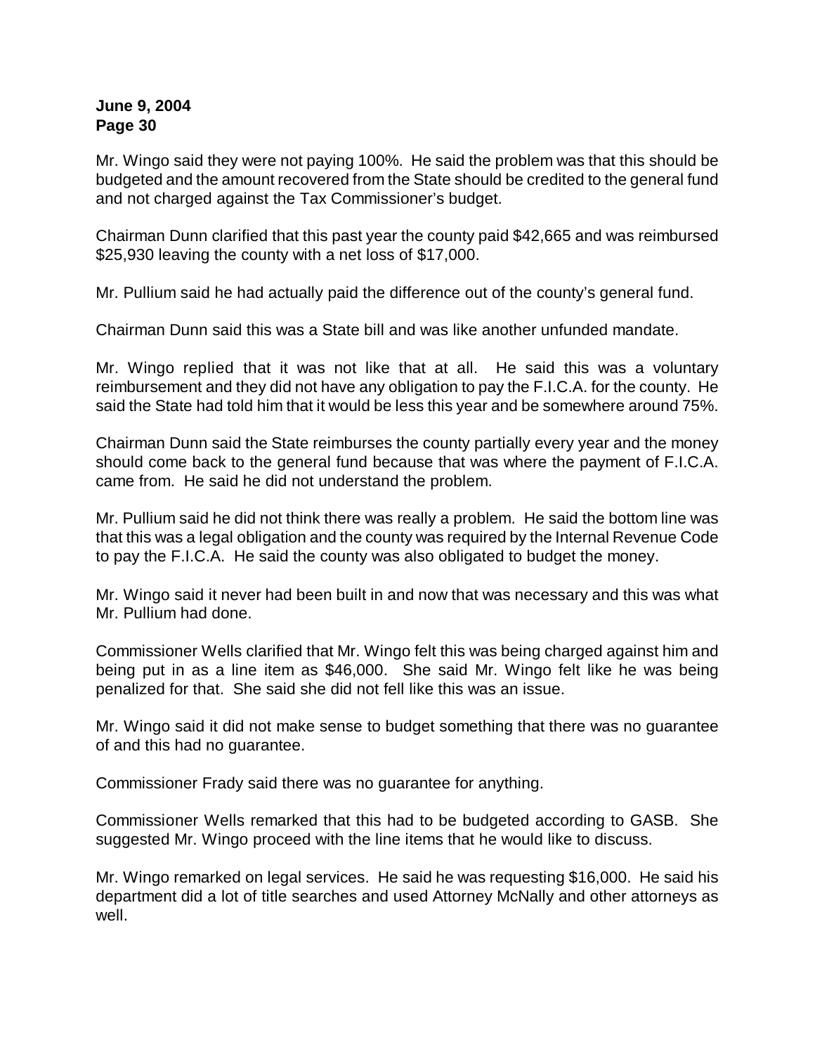Mr. Wingo said they were not paying 100%. He said the problem was that this should be budgeted and the amount recovered from the State should be credited to the general fund and not charged against the Tax Commissioner's budget.

Chairman Dunn clarified that this past year the county paid $42,665 and was reimbursed $25,930 leaving the county with a net loss of $17,000.

Mr. Pullium said he had actually paid the difference out of the county's general fund.

Chairman Dunn said this was a State bill and was like another unfunded mandate.

Mr. Wingo replied that it was not like that at all. He said this was a voluntary reimbursement and they did not have any obligation to pay the F.I.C.A. for the county. He said the State had told him that it would be less this year and be somewhere around 75%.

Chairman Dunn said the State reimburses the county partially every year and the money should come back to the general fund because that was where the payment of F.I.C.A. came from. He said he did not understand the problem.

Mr. Pullium said he did not think there was really a problem. He said the bottom line was that this was a legal obligation and the county was required by the Internal Revenue Code to pay the F.I.C.A. He said the county was also obligated to budget the money.

Mr. Wingo said it never had been built in and now that was necessary and this was what Mr. Pullium had done.

Commissioner Wells clarified that Mr. Wingo felt this was being charged against him and being put in as a line item as $46,000. She said Mr. Wingo felt like he was being penalized for that. She said she did not fell like this was an issue.

Mr. Wingo said it did not make sense to budget something that there was no guarantee of and this had no guarantee.

Commissioner Frady said there was no guarantee for anything.

Commissioner Wells remarked that this had to be budgeted according to GASB. She suggested Mr. Wingo proceed with the line items that he would like to discuss.

Mr. Wingo remarked on legal services. He said he was requesting $16,000. He said his department did a lot of title searches and used Attorney McNally and other attorneys as well.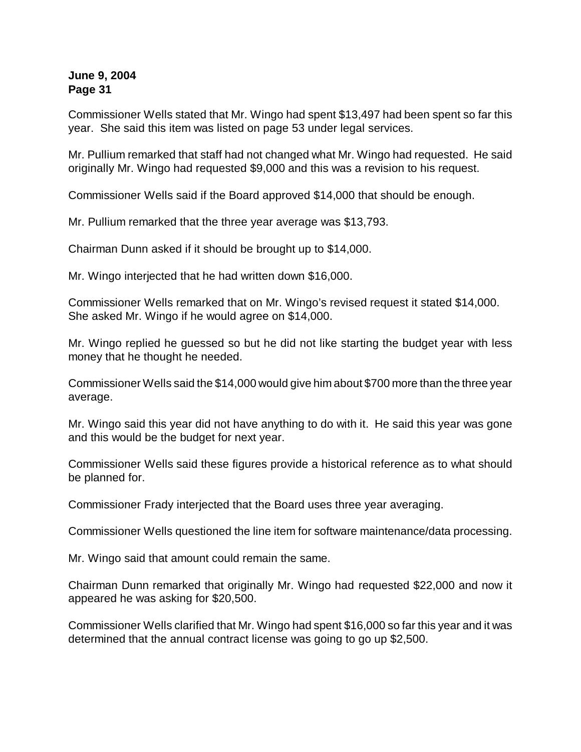Commissioner Wells stated that Mr. Wingo had spent $13,497 had been spent so far this year. She said this item was listed on page 53 under legal services.

Mr. Pullium remarked that staff had not changed what Mr. Wingo had requested. He said originally Mr. Wingo had requested $9,000 and this was a revision to his request.

Commissioner Wells said if the Board approved $14,000 that should be enough.

Mr. Pullium remarked that the three year average was $13,793.

Chairman Dunn asked if it should be brought up to $14,000.

Mr. Wingo interjected that he had written down $16,000.

Commissioner Wells remarked that on Mr. Wingo's revised request it stated $14,000. She asked Mr. Wingo if he would agree on $14,000.

Mr. Wingo replied he guessed so but he did not like starting the budget year with less money that he thought he needed.

Commissioner Wells said the $14,000 would give him about $700 more than the three year average.

Mr. Wingo said this year did not have anything to do with it. He said this year was gone and this would be the budget for next year.

Commissioner Wells said these figures provide a historical reference as to what should be planned for.

Commissioner Frady interjected that the Board uses three year averaging.

Commissioner Wells questioned the line item for software maintenance/data processing.

Mr. Wingo said that amount could remain the same.

Chairman Dunn remarked that originally Mr. Wingo had requested $22,000 and now it appeared he was asking for $20,500.

Commissioner Wells clarified that Mr. Wingo had spent $16,000 so far this year and it was determined that the annual contract license was going to go up $2,500.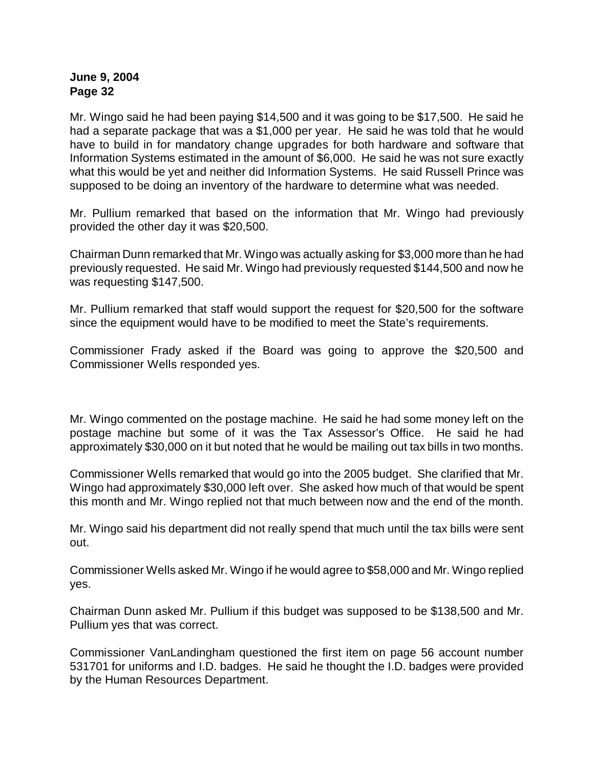Mr. Wingo said he had been paying $14,500 and it was going to be $17,500. He said he had a separate package that was a $1,000 per year. He said he was told that he would have to build in for mandatory change upgrades for both hardware and software that Information Systems estimated in the amount of $6,000. He said he was not sure exactly what this would be yet and neither did Information Systems. He said Russell Prince was supposed to be doing an inventory of the hardware to determine what was needed.

Mr. Pullium remarked that based on the information that Mr. Wingo had previously provided the other day it was $20,500.

Chairman Dunn remarked that Mr. Wingo was actually asking for $3,000 more than he had previously requested. He said Mr. Wingo had previously requested $144,500 and now he was requesting $147,500.

Mr. Pullium remarked that staff would support the request for $20,500 for the software since the equipment would have to be modified to meet the State's requirements.

Commissioner Frady asked if the Board was going to approve the $20,500 and Commissioner Wells responded yes.

Mr. Wingo commented on the postage machine. He said he had some money left on the postage machine but some of it was the Tax Assessor's Office. He said he had approximately $30,000 on it but noted that he would be mailing out tax bills in two months.

Commissioner Wells remarked that would go into the 2005 budget. She clarified that Mr. Wingo had approximately $30,000 left over. She asked how much of that would be spent this month and Mr. Wingo replied not that much between now and the end of the month.

Mr. Wingo said his department did not really spend that much until the tax bills were sent out.

Commissioner Wells asked Mr. Wingo if he would agree to $58,000 and Mr. Wingo replied yes.

Chairman Dunn asked Mr. Pullium if this budget was supposed to be $138,500 and Mr. Pullium yes that was correct.

Commissioner VanLandingham questioned the first item on page 56 account number 531701 for uniforms and I.D. badges. He said he thought the I.D. badges were provided by the Human Resources Department.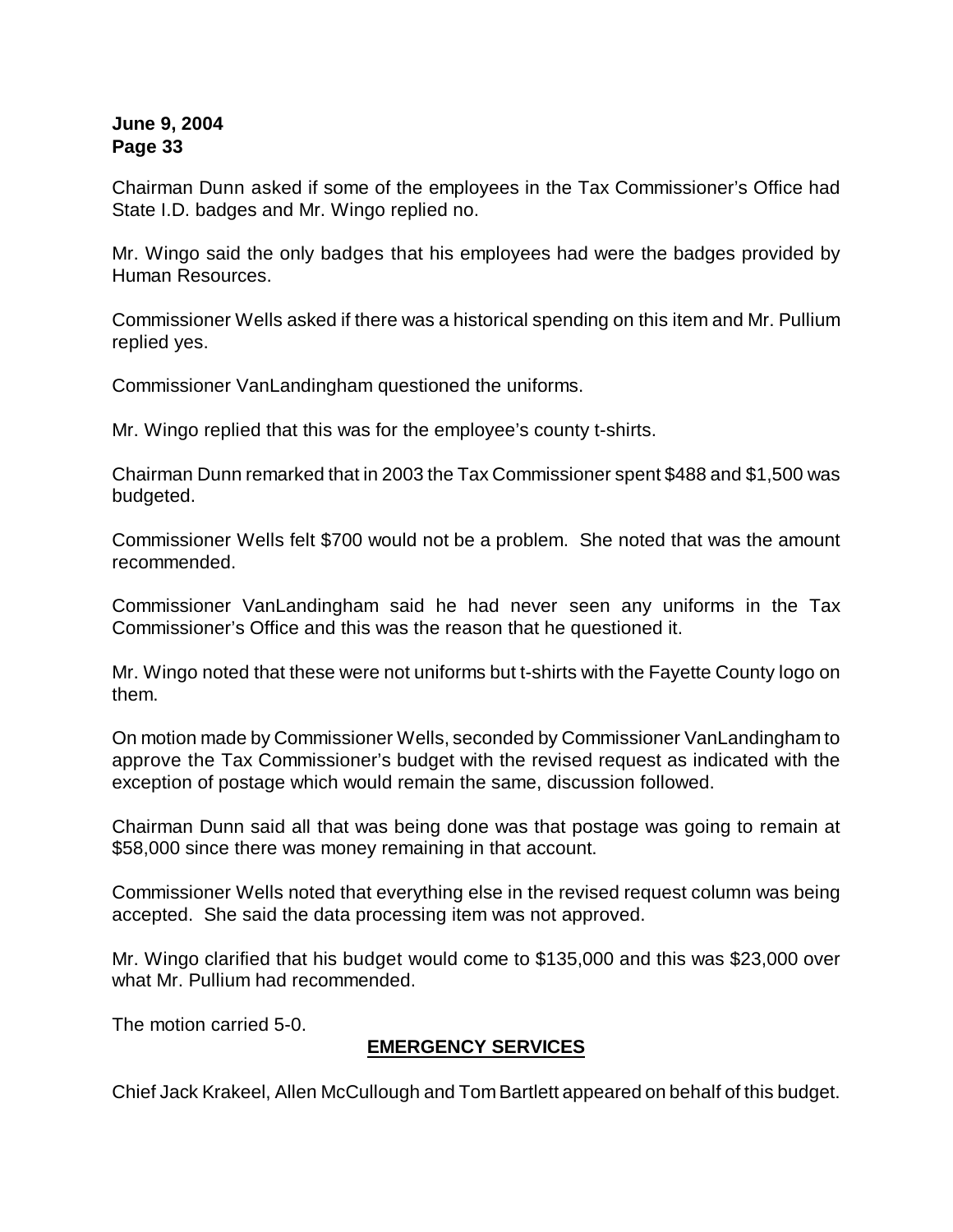Chairman Dunn asked if some of the employees in the Tax Commissioner's Office had State I.D. badges and Mr. Wingo replied no.

Mr. Wingo said the only badges that his employees had were the badges provided by Human Resources.

Commissioner Wells asked if there was a historical spending on this item and Mr. Pullium replied yes.

Commissioner VanLandingham questioned the uniforms.

Mr. Wingo replied that this was for the employee's county t-shirts.

Chairman Dunn remarked that in 2003 the Tax Commissioner spent $488 and $1,500 was budgeted.

Commissioner Wells felt $700 would not be a problem. She noted that was the amount recommended.

Commissioner VanLandingham said he had never seen any uniforms in the Tax Commissioner's Office and this was the reason that he questioned it.

Mr. Wingo noted that these were not uniforms but t-shirts with the Fayette County logo on them.

On motion made by Commissioner Wells, seconded by Commissioner VanLandingham to approve the Tax Commissioner's budget with the revised request as indicated with the exception of postage which would remain the same, discussion followed.

Chairman Dunn said all that was being done was that postage was going to remain at $58,000 since there was money remaining in that account.

Commissioner Wells noted that everything else in the revised request column was being accepted. She said the data processing item was not approved.

Mr. Wingo clarified that his budget would come to $135,000 and this was $23,000 over what Mr. Pullium had recommended.

The motion carried 5-0.

## EMERGENCY SERVICES

Chief Jack Krakeel, Allen McCullough and Tom Bartlett appeared on behalf of this budget.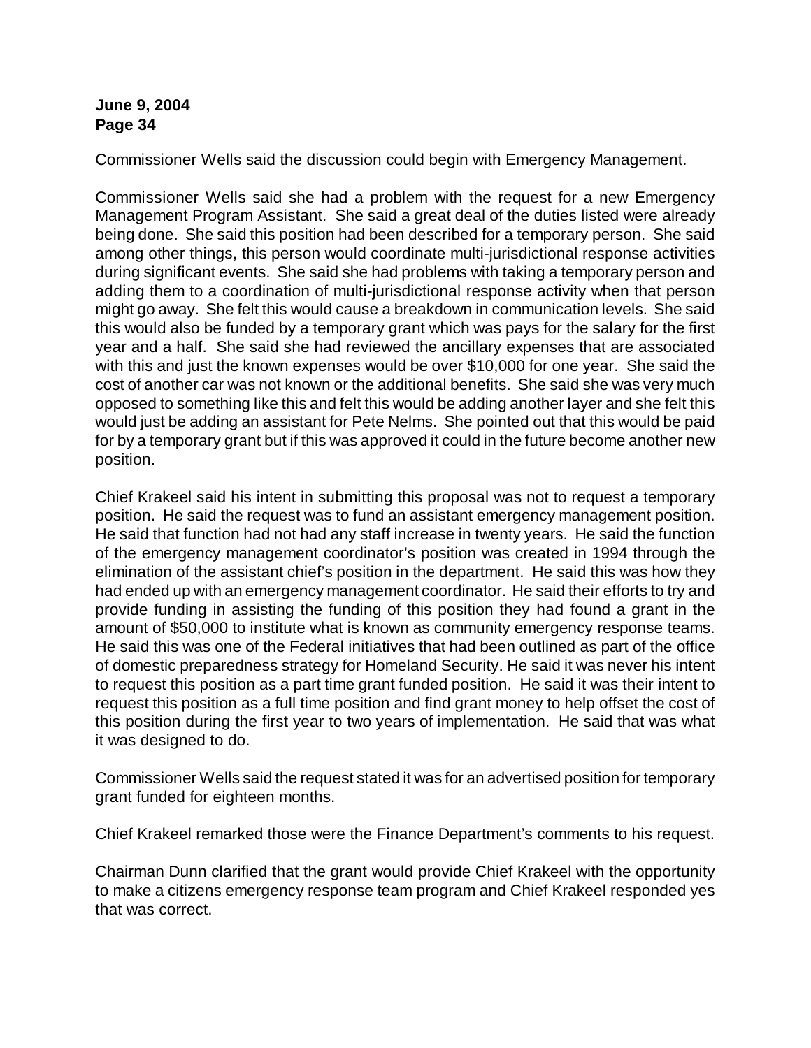Commissioner Wells said the discussion could begin with Emergency Management.

Commissioner Wells said she had a problem with the request for a new Emergency Management Program Assistant. She said a great deal of the duties listed were already being done. She said this position had been described for a temporary person. She said among other things, this person would coordinate multi-jurisdictional response activities during significant events. She said she had problems with taking a temporary person and adding them to a coordination of multi-jurisdictional response activity when that person might go away. She felt this would cause a breakdown in communication levels. She said this would also be funded by a temporary grant which was pays for the salary for the first year and a half. She said she had reviewed the ancillary expenses that are associated with this and just the known expenses would be over $10,000 for one year. She said the cost of another car was not known or the additional benefits. She said she was very much opposed to something like this and felt this would be adding another layer and she felt this would just be adding an assistant for Pete Nelms. She pointed out that this would be paid for by a temporary grant but if this was approved it could in the future become another new position.

Chief Krakeel said his intent in submitting this proposal was not to request a temporary position. He said the request was to fund an assistant emergency management position. He said that function had not had any staff increase in twenty years. He said the function of the emergency management coordinator's position was created in 1994 through the elimination of the assistant chief's position in the department. He said this was how they had ended up with an emergency management coordinator. He said their efforts to try and provide funding in assisting the funding of this position they had found a grant in the amount of $50,000 to institute what is known as community emergency response teams. He said this was one of the Federal initiatives that had been outlined as part of the office of domestic preparedness strategy for Homeland Security. He said it was never his intent to request this position as a part time grant funded position. He said it was their intent to request this position as a full time position and find grant money to help offset the cost of this position during the first year to two years of implementation. He said that was what it was designed to do.

Commissioner Wells said the request stated it was for an advertised position for temporary grant funded for eighteen months.

Chief Krakeel remarked those were the Finance Department's comments to his request.

Chairman Dunn clarified that the grant would provide Chief Krakeel with the opportunity to make a citizens emergency response team program and Chief Krakeel responded yes that was correct.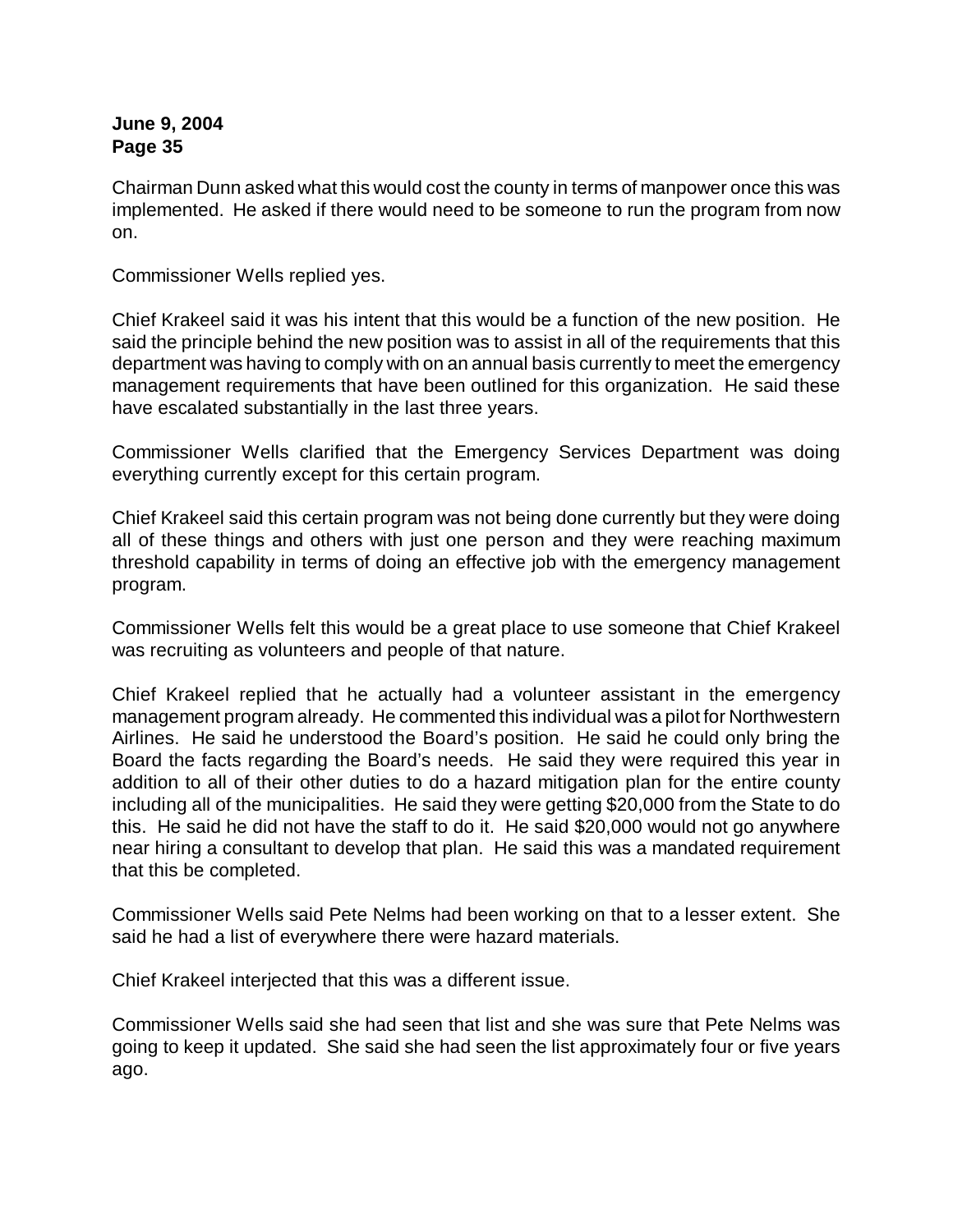Chairman Dunn asked what this would cost the county in terms of manpower once this was implemented. He asked if there would need to be someone to run the program from now on.

Commissioner Wells replied yes.

Chief Krakeel said it was his intent that this would be a function of the new position. He said the principle behind the new position was to assist in all of the requirements that this department was having to comply with on an annual basis currently to meet the emergency management requirements that have been outlined for this organization. He said these have escalated substantially in the last three years.

Commissioner Wells clarified that the Emergency Services Department was doing everything currently except for this certain program.

Chief Krakeel said this certain program was not being done currently but they were doing all of these things and others with just one person and they were reaching maximum threshold capability in terms of doing an effective job with the emergency management program.

Commissioner Wells felt this would be a great place to use someone that Chief Krakeel was recruiting as volunteers and people of that nature.

Chief Krakeel replied that he actually had a volunteer assistant in the emergency management program already. He commented this individual was a pilot for Northwestern Airlines. He said he understood the Board's position. He said he could only bring the Board the facts regarding the Board's needs. He said they were required this year in addition to all of their other duties to do a hazard mitigation plan for the entire county including all of the municipalities. He said they were getting $20,000 from the State to do this. He said he did not have the staff to do it. He said $20,000 would not go anywhere near hiring a consultant to develop that plan. He said this was a mandated requirement that this be completed.

Commissioner Wells said Pete Nelms had been working on that to a lesser extent. She said he had a list of everywhere there were hazard materials.

Chief Krakeel interjected that this was a different issue.

Commissioner Wells said she had seen that list and she was sure that Pete Nelms was going to keep it updated. She said she had seen the list approximately four or five years ago.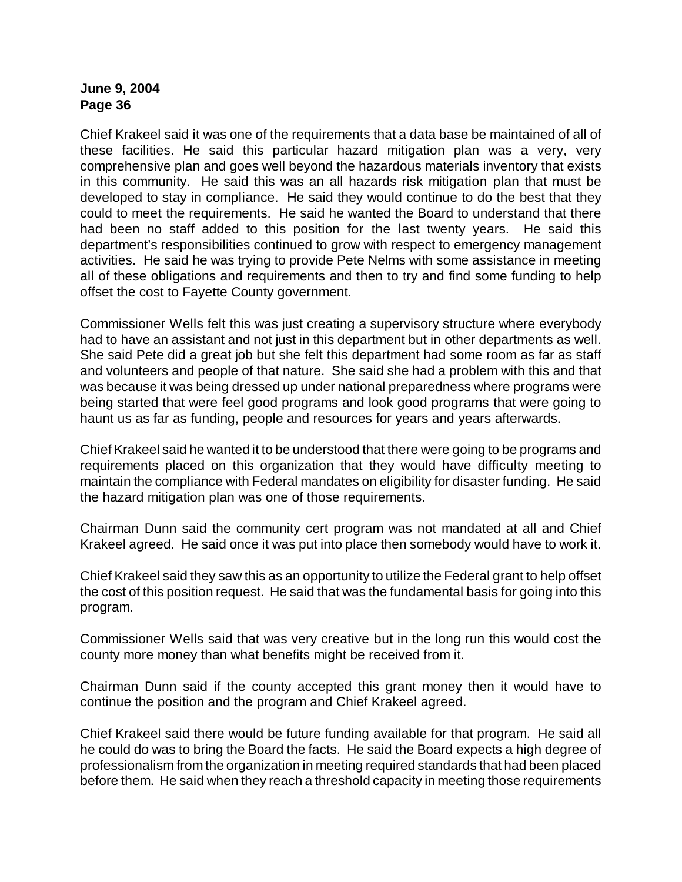Chief Krakeel said it was one of the requirements that a data base be maintained of all of these facilities. He said this particular hazard mitigation plan was a very, very comprehensive plan and goes well beyond the hazardous materials inventory that exists in this community. He said this was an all hazards risk mitigation plan that must be developed to stay in compliance. He said they would continue to do the best that they could to meet the requirements. He said he wanted the Board to understand that there had been no staff added to this position for the last twenty years. He said this department's responsibilities continued to grow with respect to emergency management activities. He said he was trying to provide Pete Nelms with some assistance in meeting all of these obligations and requirements and then to try and find some funding to help offset the cost to Fayette County government.

Commissioner Wells felt this was just creating a supervisory structure where everybody had to have an assistant and not just in this department but in other departments as well. She said Pete did a great job but she felt this department had some room as far as staff and volunteers and people of that nature. She said she had a problem with this and that was because it was being dressed up under national preparedness where programs were being started that were feel good programs and look good programs that were going to haunt us as far as funding, people and resources for years and years afterwards.

Chief Krakeel said he wanted it to be understood that there were going to be programs and requirements placed on this organization that they would have difficulty meeting to maintain the compliance with Federal mandates on eligibility for disaster funding. He said the hazard mitigation plan was one of those requirements.

Chairman Dunn said the community cert program was not mandated at all and Chief Krakeel agreed. He said once it was put into place then somebody would have to work it.

Chief Krakeel said they saw this as an opportunity to utilize the Federal grant to help offset the cost of this position request. He said that was the fundamental basis for going into this program.

Commissioner Wells said that was very creative but in the long run this would cost the county more money than what benefits might be received from it.

Chairman Dunn said if the county accepted this grant money then it would have to continue the position and the program and Chief Krakeel agreed.

Chief Krakeel said there would be future funding available for that program. He said all he could do was to bring the Board the facts. He said the Board expects a high degree of professionalism from the organization in meeting required standards that had been placed before them. He said when they reach a threshold capacity in meeting those requirements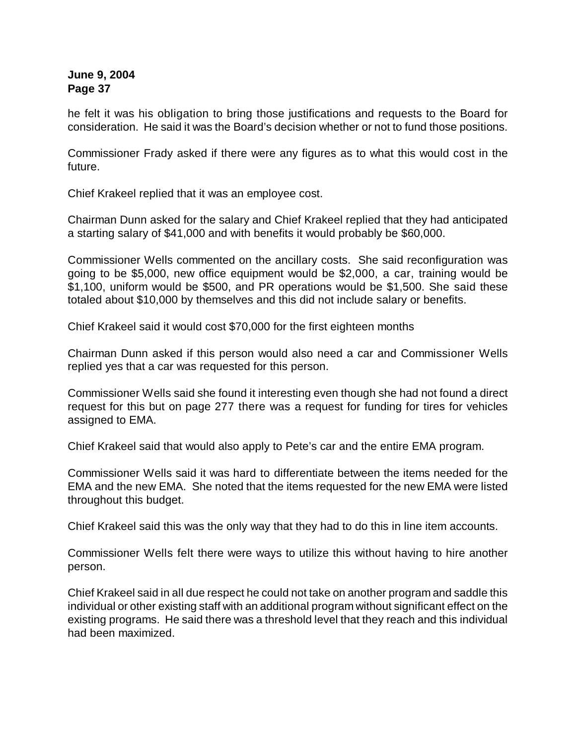he felt it was his obligation to bring those justifications and requests to the Board for consideration. He said it was the Board's decision whether or not to fund those positions.

Commissioner Frady asked if there were any figures as to what this would cost in the future.

Chief Krakeel replied that it was an employee cost.

Chairman Dunn asked for the salary and Chief Krakeel replied that they had anticipated a starting salary of $41,000 and with benefits it would probably be $60,000.

Commissioner Wells commented on the ancillary costs. She said reconfiguration was going to be $5,000, new office equipment would be $2,000, a car, training would be $1,100, uniform would be $500, and PR operations would be $1,500. She said these totaled about $10,000 by themselves and this did not include salary or benefits.

Chief Krakeel said it would cost $70,000 for the first eighteen months

Chairman Dunn asked if this person would also need a car and Commissioner Wells replied yes that a car was requested for this person.

Commissioner Wells said she found it interesting even though she had not found a direct request for this but on page 277 there was a request for funding for tires for vehicles assigned to EMA.

Chief Krakeel said that would also apply to Pete's car and the entire EMA program.

Commissioner Wells said it was hard to differentiate between the items needed for the EMA and the new EMA. She noted that the items requested for the new EMA were listed throughout this budget.

Chief Krakeel said this was the only way that they had to do this in line item accounts.

Commissioner Wells felt there were ways to utilize this without having to hire another person.

Chief Krakeel said in all due respect he could not take on another program and saddle this individual or other existing staff with an additional program without significant effect on the existing programs. He said there was a threshold level that they reach and this individual had been maximized.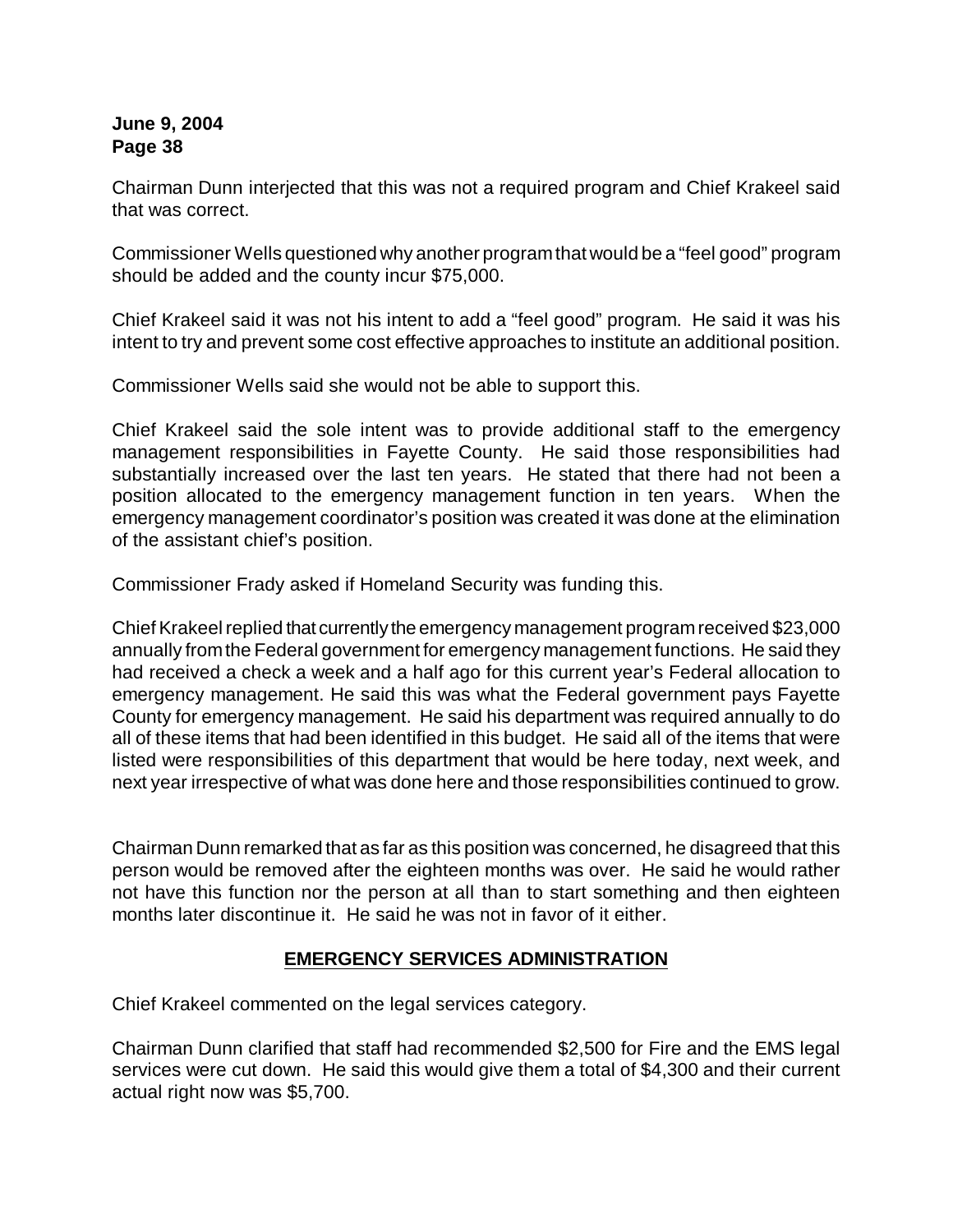Chairman Dunn interjected that this was not a required program and Chief Krakeel said that was correct.

Commissioner Wells questioned why another program that would be a "feel good" program should be added and the county incur $75,000.

Chief Krakeel said it was not his intent to add a "feel good" program. He said it was his intent to try and prevent some cost effective approaches to institute an additional position.

Commissioner Wells said she would not be able to support this.

Chief Krakeel said the sole intent was to provide additional staff to the emergency management responsibilities in Fayette County. He said those responsibilities had substantially increased over the last ten years. He stated that there had not been a position allocated to the emergency management function in ten years. When the emergency management coordinator's position was created it was done at the elimination of the assistant chief's position.

Commissioner Frady asked if Homeland Security was funding this.

Chief Krakeel replied that currently the emergency management program received $23,000 annually from the Federal government for emergency management functions. He said they had received a check a week and a half ago for this current year's Federal allocation to emergency management. He said this was what the Federal government pays Fayette County for emergency management. He said his department was required annually to do all of these items that had been identified in this budget. He said all of the items that were listed were responsibilities of this department that would be here today, next week, and next year irrespective of what was done here and those responsibilities continued to grow.

Chairman Dunn remarked that as far as this position was concerned, he disagreed that this person would be removed after the eighteen months was over. He said he would rather not have this function nor the person at all than to start something and then eighteen months later discontinue it. He said he was not in favor of it either.

## EMERGENCY SERVICES ADMINISTRATION

Chief Krakeel commented on the legal services category.

Chairman Dunn clarified that staff had recommended $2,500 for Fire and the EMS legal services were cut down. He said this would give them a total of $4,300 and their current actual right now was $5,700.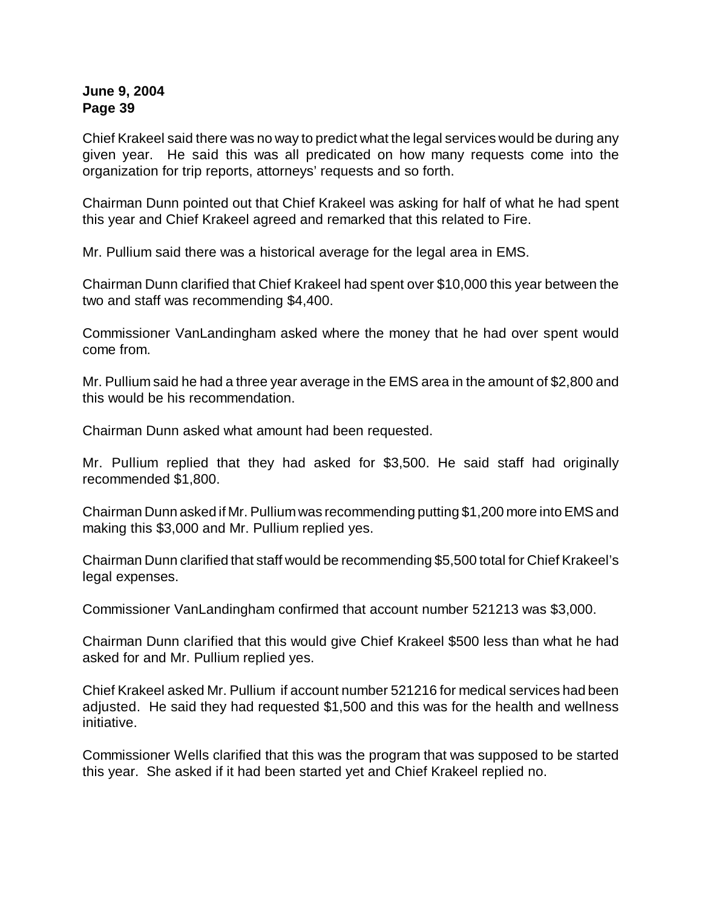Chief Krakeel said there was no way to predict what the legal services would be during any given year. He said this was all predicated on how many requests come into the organization for trip reports, attorneys' requests and so forth.

Chairman Dunn pointed out that Chief Krakeel was asking for half of what he had spent this year and Chief Krakeel agreed and remarked that this related to Fire.

Mr. Pullium said there was a historical average for the legal area in EMS.

Chairman Dunn clarified that Chief Krakeel had spent over $10,000 this year between the two and staff was recommending $4,400.

Commissioner VanLandingham asked where the money that he had over spent would come from.

Mr. Pullium said he had a three year average in the EMS area in the amount of $2,800 and this would be his recommendation.

Chairman Dunn asked what amount had been requested.

Mr. Pullium replied that they had asked for $3,500. He said staff had originally recommended $1,800.

Chairman Dunn asked if Mr. Pullium was recommending putting $1,200 more into EMS and making this $3,000 and Mr. Pullium replied yes.

Chairman Dunn clarified that staff would be recommending $5,500 total for Chief Krakeel's legal expenses.

Commissioner VanLandingham confirmed that account number 521213 was $3,000.

Chairman Dunn clarified that this would give Chief Krakeel $500 less than what he had asked for and Mr. Pullium replied yes.

Chief Krakeel asked Mr. Pullium if account number 521216 for medical services had been adjusted. He said they had requested $1,500 and this was for the health and wellness initiative.

Commissioner Wells clarified that this was the program that was supposed to be started this year. She asked if it had been started yet and Chief Krakeel replied no.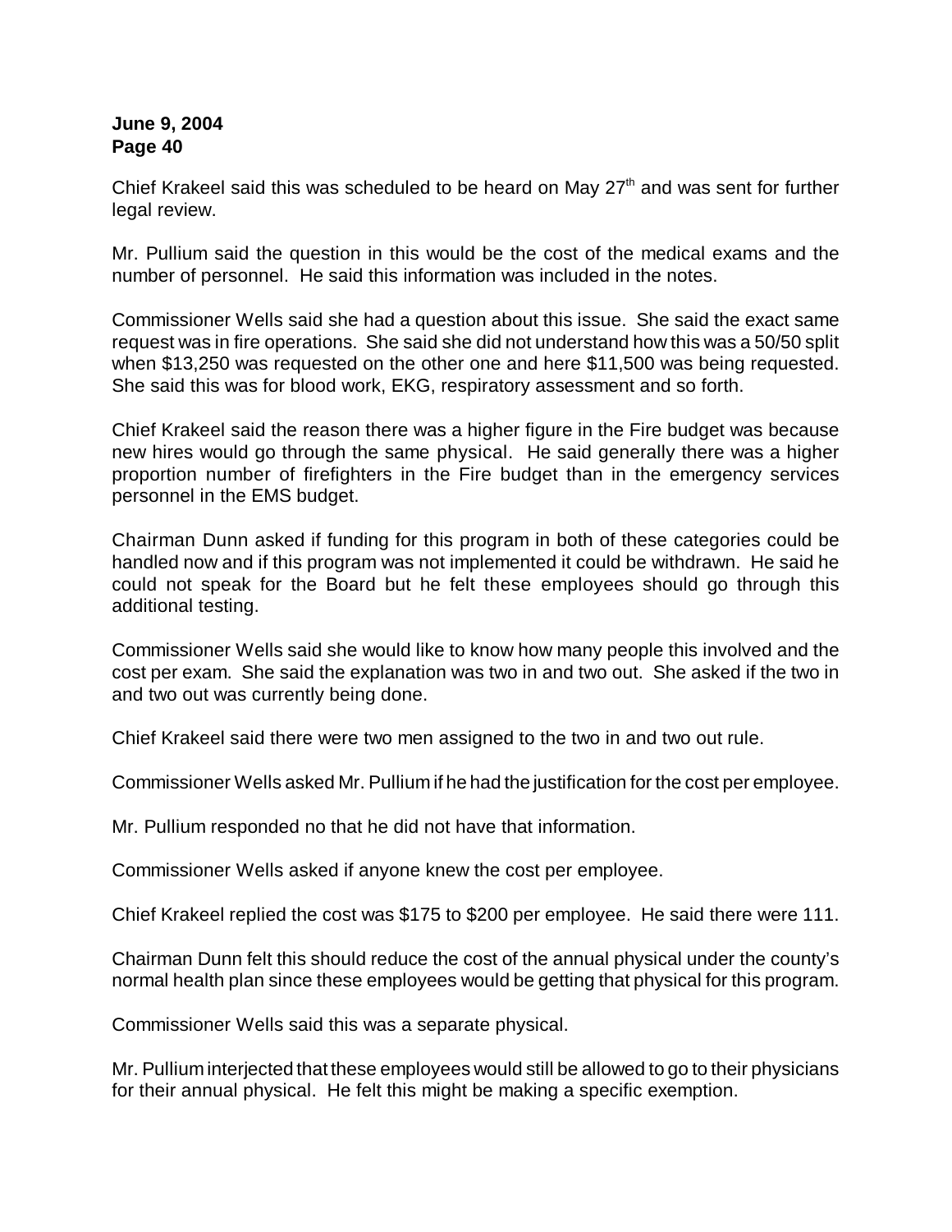Chief Krakeel said this was scheduled to be heard on May 27th and was sent for further legal review.

Mr. Pullium said the question in this would be the cost of the medical exams and the number of personnel. He said this information was included in the notes.

Commissioner Wells said she had a question about this issue. She said the exact same request was in fire operations. She said she did not understand how this was a 50/50 split when $13,250 was requested on the other one and here $11,500 was being requested. She said this was for blood work, EKG, respiratory assessment and so forth.

Chief Krakeel said the reason there was a higher figure in the Fire budget was because new hires would go through the same physical. He said generally there was a higher proportion number of firefighters in the Fire budget than in the emergency services personnel in the EMS budget.

Chairman Dunn asked if funding for this program in both of these categories could be handled now and if this program was not implemented it could be withdrawn. He said he could not speak for the Board but he felt these employees should go through this additional testing.

Commissioner Wells said she would like to know how many people this involved and the cost per exam. She said the explanation was two in and two out. She asked if the two in and two out was currently being done.

Chief Krakeel said there were two men assigned to the two in and two out rule.

Commissioner Wells asked Mr. Pullium if he had the justification for the cost per employee.

Mr. Pullium responded no that he did not have that information.

Commissioner Wells asked if anyone knew the cost per employee.

Chief Krakeel replied the cost was $175 to $200 per employee. He said there were 111.

Chairman Dunn felt this should reduce the cost of the annual physical under the county's normal health plan since these employees would be getting that physical for this program.

Commissioner Wells said this was a separate physical.

Mr. Pullium interjected that these employees would still be allowed to go to their physicians for their annual physical. He felt this might be making a specific exemption.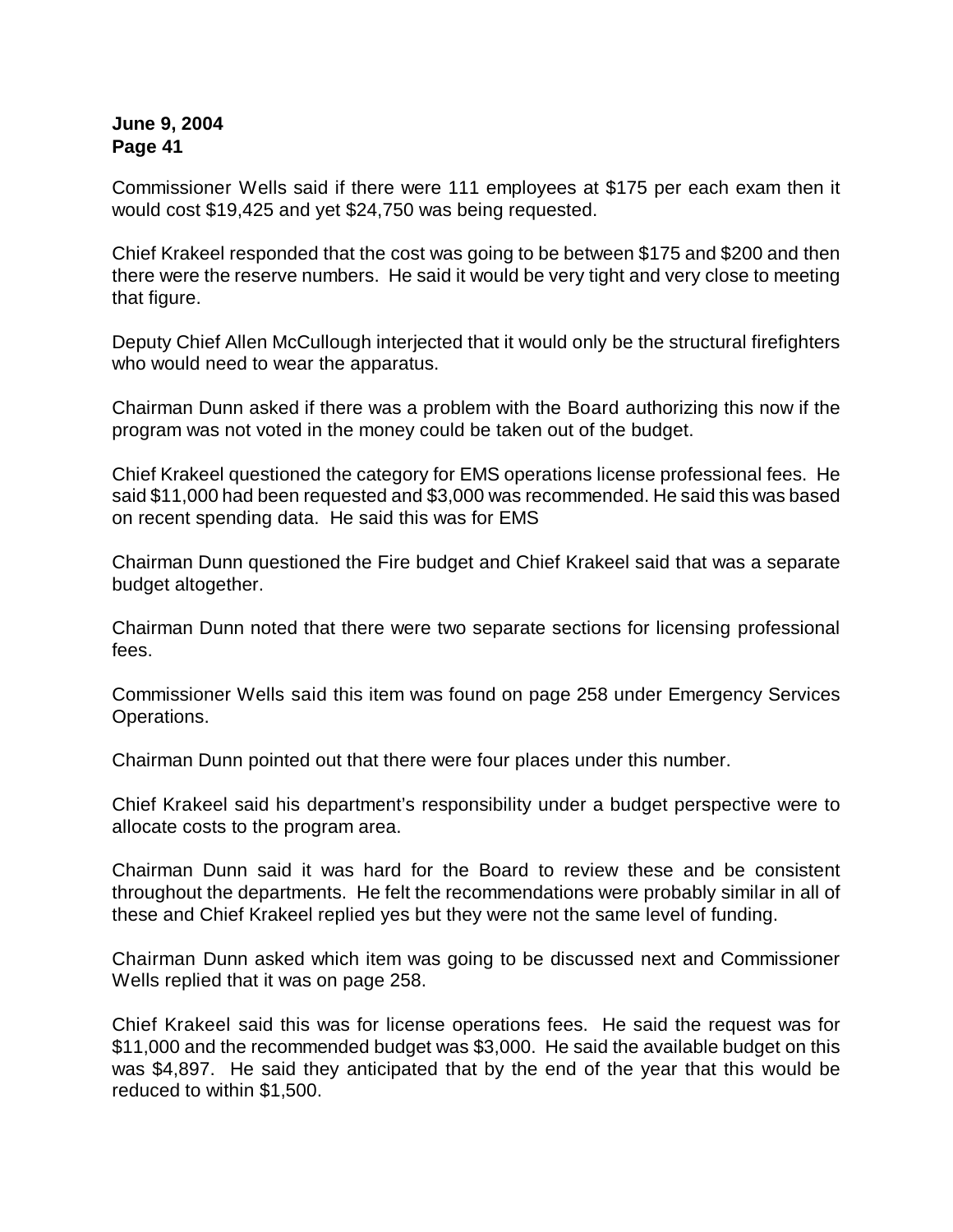Commissioner Wells said if there were 111 employees at $175 per each exam then it would cost $19,425 and yet $24,750 was being requested.

Chief Krakeel responded that the cost was going to be between $175 and $200 and then there were the reserve numbers. He said it would be very tight and very close to meeting that figure.

Deputy Chief Allen McCullough interjected that it would only be the structural firefighters who would need to wear the apparatus.

Chairman Dunn asked if there was a problem with the Board authorizing this now if the program was not voted in the money could be taken out of the budget.

Chief Krakeel questioned the category for EMS operations license professional fees. He said $11,000 had been requested and $3,000 was recommended. He said this was based on recent spending data. He said this was for EMS

Chairman Dunn questioned the Fire budget and Chief Krakeel said that was a separate budget altogether.

Chairman Dunn noted that there were two separate sections for licensing professional fees.

Commissioner Wells said this item was found on page 258 under Emergency Services Operations.

Chairman Dunn pointed out that there were four places under this number.

Chief Krakeel said his department's responsibility under a budget perspective were to allocate costs to the program area.

Chairman Dunn said it was hard for the Board to review these and be consistent throughout the departments. He felt the recommendations were probably similar in all of these and Chief Krakeel replied yes but they were not the same level of funding.

Chairman Dunn asked which item was going to be discussed next and Commissioner Wells replied that it was on page 258.

Chief Krakeel said this was for license operations fees. He said the request was for $11,000 and the recommended budget was $3,000. He said the available budget on this was $4,897. He said they anticipated that by the end of the year that this would be reduced to within $1,500.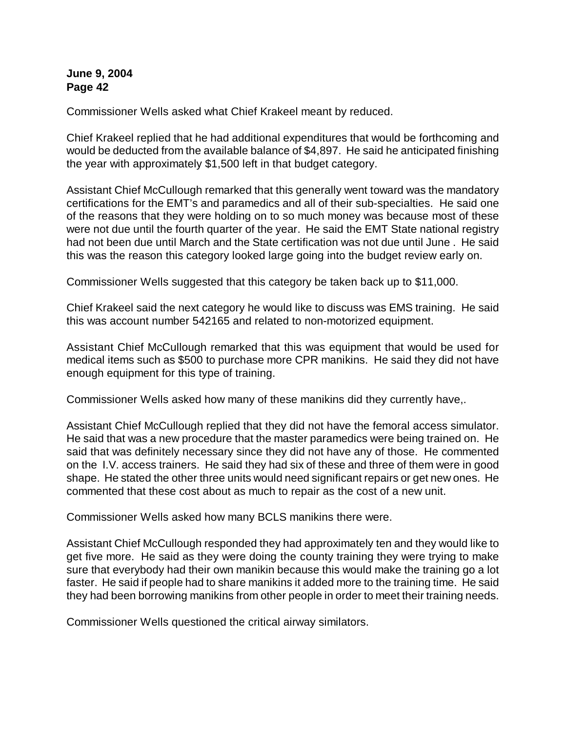Commissioner Wells asked what Chief Krakeel meant by reduced.

Chief Krakeel replied that he had additional expenditures that would be forthcoming and would be deducted from the available balance of $4,897. He said he anticipated finishing the year with approximately $1,500 left in that budget category.

Assistant Chief McCullough remarked that this generally went toward was the mandatory certifications for the EMT's and paramedics and all of their sub-specialties. He said one of the reasons that they were holding on to so much money was because most of these were not due until the fourth quarter of the year. He said the EMT State national registry had not been due until March and the State certification was not due until June . He said this was the reason this category looked large going into the budget review early on.

Commissioner Wells suggested that this category be taken back up to $11,000.

Chief Krakeel said the next category he would like to discuss was EMS training. He said this was account number 542165 and related to non-motorized equipment.

Assistant Chief McCullough remarked that this was equipment that would be used for medical items such as $500 to purchase more CPR manikins. He said they did not have enough equipment for this type of training.

Commissioner Wells asked how many of these manikins did they currently have,.

Assistant Chief McCullough replied that they did not have the femoral access simulator. He said that was a new procedure that the master paramedics were being trained on. He said that was definitely necessary since they did not have any of those. He commented on the I.V. access trainers. He said they had six of these and three of them were in good shape. He stated the other three units would need significant repairs or get new ones. He commented that these cost about as much to repair as the cost of a new unit.

Commissioner Wells asked how many BCLS manikins there were.

Assistant Chief McCullough responded they had approximately ten and they would like to get five more. He said as they were doing the county training they were trying to make sure that everybody had their own manikin because this would make the training go a lot faster. He said if people had to share manikins it added more to the training time. He said they had been borrowing manikins from other people in order to meet their training needs.

Commissioner Wells questioned the critical airway similators.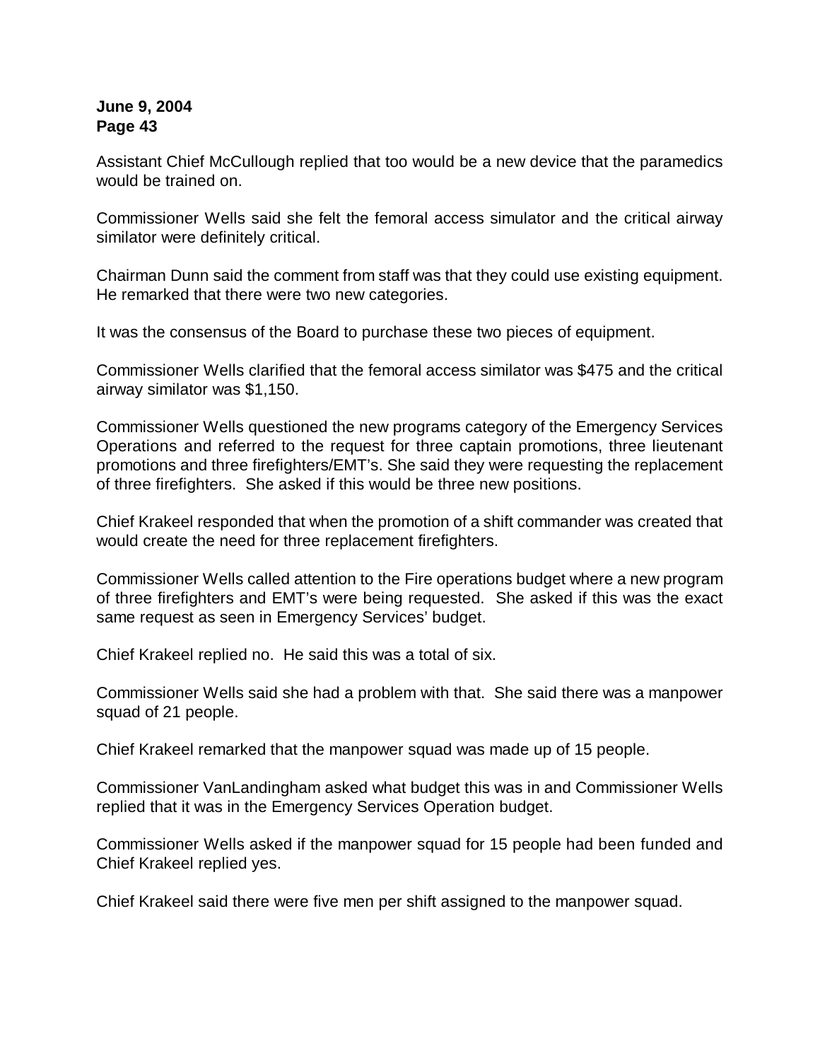Assistant Chief McCullough replied that too would be a new device that the paramedics would be trained on.

Commissioner Wells said she felt the femoral access simulator and the critical airway similator were definitely critical.

Chairman Dunn said the comment from staff was that they could use existing equipment. He remarked that there were two new categories.

It was the consensus of the Board to purchase these two pieces of equipment.

Commissioner Wells clarified that the femoral access similator was $475 and the critical airway similator was $1,150.

Commissioner Wells questioned the new programs category of the Emergency Services Operations and referred to the request for three captain promotions, three lieutenant promotions and three firefighters/EMT's. She said they were requesting the replacement of three firefighters. She asked if this would be three new positions.

Chief Krakeel responded that when the promotion of a shift commander was created that would create the need for three replacement firefighters.

Commissioner Wells called attention to the Fire operations budget where a new program of three firefighters and EMT's were being requested. She asked if this was the exact same request as seen in Emergency Services' budget.

Chief Krakeel replied no. He said this was a total of six.

Commissioner Wells said she had a problem with that. She said there was a manpower squad of 21 people.

Chief Krakeel remarked that the manpower squad was made up of 15 people.

Commissioner VanLandingham asked what budget this was in and Commissioner Wells replied that it was in the Emergency Services Operation budget.

Commissioner Wells asked if the manpower squad for 15 people had been funded and Chief Krakeel replied yes.

Chief Krakeel said there were five men per shift assigned to the manpower squad.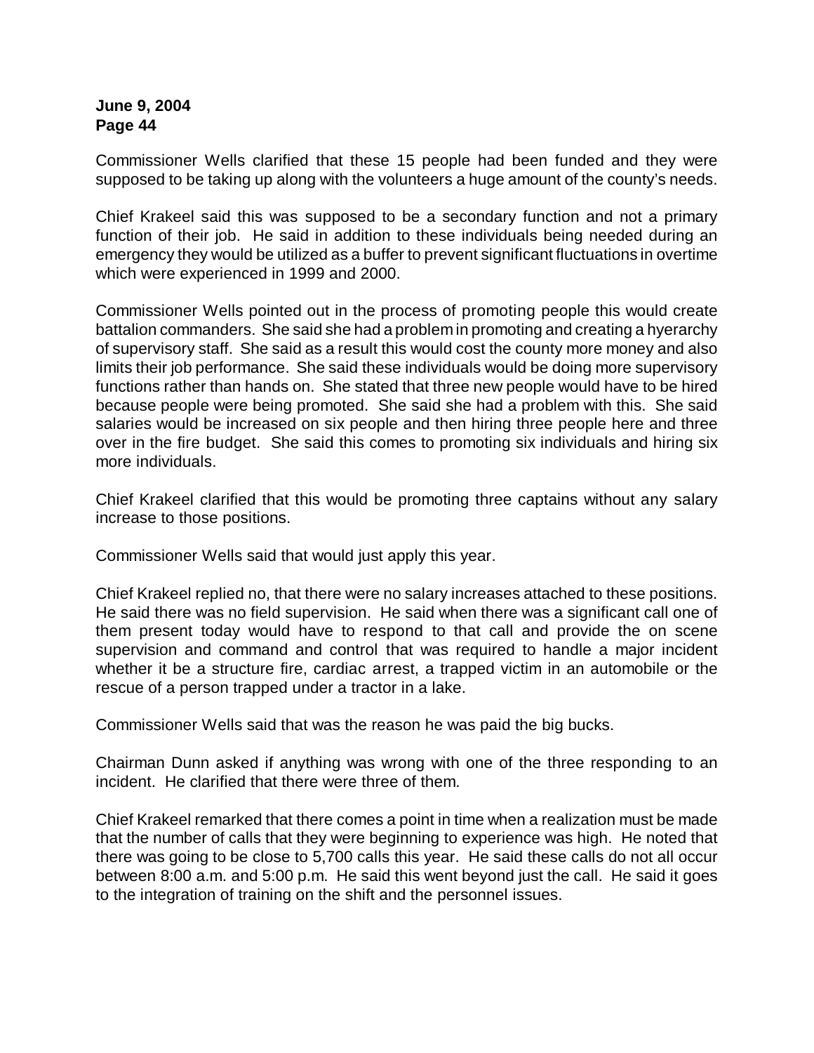Commissioner Wells clarified that these 15 people had been funded and they were supposed to be taking up along with the volunteers a huge amount of the county's needs.

Chief Krakeel said this was supposed to be a secondary function and not a primary function of their job. He said in addition to these individuals being needed during an emergency they would be utilized as a buffer to prevent significant fluctuations in overtime which were experienced in 1999 and 2000.

Commissioner Wells pointed out in the process of promoting people this would create battalion commanders. She said she had a problem in promoting and creating a hyerarchy of supervisory staff. She said as a result this would cost the county more money and also limits their job performance. She said these individuals would be doing more supervisory functions rather than hands on. She stated that three new people would have to be hired because people were being promoted. She said she had a problem with this. She said salaries would be increased on six people and then hiring three people here and three over in the fire budget. She said this comes to promoting six individuals and hiring six more individuals.

Chief Krakeel clarified that this would be promoting three captains without any salary increase to those positions.

Commissioner Wells said that would just apply this year.

Chief Krakeel replied no, that there were no salary increases attached to these positions. He said there was no field supervision. He said when there was a significant call one of them present today would have to respond to that call and provide the on scene supervision and command and control that was required to handle a major incident whether it be a structure fire, cardiac arrest, a trapped victim in an automobile or the rescue of a person trapped under a tractor in a lake.

Commissioner Wells said that was the reason he was paid the big bucks.

Chairman Dunn asked if anything was wrong with one of the three responding to an incident. He clarified that there were three of them.

Chief Krakeel remarked that there comes a point in time when a realization must be made that the number of calls that they were beginning to experience was high. He noted that there was going to be close to 5,700 calls this year. He said these calls do not all occur between 8:00 a.m. and 5:00 p.m. He said this went beyond just the call. He said it goes to the integration of training on the shift and the personnel issues.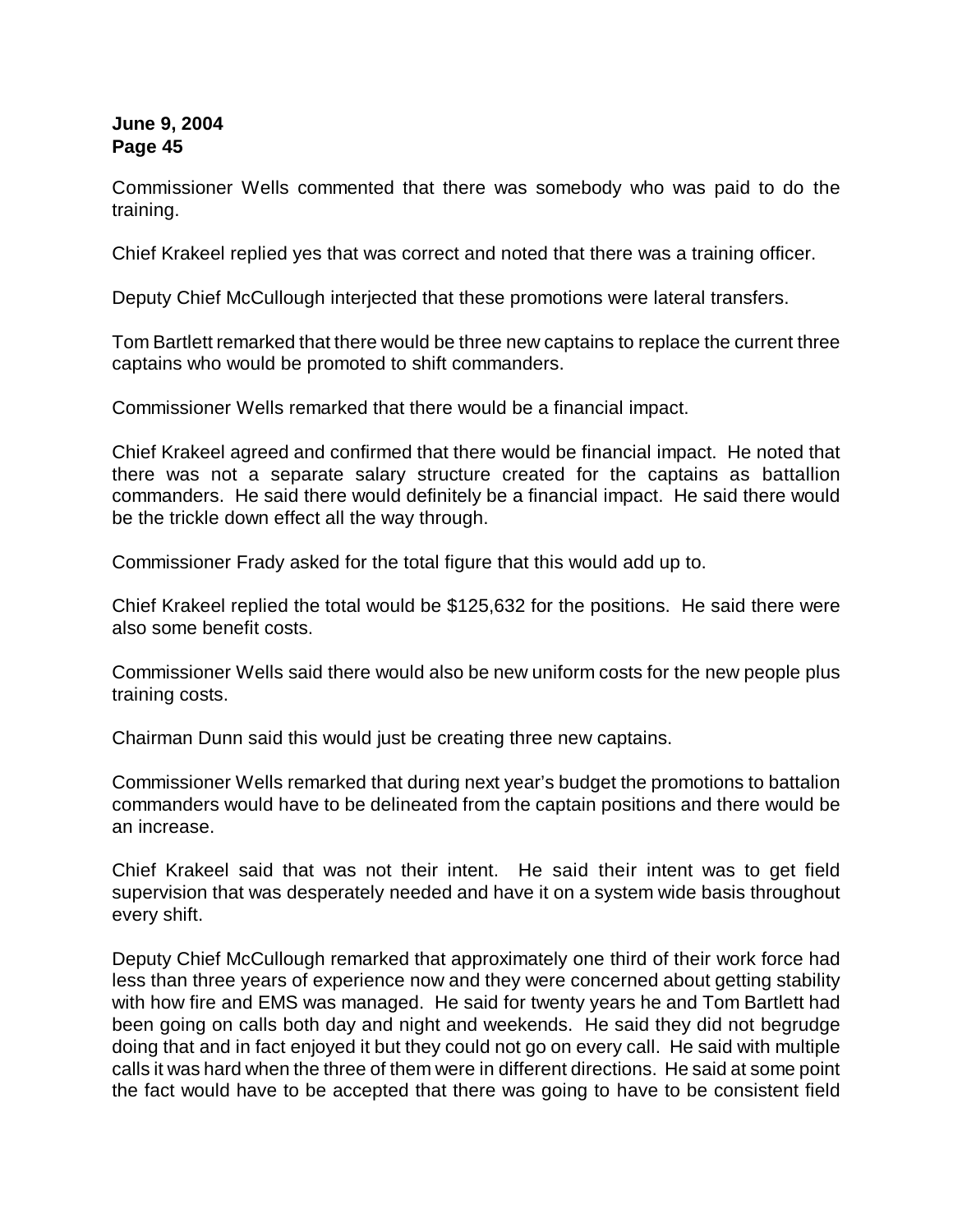Commissioner Wells commented that there was somebody who was paid to do the training.

Chief Krakeel replied yes that was correct and noted that there was a training officer.

Deputy Chief McCullough interjected that these promotions were lateral transfers.

Tom Bartlett remarked that there would be three new captains to replace the current three captains who would be promoted to shift commanders.

Commissioner Wells remarked that there would be a financial impact.

Chief Krakeel agreed and confirmed that there would be financial impact. He noted that there was not a separate salary structure created for the captains as battallion commanders. He said there would definitely be a financial impact. He said there would be the trickle down effect all the way through.

Commissioner Frady asked for the total figure that this would add up to.

Chief Krakeel replied the total would be $125,632 for the positions. He said there were also some benefit costs.

Commissioner Wells said there would also be new uniform costs for the new people plus training costs.

Chairman Dunn said this would just be creating three new captains.

Commissioner Wells remarked that during next year's budget the promotions to battalion commanders would have to be delineated from the captain positions and there would be an increase.

Chief Krakeel said that was not their intent. He said their intent was to get field supervision that was desperately needed and have it on a system wide basis throughout every shift.

Deputy Chief McCullough remarked that approximately one third of their work force had less than three years of experience now and they were concerned about getting stability with how fire and EMS was managed. He said for twenty years he and Tom Bartlett had been going on calls both day and night and weekends. He said they did not begrudge doing that and in fact enjoyed it but they could not go on every call. He said with multiple calls it was hard when the three of them were in different directions. He said at some point the fact would have to be accepted that there was going to have to be consistent field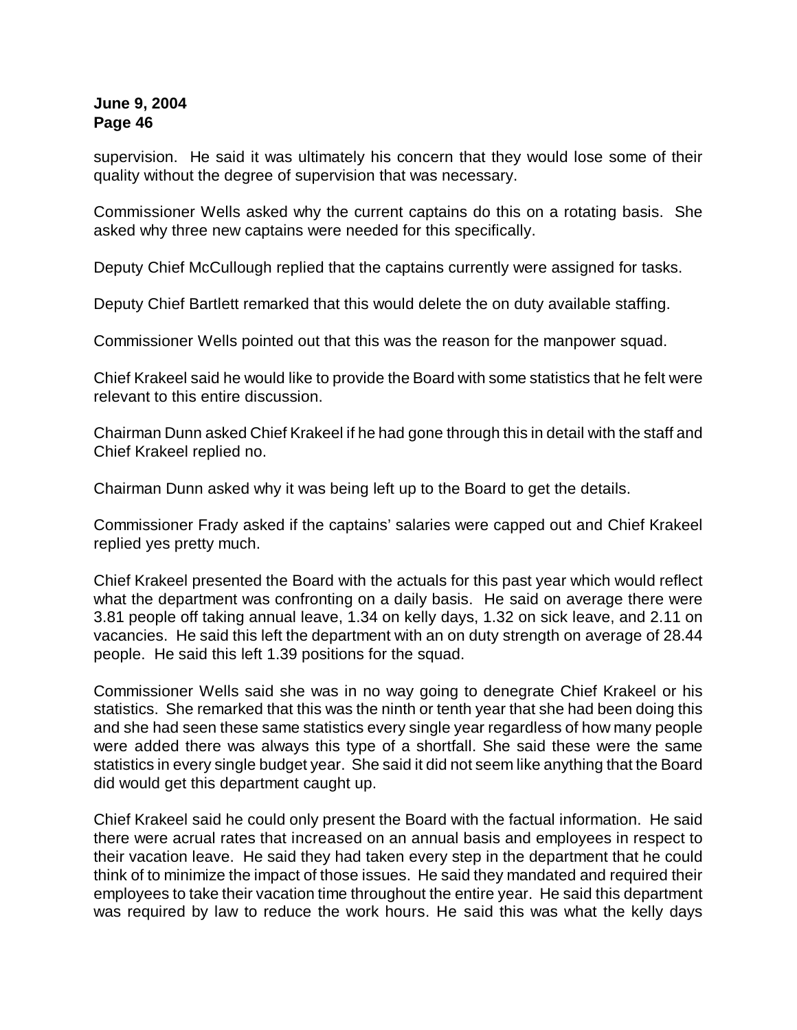supervision. He said it was ultimately his concern that they would lose some of their quality without the degree of supervision that was necessary.

Commissioner Wells asked why the current captains do this on a rotating basis. She asked why three new captains were needed for this specifically.

Deputy Chief McCullough replied that the captains currently were assigned for tasks.

Deputy Chief Bartlett remarked that this would delete the on duty available staffing.

Commissioner Wells pointed out that this was the reason for the manpower squad.

Chief Krakeel said he would like to provide the Board with some statistics that he felt were relevant to this entire discussion.

Chairman Dunn asked Chief Krakeel if he had gone through this in detail with the staff and Chief Krakeel replied no.

Chairman Dunn asked why it was being left up to the Board to get the details.

Commissioner Frady asked if the captains' salaries were capped out and Chief Krakeel replied yes pretty much.

Chief Krakeel presented the Board with the actuals for this past year which would reflect what the department was confronting on a daily basis. He said on average there were 3.81 people off taking annual leave, 1.34 on kelly days, 1.32 on sick leave, and 2.11 on vacancies. He said this left the department with an on duty strength on average of 28.44 people. He said this left 1.39 positions for the squad.

Commissioner Wells said she was in no way going to denegrate Chief Krakeel or his statistics. She remarked that this was the ninth or tenth year that she had been doing this and she had seen these same statistics every single year regardless of how many people were added there was always this type of a shortfall. She said these were the same statistics in every single budget year. She said it did not seem like anything that the Board did would get this department caught up.

Chief Krakeel said he could only present the Board with the factual information. He said there were acrual rates that increased on an annual basis and employees in respect to their vacation leave. He said they had taken every step in the department that he could think of to minimize the impact of those issues. He said they mandated and required their employees to take their vacation time throughout the entire year. He said this department was required by law to reduce the work hours. He said this was what the kelly days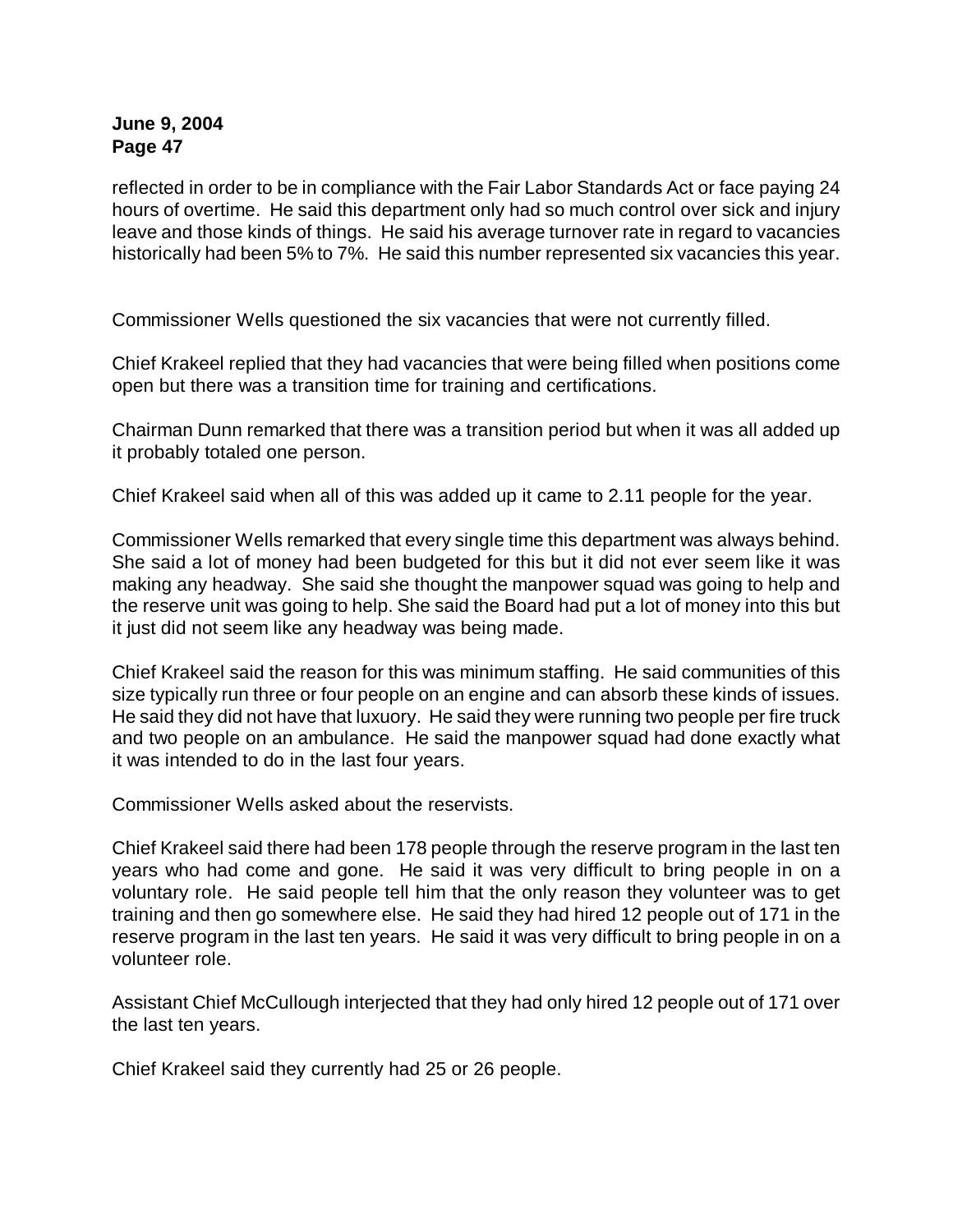reflected in order to be in compliance with the Fair Labor Standards Act or face paying 24 hours of overtime. He said this department only had so much control over sick and injury leave and those kinds of things. He said his average turnover rate in regard to vacancies historically had been 5% to 7%. He said this number represented six vacancies this year.

Commissioner Wells questioned the six vacancies that were not currently filled.

Chief Krakeel replied that they had vacancies that were being filled when positions come open but there was a transition time for training and certifications.

Chairman Dunn remarked that there was a transition period but when it was all added up it probably totaled one person.

Chief Krakeel said when all of this was added up it came to 2.11 people for the year.

Commissioner Wells remarked that every single time this department was always behind. She said a lot of money had been budgeted for this but it did not ever seem like it was making any headway. She said she thought the manpower squad was going to help and the reserve unit was going to help. She said the Board had put a lot of money into this but it just did not seem like any headway was being made.

Chief Krakeel said the reason for this was minimum staffing. He said communities of this size typically run three or four people on an engine and can absorb these kinds of issues. He said they did not have that luxuory. He said they were running two people per fire truck and two people on an ambulance. He said the manpower squad had done exactly what it was intended to do in the last four years.

Commissioner Wells asked about the reservists.

Chief Krakeel said there had been 178 people through the reserve program in the last ten years who had come and gone. He said it was very difficult to bring people in on a voluntary role. He said people tell him that the only reason they volunteer was to get training and then go somewhere else. He said they had hired 12 people out of 171 in the reserve program in the last ten years. He said it was very difficult to bring people in on a volunteer role.

Assistant Chief McCullough interjected that they had only hired 12 people out of 171 over the last ten years.

Chief Krakeel said they currently had 25 or 26 people.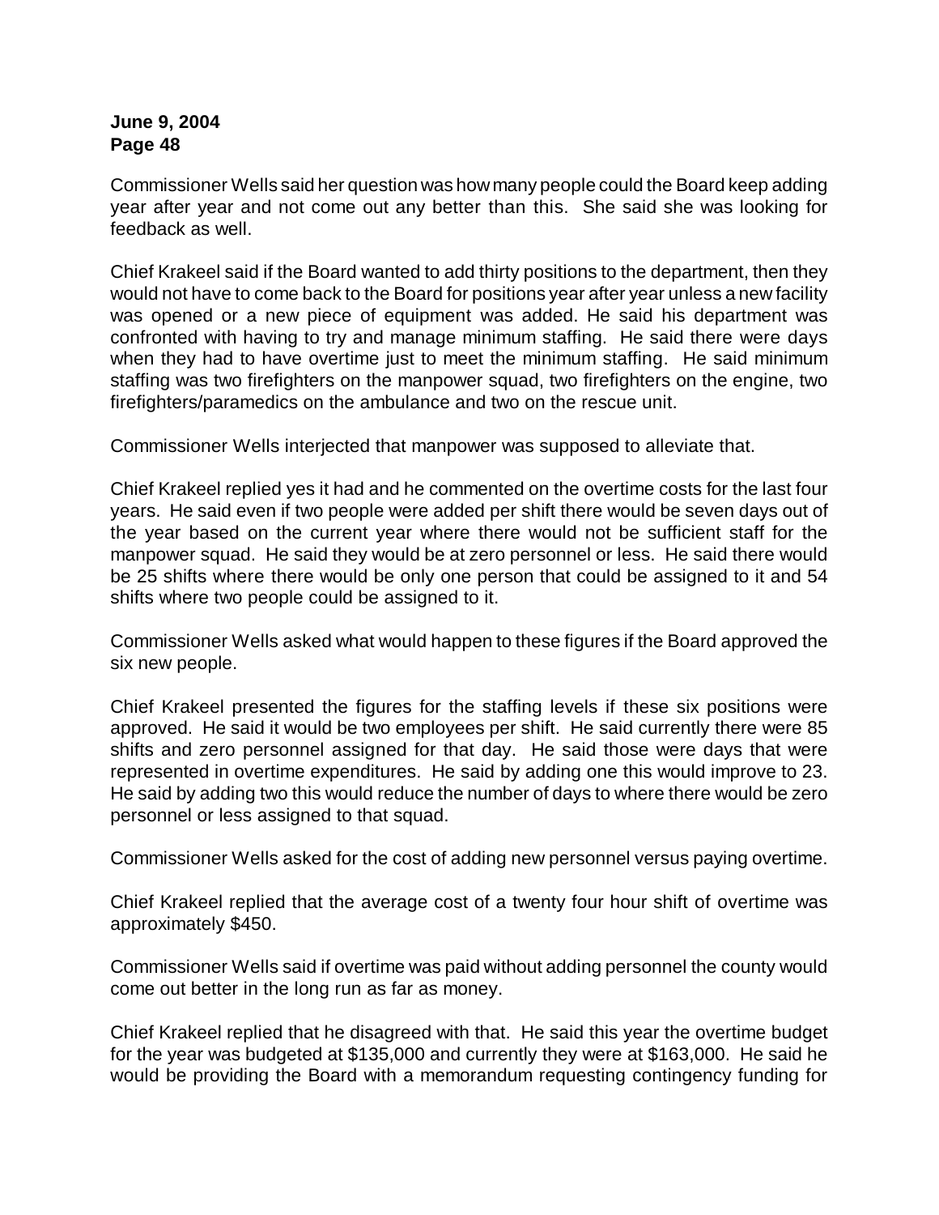Commissioner Wells said her question was how many people could the Board keep adding year after year and not come out any better than this. She said she was looking for feedback as well.

Chief Krakeel said if the Board wanted to add thirty positions to the department, then they would not have to come back to the Board for positions year after year unless a new facility was opened or a new piece of equipment was added. He said his department was confronted with having to try and manage minimum staffing. He said there were days when they had to have overtime just to meet the minimum staffing. He said minimum staffing was two firefighters on the manpower squad, two firefighters on the engine, two firefighters/paramedics on the ambulance and two on the rescue unit.

Commissioner Wells interjected that manpower was supposed to alleviate that.

Chief Krakeel replied yes it had and he commented on the overtime costs for the last four years. He said even if two people were added per shift there would be seven days out of the year based on the current year where there would not be sufficient staff for the manpower squad. He said they would be at zero personnel or less. He said there would be 25 shifts where there would be only one person that could be assigned to it and 54 shifts where two people could be assigned to it.

Commissioner Wells asked what would happen to these figures if the Board approved the six new people.

Chief Krakeel presented the figures for the staffing levels if these six positions were approved. He said it would be two employees per shift. He said currently there were 85 shifts and zero personnel assigned for that day. He said those were days that were represented in overtime expenditures. He said by adding one this would improve to 23. He said by adding two this would reduce the number of days to where there would be zero personnel or less assigned to that squad.

Commissioner Wells asked for the cost of adding new personnel versus paying overtime.

Chief Krakeel replied that the average cost of a twenty four hour shift of overtime was approximately $450.

Commissioner Wells said if overtime was paid without adding personnel the county would come out better in the long run as far as money.

Chief Krakeel replied that he disagreed with that. He said this year the overtime budget for the year was budgeted at $135,000 and currently they were at $163,000. He said he would be providing the Board with a memorandum requesting contingency funding for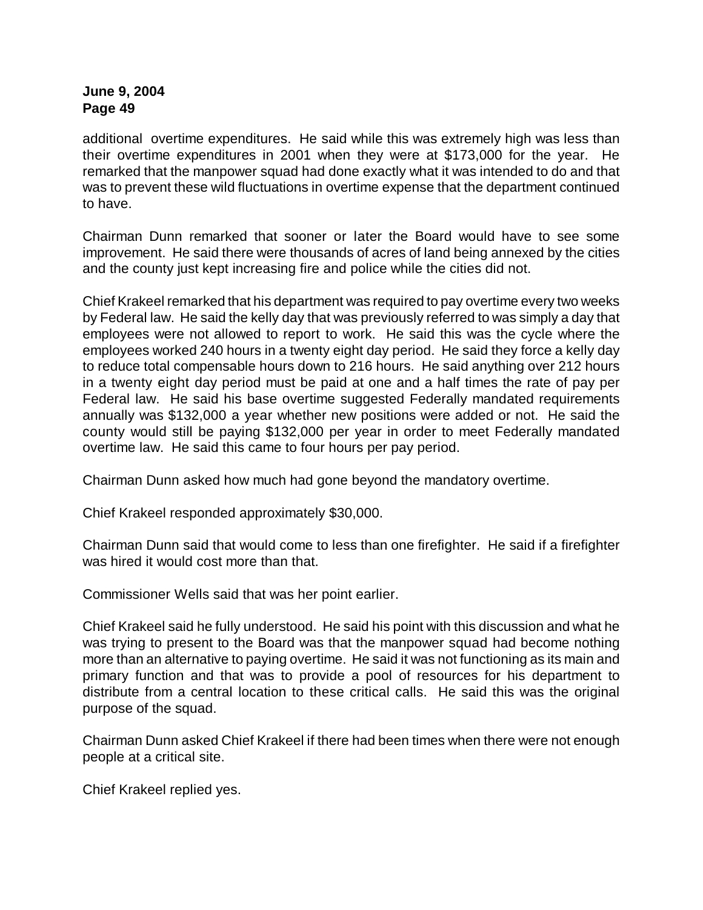additional overtime expenditures. He said while this was extremely high was less than their overtime expenditures in 2001 when they were at $173,000 for the year. He remarked that the manpower squad had done exactly what it was intended to do and that was to prevent these wild fluctuations in overtime expense that the department continued to have.

Chairman Dunn remarked that sooner or later the Board would have to see some improvement. He said there were thousands of acres of land being annexed by the cities and the county just kept increasing fire and police while the cities did not.

Chief Krakeel remarked that his department was required to pay overtime every two weeks by Federal law. He said the kelly day that was previously referred to was simply a day that employees were not allowed to report to work. He said this was the cycle where the employees worked 240 hours in a twenty eight day period. He said they force a kelly day to reduce total compensable hours down to 216 hours. He said anything over 212 hours in a twenty eight day period must be paid at one and a half times the rate of pay per Federal law. He said his base overtime suggested Federally mandated requirements annually was $132,000 a year whether new positions were added or not. He said the county would still be paying $132,000 per year in order to meet Federally mandated overtime law. He said this came to four hours per pay period.

Chairman Dunn asked how much had gone beyond the mandatory overtime.

Chief Krakeel responded approximately $30,000.

Chairman Dunn said that would come to less than one firefighter. He said if a firefighter was hired it would cost more than that.

Commissioner Wells said that was her point earlier.

Chief Krakeel said he fully understood. He said his point with this discussion and what he was trying to present to the Board was that the manpower squad had become nothing more than an alternative to paying overtime. He said it was not functioning as its main and primary function and that was to provide a pool of resources for his department to distribute from a central location to these critical calls. He said this was the original purpose of the squad.

Chairman Dunn asked Chief Krakeel if there had been times when there were not enough people at a critical site.

Chief Krakeel replied yes.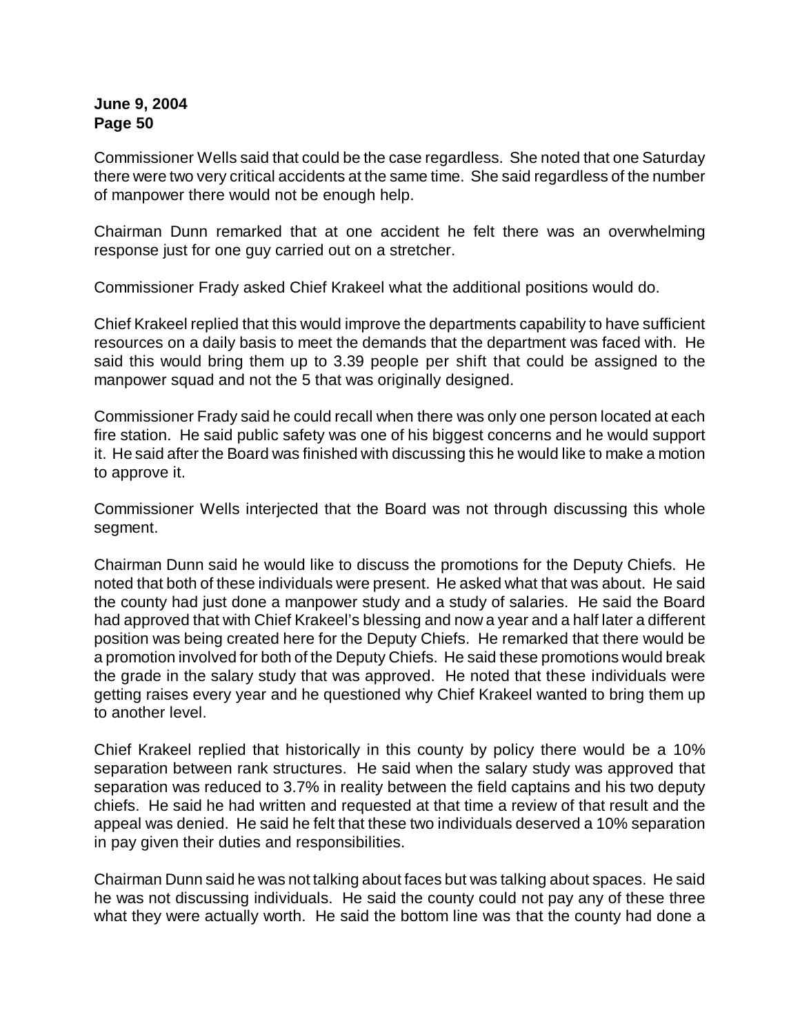Commissioner Wells said that could be the case regardless. She noted that one Saturday there were two very critical accidents at the same time. She said regardless of the number of manpower there would not be enough help.

Chairman Dunn remarked that at one accident he felt there was an overwhelming response just for one guy carried out on a stretcher.

Commissioner Frady asked Chief Krakeel what the additional positions would do.

Chief Krakeel replied that this would improve the departments capability to have sufficient resources on a daily basis to meet the demands that the department was faced with. He said this would bring them up to 3.39 people per shift that could be assigned to the manpower squad and not the 5 that was originally designed.

Commissioner Frady said he could recall when there was only one person located at each fire station. He said public safety was one of his biggest concerns and he would support it. He said after the Board was finished with discussing this he would like to make a motion to approve it.

Commissioner Wells interjected that the Board was not through discussing this whole segment.

Chairman Dunn said he would like to discuss the promotions for the Deputy Chiefs. He noted that both of these individuals were present. He asked what that was about. He said the county had just done a manpower study and a study of salaries. He said the Board had approved that with Chief Krakeel's blessing and now a year and a half later a different position was being created here for the Deputy Chiefs. He remarked that there would be a promotion involved for both of the Deputy Chiefs. He said these promotions would break the grade in the salary study that was approved. He noted that these individuals were getting raises every year and he questioned why Chief Krakeel wanted to bring them up to another level.

Chief Krakeel replied that historically in this county by policy there would be a 10% separation between rank structures. He said when the salary study was approved that separation was reduced to 3.7% in reality between the field captains and his two deputy chiefs. He said he had written and requested at that time a review of that result and the appeal was denied. He said he felt that these two individuals deserved a 10% separation in pay given their duties and responsibilities.

Chairman Dunn said he was not talking about faces but was talking about spaces. He said he was not discussing individuals. He said the county could not pay any of these three what they were actually worth. He said the bottom line was that the county had done a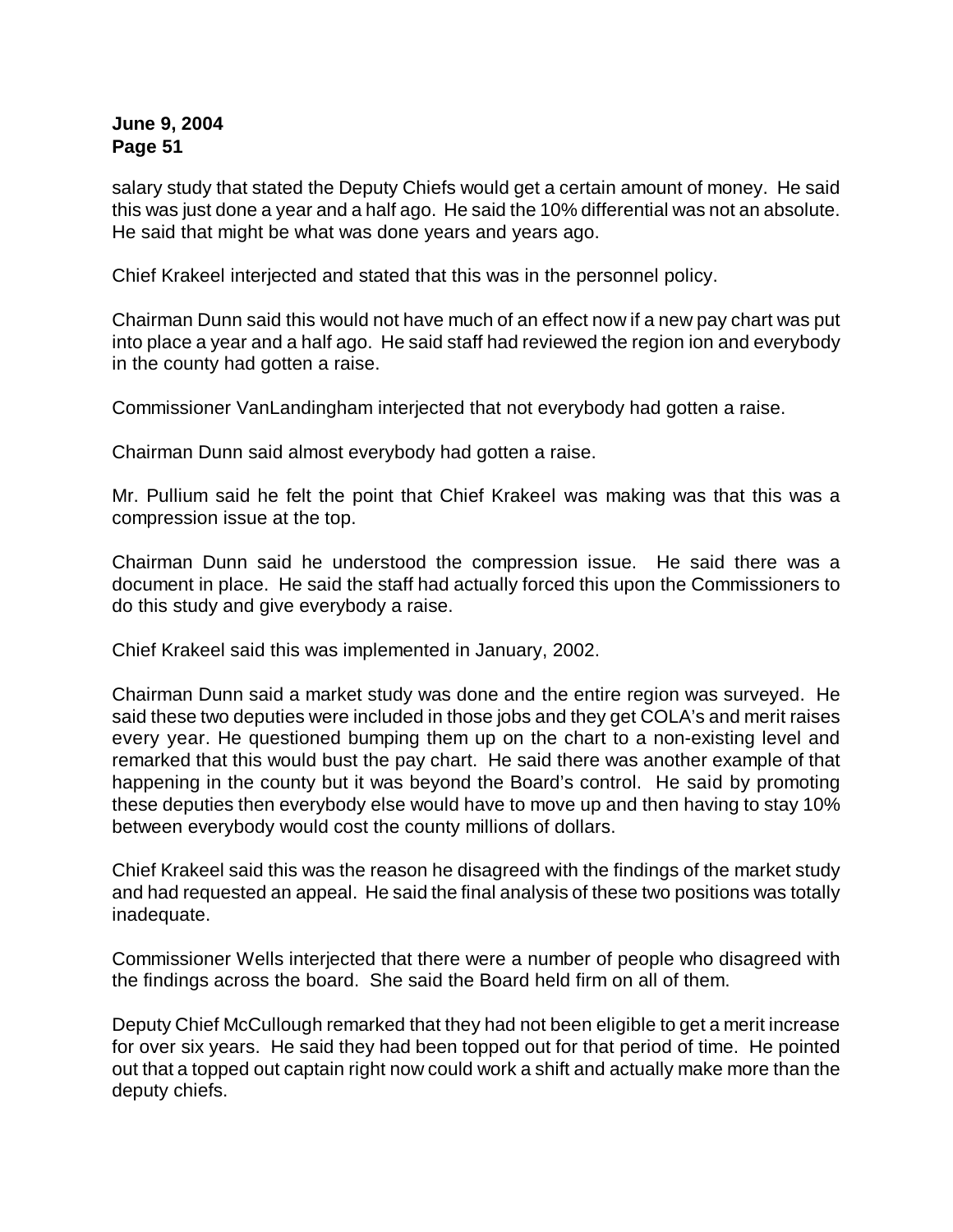salary study that stated the Deputy Chiefs would get a certain amount of money. He said this was just done a year and a half ago. He said the 10% differential was not an absolute. He said that might be what was done years and years ago.

Chief Krakeel interjected and stated that this was in the personnel policy.

Chairman Dunn said this would not have much of an effect now if a new pay chart was put into place a year and a half ago. He said staff had reviewed the region ion and everybody in the county had gotten a raise.

Commissioner VanLandingham interjected that not everybody had gotten a raise.

Chairman Dunn said almost everybody had gotten a raise.

Mr. Pullium said he felt the point that Chief Krakeel was making was that this was a compression issue at the top.

Chairman Dunn said he understood the compression issue. He said there was a document in place. He said the staff had actually forced this upon the Commissioners to do this study and give everybody a raise.

Chief Krakeel said this was implemented in January, 2002.

Chairman Dunn said a market study was done and the entire region was surveyed. He said these two deputies were included in those jobs and they get COLA's and merit raises every year. He questioned bumping them up on the chart to a non-existing level and remarked that this would bust the pay chart. He said there was another example of that happening in the county but it was beyond the Board's control. He said by promoting these deputies then everybody else would have to move up and then having to stay 10% between everybody would cost the county millions of dollars.

Chief Krakeel said this was the reason he disagreed with the findings of the market study and had requested an appeal. He said the final analysis of these two positions was totally inadequate.

Commissioner Wells interjected that there were a number of people who disagreed with the findings across the board. She said the Board held firm on all of them.

Deputy Chief McCullough remarked that they had not been eligible to get a merit increase for over six years. He said they had been topped out for that period of time. He pointed out that a topped out captain right now could work a shift and actually make more than the deputy chiefs.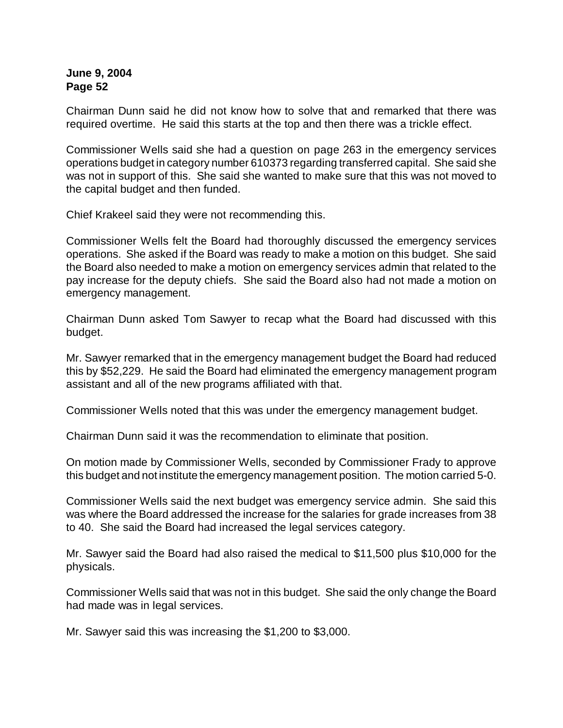Chairman Dunn said he did not know how to solve that and remarked that there was required overtime. He said this starts at the top and then there was a trickle effect.

Commissioner Wells said she had a question on page 263 in the emergency services operations budget in category number 610373 regarding transferred capital. She said she was not in support of this. She said she wanted to make sure that this was not moved to the capital budget and then funded.

Chief Krakeel said they were not recommending this.

Commissioner Wells felt the Board had thoroughly discussed the emergency services operations. She asked if the Board was ready to make a motion on this budget. She said the Board also needed to make a motion on emergency services admin that related to the pay increase for the deputy chiefs. She said the Board also had not made a motion on emergency management.

Chairman Dunn asked Tom Sawyer to recap what the Board had discussed with this budget.

Mr. Sawyer remarked that in the emergency management budget the Board had reduced this by $52,229. He said the Board had eliminated the emergency management program assistant and all of the new programs affiliated with that.

Commissioner Wells noted that this was under the emergency management budget.

Chairman Dunn said it was the recommendation to eliminate that position.

On motion made by Commissioner Wells, seconded by Commissioner Frady to approve this budget and not institute the emergency management position. The motion carried 5-0.

Commissioner Wells said the next budget was emergency service admin. She said this was where the Board addressed the increase for the salaries for grade increases from 38 to 40. She said the Board had increased the legal services category.

Mr. Sawyer said the Board had also raised the medical to $11,500 plus $10,000 for the physicals.

Commissioner Wells said that was not in this budget. She said the only change the Board had made was in legal services.

Mr. Sawyer said this was increasing the $1,200 to $3,000.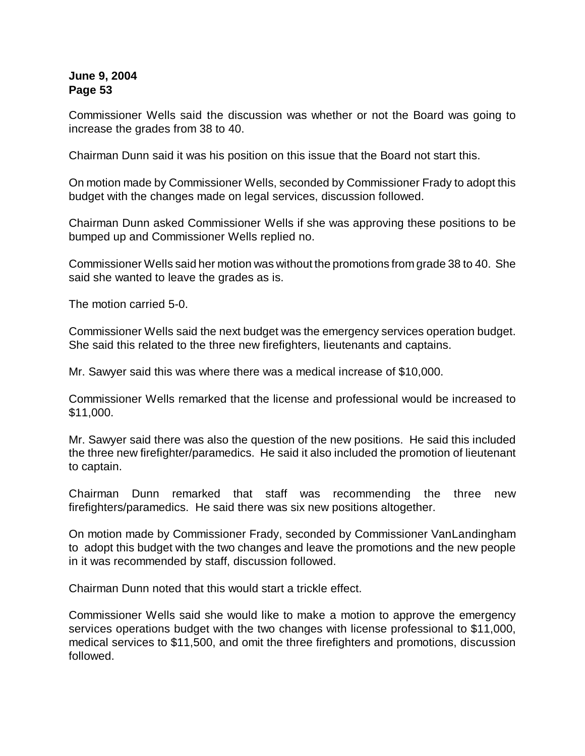Commissioner Wells said the discussion was whether or not the Board was going to increase the grades from 38 to 40.

Chairman Dunn said it was his position on this issue that the Board not start this.

On motion made by Commissioner Wells, seconded by Commissioner Frady to adopt this budget with the changes made on legal services, discussion followed.

Chairman Dunn asked Commissioner Wells if she was approving these positions to be bumped up and Commissioner Wells replied no.

Commissioner Wells said her motion was without the promotions from grade 38 to 40. She said she wanted to leave the grades as is.

The motion carried 5-0.

Commissioner Wells said the next budget was the emergency services operation budget. She said this related to the three new firefighters, lieutenants and captains.

Mr. Sawyer said this was where there was a medical increase of $10,000.

Commissioner Wells remarked that the license and professional would be increased to $11,000.

Mr. Sawyer said there was also the question of the new positions. He said this included the three new firefighter/paramedics. He said it also included the promotion of lieutenant to captain.

Chairman Dunn remarked that staff was recommending the three new firefighters/paramedics. He said there was six new positions altogether.

On motion made by Commissioner Frady, seconded by Commissioner VanLandingham to adopt this budget with the two changes and leave the promotions and the new people in it was recommended by staff, discussion followed.

Chairman Dunn noted that this would start a trickle effect.

Commissioner Wells said she would like to make a motion to approve the emergency services operations budget with the two changes with license professional to $11,000, medical services to $11,500, and omit the three firefighters and promotions, discussion followed.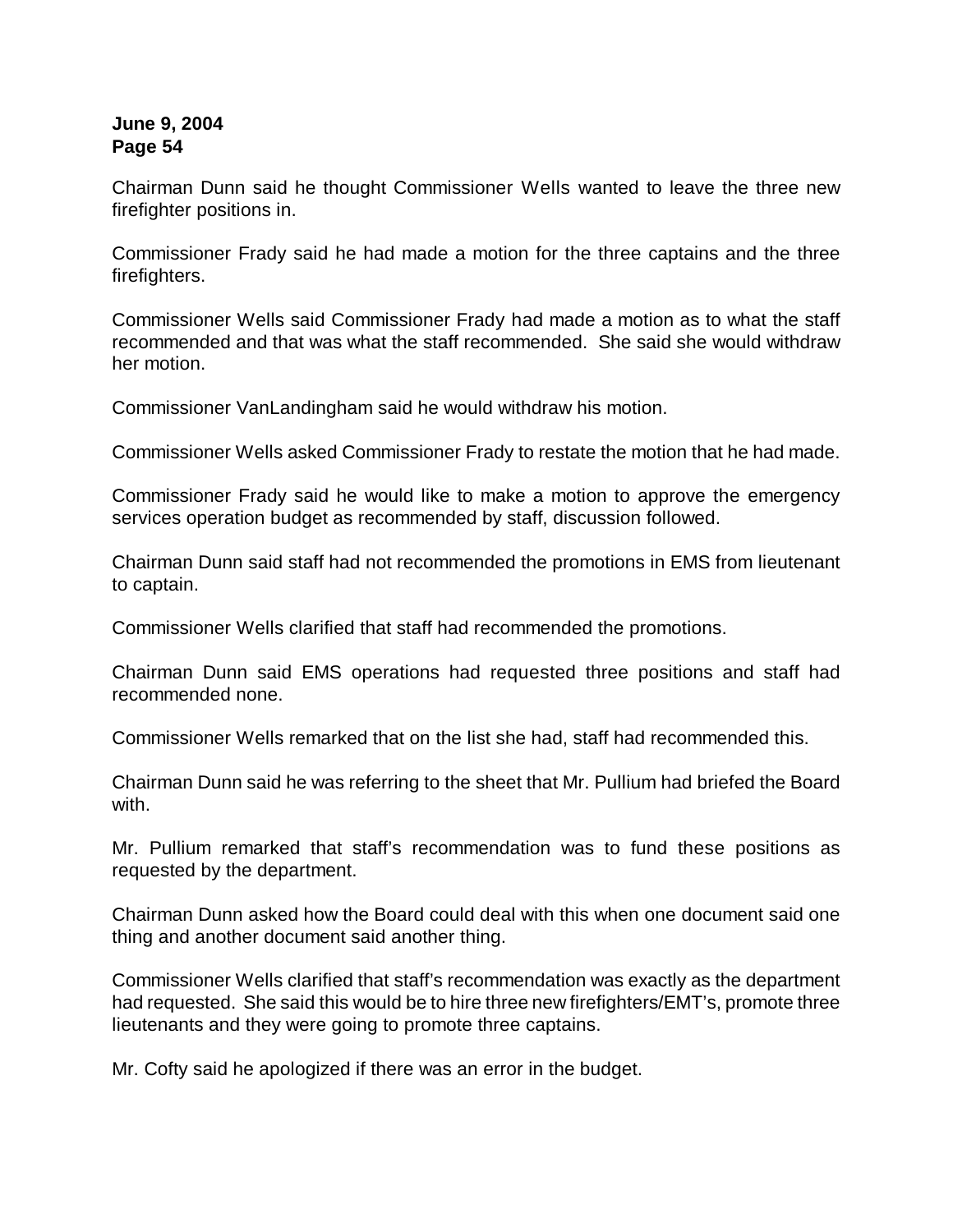Chairman Dunn said he thought Commissioner Wells wanted to leave the three new firefighter positions in.

Commissioner Frady said he had made a motion for the three captains and the three firefighters.

Commissioner Wells said Commissioner Frady had made a motion as to what the staff recommended and that was what the staff recommended. She said she would withdraw her motion.

Commissioner VanLandingham said he would withdraw his motion.

Commissioner Wells asked Commissioner Frady to restate the motion that he had made.

Commissioner Frady said he would like to make a motion to approve the emergency services operation budget as recommended by staff, discussion followed.

Chairman Dunn said staff had not recommended the promotions in EMS from lieutenant to captain.

Commissioner Wells clarified that staff had recommended the promotions.

Chairman Dunn said EMS operations had requested three positions and staff had recommended none.

Commissioner Wells remarked that on the list she had, staff had recommended this.

Chairman Dunn said he was referring to the sheet that Mr. Pullium had briefed the Board with.

Mr. Pullium remarked that staff's recommendation was to fund these positions as requested by the department.

Chairman Dunn asked how the Board could deal with this when one document said one thing and another document said another thing.

Commissioner Wells clarified that staff's recommendation was exactly as the department had requested. She said this would be to hire three new firefighters/EMT's, promote three lieutenants and they were going to promote three captains.

Mr. Cofty said he apologized if there was an error in the budget.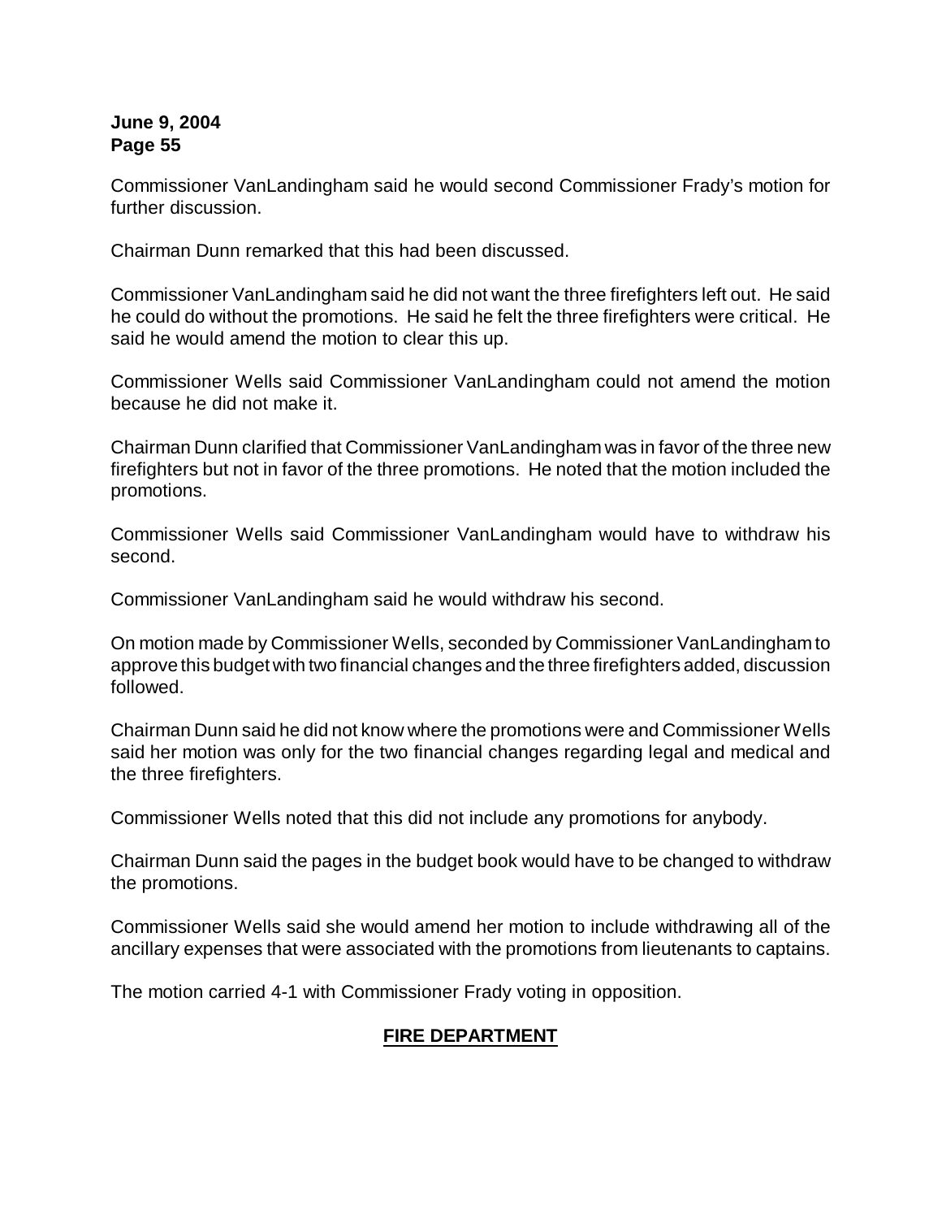Commissioner VanLandingham said he would second Commissioner Frady's motion for further discussion.

Chairman Dunn remarked that this had been discussed.

Commissioner VanLandingham said he did not want the three firefighters left out. He said he could do without the promotions. He said he felt the three firefighters were critical. He said he would amend the motion to clear this up.

Commissioner Wells said Commissioner VanLandingham could not amend the motion because he did not make it.

Chairman Dunn clarified that Commissioner VanLandingham was in favor of the three new firefighters but not in favor of the three promotions. He noted that the motion included the promotions.

Commissioner Wells said Commissioner VanLandingham would have to withdraw his second.

Commissioner VanLandingham said he would withdraw his second.

On motion made by Commissioner Wells, seconded by Commissioner VanLandingham to approve this budget with two financial changes and the three firefighters added, discussion followed.

Chairman Dunn said he did not know where the promotions were and Commissioner Wells said her motion was only for the two financial changes regarding legal and medical and the three firefighters.

Commissioner Wells noted that this did not include any promotions for anybody.

Chairman Dunn said the pages in the budget book would have to be changed to withdraw the promotions.

Commissioner Wells said she would amend her motion to include withdrawing all of the ancillary expenses that were associated with the promotions from lieutenants to captains.

The motion carried 4-1 with Commissioner Frady voting in opposition.

## <u>FIRE DEPARTMENT</u>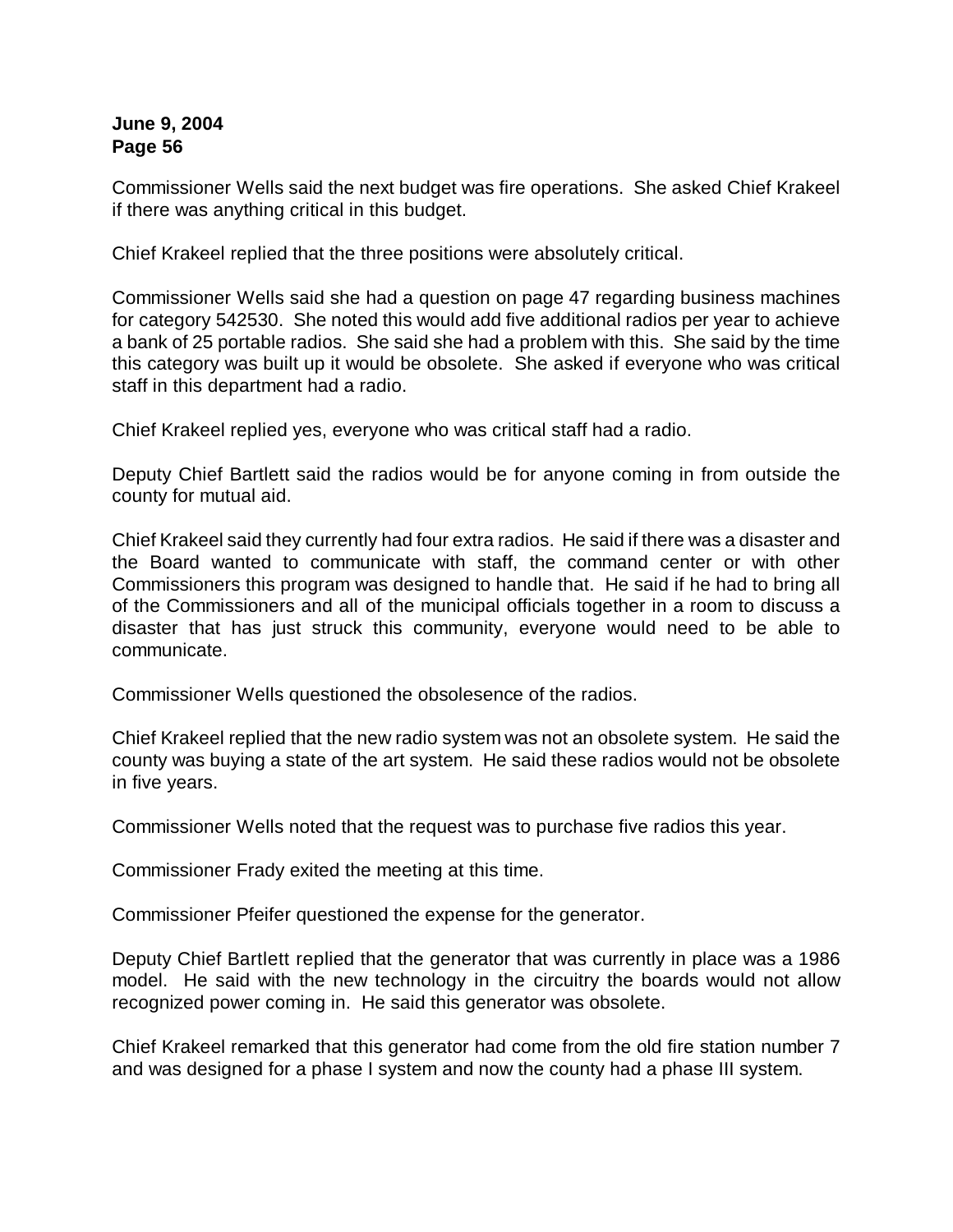Commissioner Wells said the next budget was fire operations. She asked Chief Krakeel if there was anything critical in this budget.

Chief Krakeel replied that the three positions were absolutely critical.

Commissioner Wells said she had a question on page 47 regarding business machines for category 542530. She noted this would add five additional radios per year to achieve a bank of 25 portable radios. She said she had a problem with this. She said by the time this category was built up it would be obsolete. She asked if everyone who was critical staff in this department had a radio.

Chief Krakeel replied yes, everyone who was critical staff had a radio.

Deputy Chief Bartlett said the radios would be for anyone coming in from outside the county for mutual aid.

Chief Krakeel said they currently had four extra radios. He said if there was a disaster and the Board wanted to communicate with staff, the command center or with other Commissioners this program was designed to handle that. He said if he had to bring all of the Commissioners and all of the municipal officials together in a room to discuss a disaster that has just struck this community, everyone would need to be able to communicate.

Commissioner Wells questioned the obsolesence of the radios.

Chief Krakeel replied that the new radio system was not an obsolete system. He said the county was buying a state of the art system. He said these radios would not be obsolete in five years.

Commissioner Wells noted that the request was to purchase five radios this year.

Commissioner Frady exited the meeting at this time.

Commissioner Pfeifer questioned the expense for the generator.

Deputy Chief Bartlett replied that the generator that was currently in place was a 1986 model. He said with the new technology in the circuitry the boards would not allow recognized power coming in. He said this generator was obsolete.

Chief Krakeel remarked that this generator had come from the old fire station number 7 and was designed for a phase I system and now the county had a phase III system.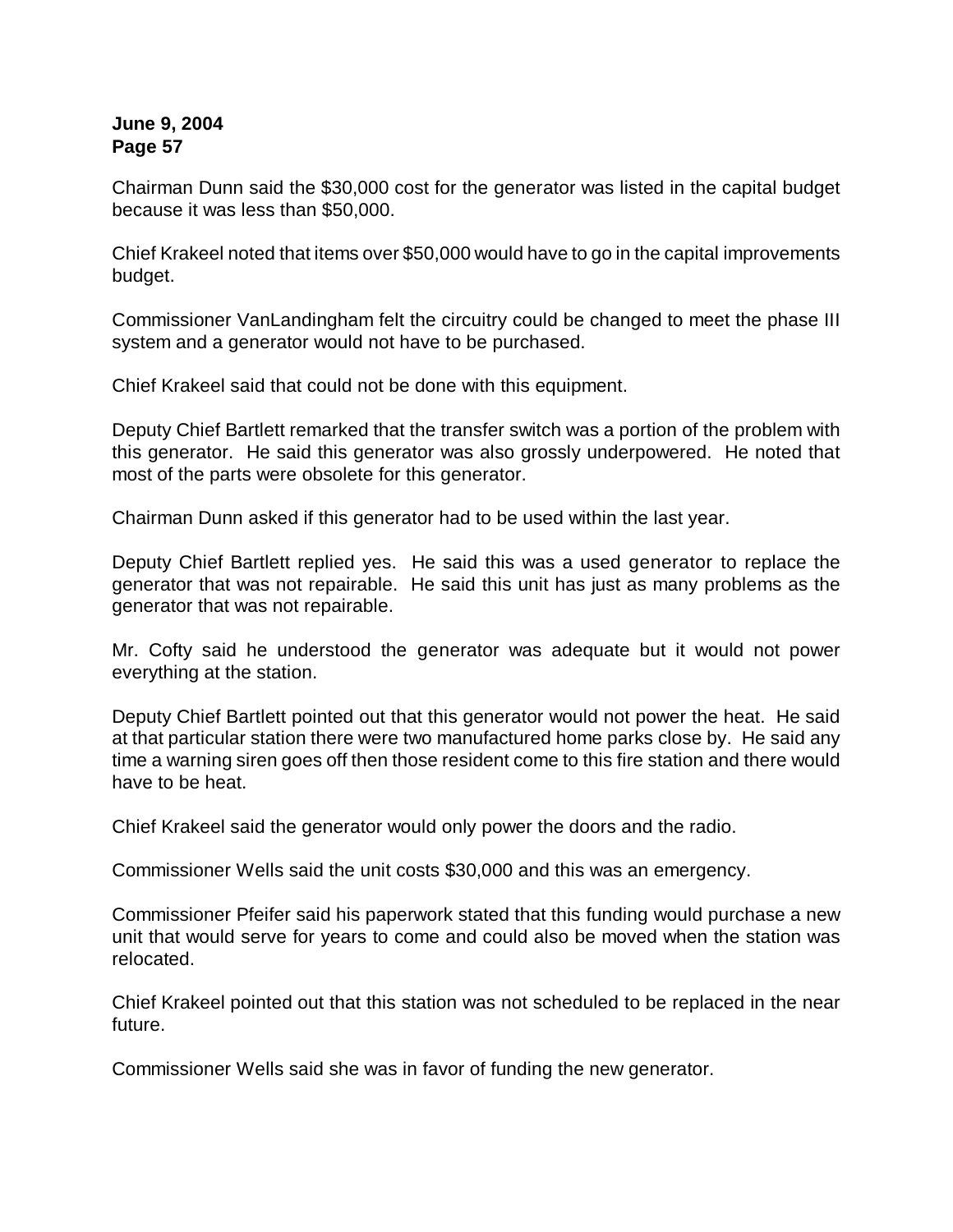Chairman Dunn said the $30,000 cost for the generator was listed in the capital budget because it was less than $50,000.

Chief Krakeel noted that items over $50,000 would have to go in the capital improvements budget.

Commissioner VanLandingham felt the circuitry could be changed to meet the phase III system and a generator would not have to be purchased.

Chief Krakeel said that could not be done with this equipment.

Deputy Chief Bartlett remarked that the transfer switch was a portion of the problem with this generator. He said this generator was also grossly underpowered. He noted that most of the parts were obsolete for this generator.

Chairman Dunn asked if this generator had to be used within the last year.

Deputy Chief Bartlett replied yes. He said this was a used generator to replace the generator that was not repairable. He said this unit has just as many problems as the generator that was not repairable.

Mr. Cofty said he understood the generator was adequate but it would not power everything at the station.

Deputy Chief Bartlett pointed out that this generator would not power the heat. He said at that particular station there were two manufactured home parks close by. He said any time a warning siren goes off then those resident come to this fire station and there would have to be heat.

Chief Krakeel said the generator would only power the doors and the radio.

Commissioner Wells said the unit costs $30,000 and this was an emergency.

Commissioner Pfeifer said his paperwork stated that this funding would purchase a new unit that would serve for years to come and could also be moved when the station was relocated.

Chief Krakeel pointed out that this station was not scheduled to be replaced in the near future.

Commissioner Wells said she was in favor of funding the new generator.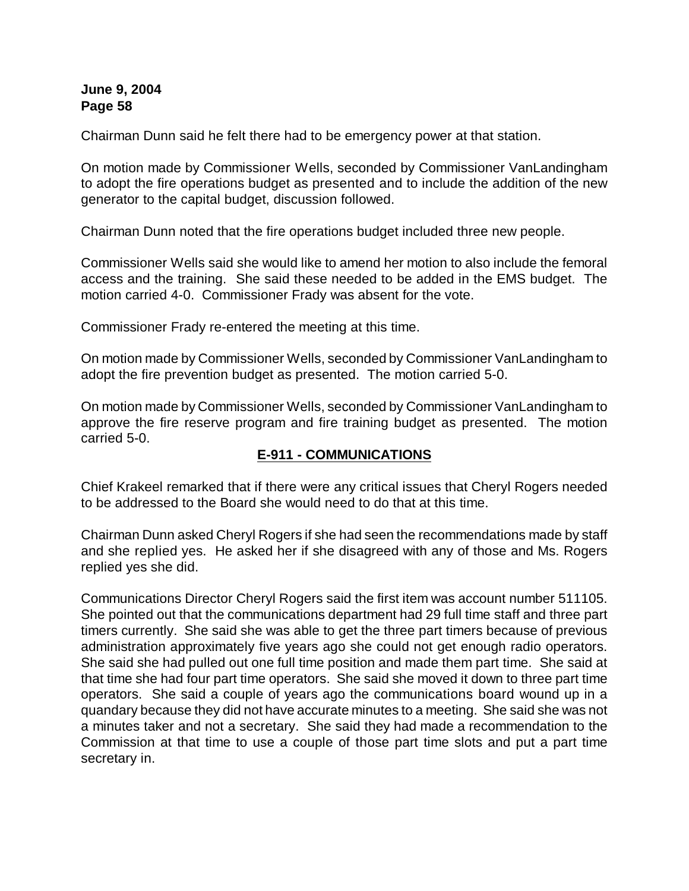Chairman Dunn said he felt there had to be emergency power at that station.

On motion made by Commissioner Wells, seconded by Commissioner VanLandingham to adopt the fire operations budget as presented and to include the addition of the new generator to the capital budget, discussion followed.

Chairman Dunn noted that the fire operations budget included three new people.

Commissioner Wells said she would like to amend her motion to also include the femoral access and the training. She said these needed to be added in the EMS budget. The motion carried 4-0. Commissioner Frady was absent for the vote.

Commissioner Frady re-entered the meeting at this time.

On motion made by Commissioner Wells, seconded by Commissioner VanLandingham to adopt the fire prevention budget as presented. The motion carried 5-0.

On motion made by Commissioner Wells, seconded by Commissioner VanLandingham to approve the fire reserve program and fire training budget as presented. The motion carried 5-0.

## **E-911 - COMMUNICATIONS**

Chief Krakeel remarked that if there were any critical issues that Cheryl Rogers needed to be addressed to the Board she would need to do that at this time.

Chairman Dunn asked Cheryl Rogers if she had seen the recommendations made by staff and she replied yes. He asked her if she disagreed with any of those and Ms. Rogers replied yes she did.

Communications Director Cheryl Rogers said the first item was account number 511105. She pointed out that the communications department had 29 full time staff and three part timers currently. She said she was able to get the three part timers because of previous administration approximately five years ago she could not get enough radio operators. She said she had pulled out one full time position and made them part time. She said at that time she had four part time operators. She said she moved it down to three part time operators. She said a couple of years ago the communications board wound up in a quandary because they did not have accurate minutes to a meeting. She said she was not a minutes taker and not a secretary. She said they had made a recommendation to the Commission at that time to use a couple of those part time slots and put a part time secretary in.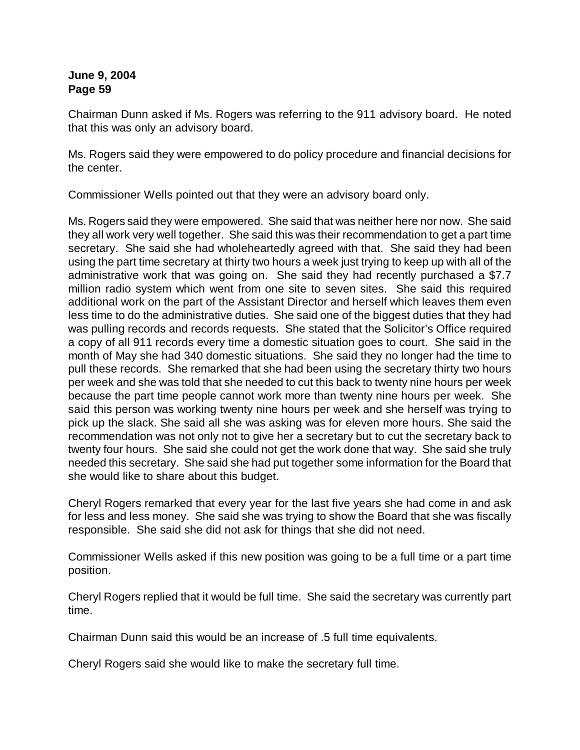Chairman Dunn asked if Ms. Rogers was referring to the 911 advisory board. He noted that this was only an advisory board.

Ms. Rogers said they were empowered to do policy procedure and financial decisions for the center.

Commissioner Wells pointed out that they were an advisory board only.

Ms. Rogers said they were empowered. She said that was neither here nor now. She said they all work very well together. She said this was their recommendation to get a part time secretary. She said she had wholeheartedly agreed with that. She said they had been using the part time secretary at thirty two hours a week just trying to keep up with all of the administrative work that was going on. She said they had recently purchased a $7.7 million radio system which went from one site to seven sites. She said this required additional work on the part of the Assistant Director and herself which leaves them even less time to do the administrative duties. She said one of the biggest duties that they had was pulling records and records requests. She stated that the Solicitor's Office required a copy of all 911 records every time a domestic situation goes to court. She said in the month of May she had 340 domestic situations. She said they no longer had the time to pull these records. She remarked that she had been using the secretary thirty two hours per week and she was told that she needed to cut this back to twenty nine hours per week because the part time people cannot work more than twenty nine hours per week. She said this person was working twenty nine hours per week and she herself was trying to pick up the slack. She said all she was asking was for eleven more hours. She said the recommendation was not only not to give her a secretary but to cut the secretary back to twenty four hours. She said she could not get the work done that way. She said she truly needed this secretary. She said she had put together some information for the Board that she would like to share about this budget.

Cheryl Rogers remarked that every year for the last five years she had come in and ask for less and less money. She said she was trying to show the Board that she was fiscally responsible. She said she did not ask for things that she did not need.

Commissioner Wells asked if this new position was going to be a full time or a part time position.

Cheryl Rogers replied that it would be full time. She said the secretary was currently part time.

Chairman Dunn said this would be an increase of .5 full time equivalents.

Cheryl Rogers said she would like to make the secretary full time.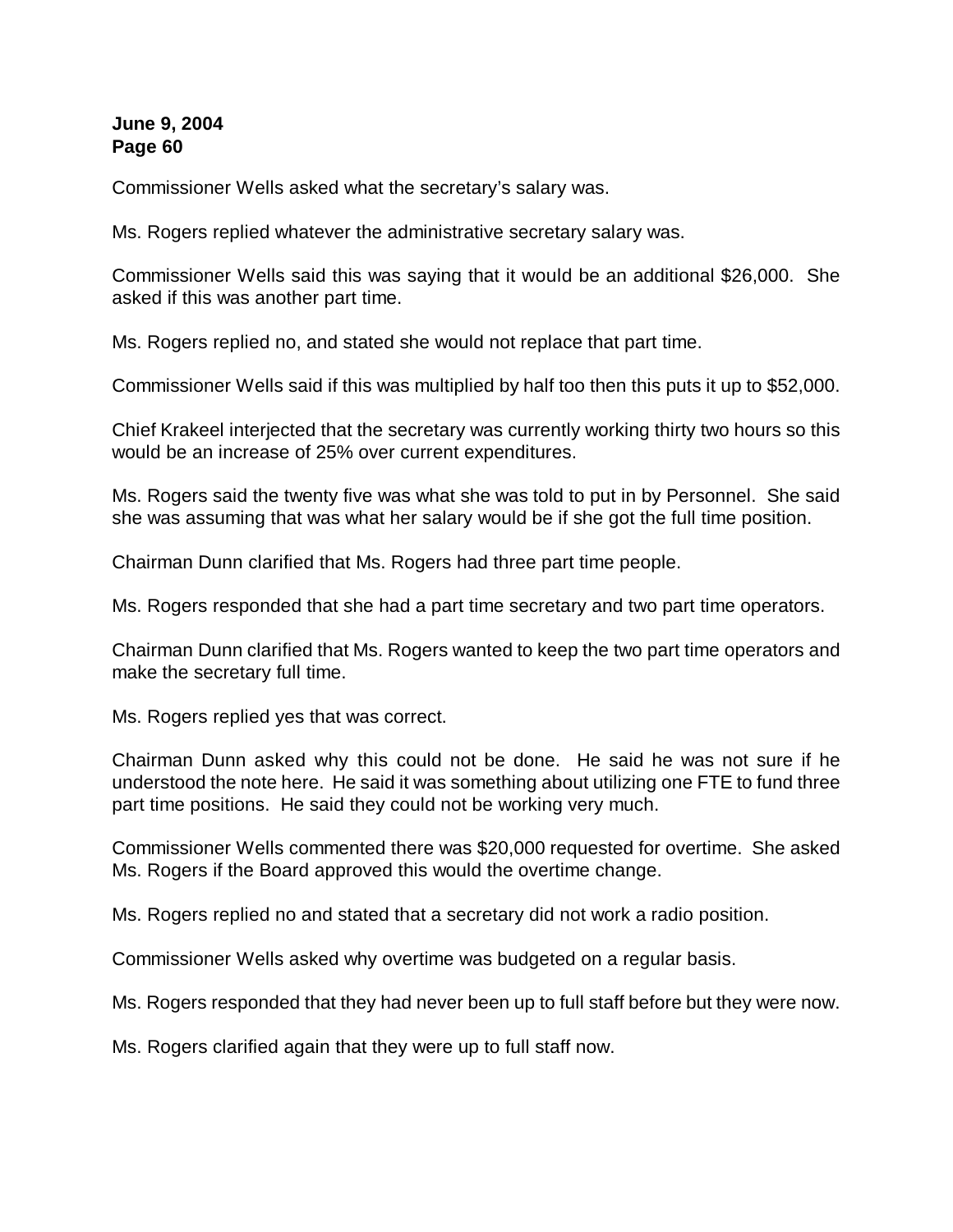Commissioner Wells asked what the secretary's salary was.

Ms. Rogers replied whatever the administrative secretary salary was.

Commissioner Wells said this was saying that it would be an additional $26,000. She asked if this was another part time.

Ms. Rogers replied no, and stated she would not replace that part time.

Commissioner Wells said if this was multiplied by half too then this puts it up to $52,000.

Chief Krakeel interjected that the secretary was currently working thirty two hours so this would be an increase of 25% over current expenditures.

Ms. Rogers said the twenty five was what she was told to put in by Personnel. She said she was assuming that was what her salary would be if she got the full time position.

Chairman Dunn clarified that Ms. Rogers had three part time people.

Ms. Rogers responded that she had a part time secretary and two part time operators.

Chairman Dunn clarified that Ms. Rogers wanted to keep the two part time operators and make the secretary full time.

Ms. Rogers replied yes that was correct.

Chairman Dunn asked why this could not be done. He said he was not sure if he understood the note here. He said it was something about utilizing one FTE to fund three part time positions. He said they could not be working very much.

Commissioner Wells commented there was $20,000 requested for overtime. She asked Ms. Rogers if the Board approved this would the overtime change.

Ms. Rogers replied no and stated that a secretary did not work a radio position.

Commissioner Wells asked why overtime was budgeted on a regular basis.

Ms. Rogers responded that they had never been up to full staff before but they were now.

Ms. Rogers clarified again that they were up to full staff now.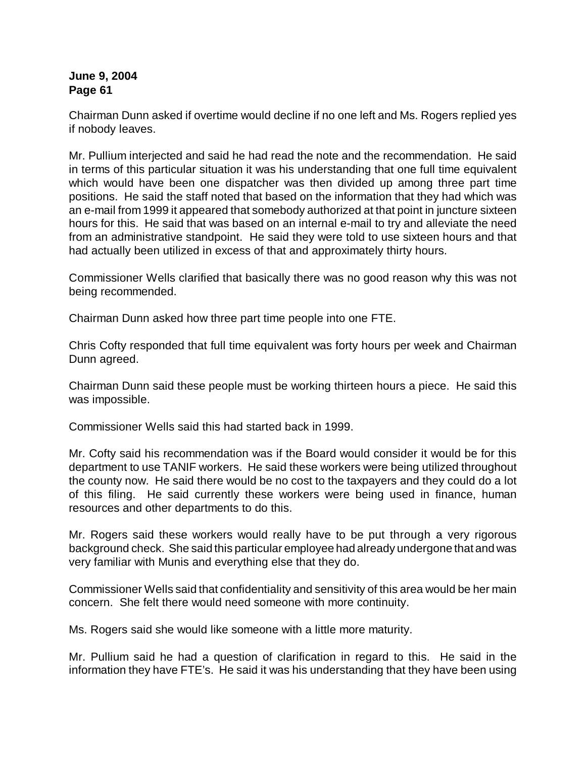Chairman Dunn asked if overtime would decline if no one left and Ms. Rogers replied yes if nobody leaves.

Mr. Pullium interjected and said he had read the note and the recommendation. He said in terms of this particular situation it was his understanding that one full time equivalent which would have been one dispatcher was then divided up among three part time positions. He said the staff noted that based on the information that they had which was an e-mail from 1999 it appeared that somebody authorized at that point in juncture sixteen hours for this. He said that was based on an internal e-mail to try and alleviate the need from an administrative standpoint. He said they were told to use sixteen hours and that had actually been utilized in excess of that and approximately thirty hours.

Commissioner Wells clarified that basically there was no good reason why this was not being recommended.

Chairman Dunn asked how three part time people into one FTE.

Chris Cofty responded that full time equivalent was forty hours per week and Chairman Dunn agreed.

Chairman Dunn said these people must be working thirteen hours a piece. He said this was impossible.

Commissioner Wells said this had started back in 1999.

Mr. Cofty said his recommendation was if the Board would consider it would be for this department to use TANIF workers. He said these workers were being utilized throughout the county now. He said there would be no cost to the taxpayers and they could do a lot of this filing. He said currently these workers were being used in finance, human resources and other departments to do this.

Mr. Rogers said these workers would really have to be put through a very rigorous background check. She said this particular employee had already undergone that and was very familiar with Munis and everything else that they do.

Commissioner Wells said that confidentiality and sensitivity of this area would be her main concern. She felt there would need someone with more continuity.

Ms. Rogers said she would like someone with a little more maturity.

Mr. Pullium said he had a question of clarification in regard to this. He said in the information they have FTE's. He said it was his understanding that they have been using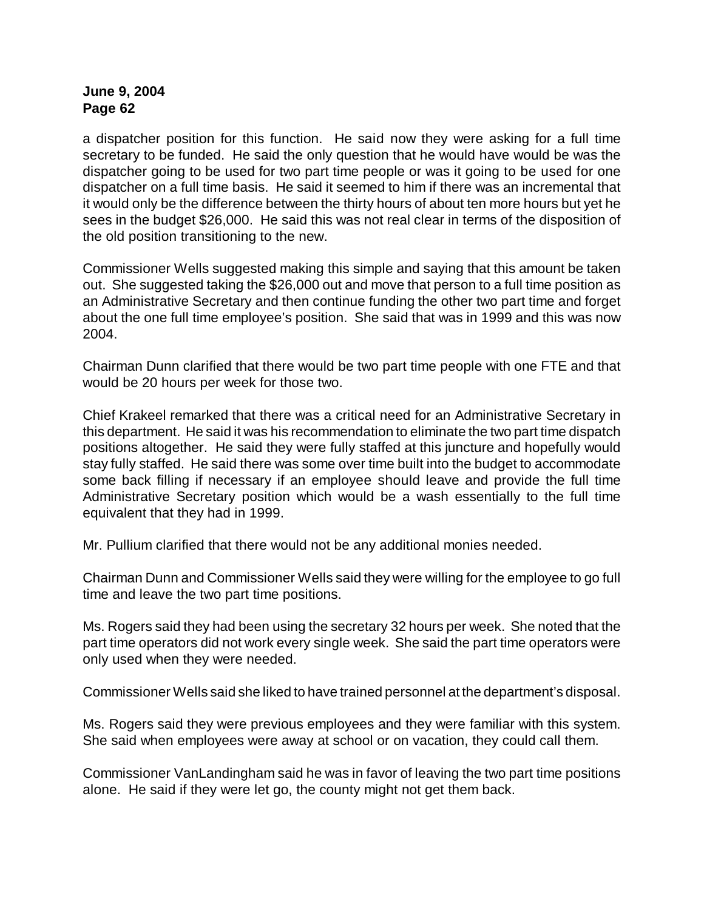a dispatcher position for this function. He said now they were asking for a full time secretary to be funded. He said the only question that he would have would be was the dispatcher going to be used for two part time people or was it going to be used for one dispatcher on a full time basis. He said it seemed to him if there was an incremental that it would only be the difference between the thirty hours of about ten more hours but yet he sees in the budget $26,000. He said this was not real clear in terms of the disposition of the old position transitioning to the new.

Commissioner Wells suggested making this simple and saying that this amount be taken out. She suggested taking the $26,000 out and move that person to a full time position as an Administrative Secretary and then continue funding the other two part time and forget about the one full time employee's position. She said that was in 1999 and this was now 2004.

Chairman Dunn clarified that there would be two part time people with one FTE and that would be 20 hours per week for those two.

Chief Krakeel remarked that there was a critical need for an Administrative Secretary in this department. He said it was his recommendation to eliminate the two part time dispatch positions altogether. He said they were fully staffed at this juncture and hopefully would stay fully staffed. He said there was some over time built into the budget to accommodate some back filling if necessary if an employee should leave and provide the full time Administrative Secretary position which would be a wash essentially to the full time equivalent that they had in 1999.

Mr. Pullium clarified that there would not be any additional monies needed.

Chairman Dunn and Commissioner Wells said they were willing for the employee to go full time and leave the two part time positions.

Ms. Rogers said they had been using the secretary 32 hours per week. She noted that the part time operators did not work every single week. She said the part time operators were only used when they were needed.

Commissioner Wells said she liked to have trained personnel at the department's disposal.

Ms. Rogers said they were previous employees and they were familiar with this system. She said when employees were away at school or on vacation, they could call them.

Commissioner VanLandingham said he was in favor of leaving the two part time positions alone. He said if they were let go, the county might not get them back.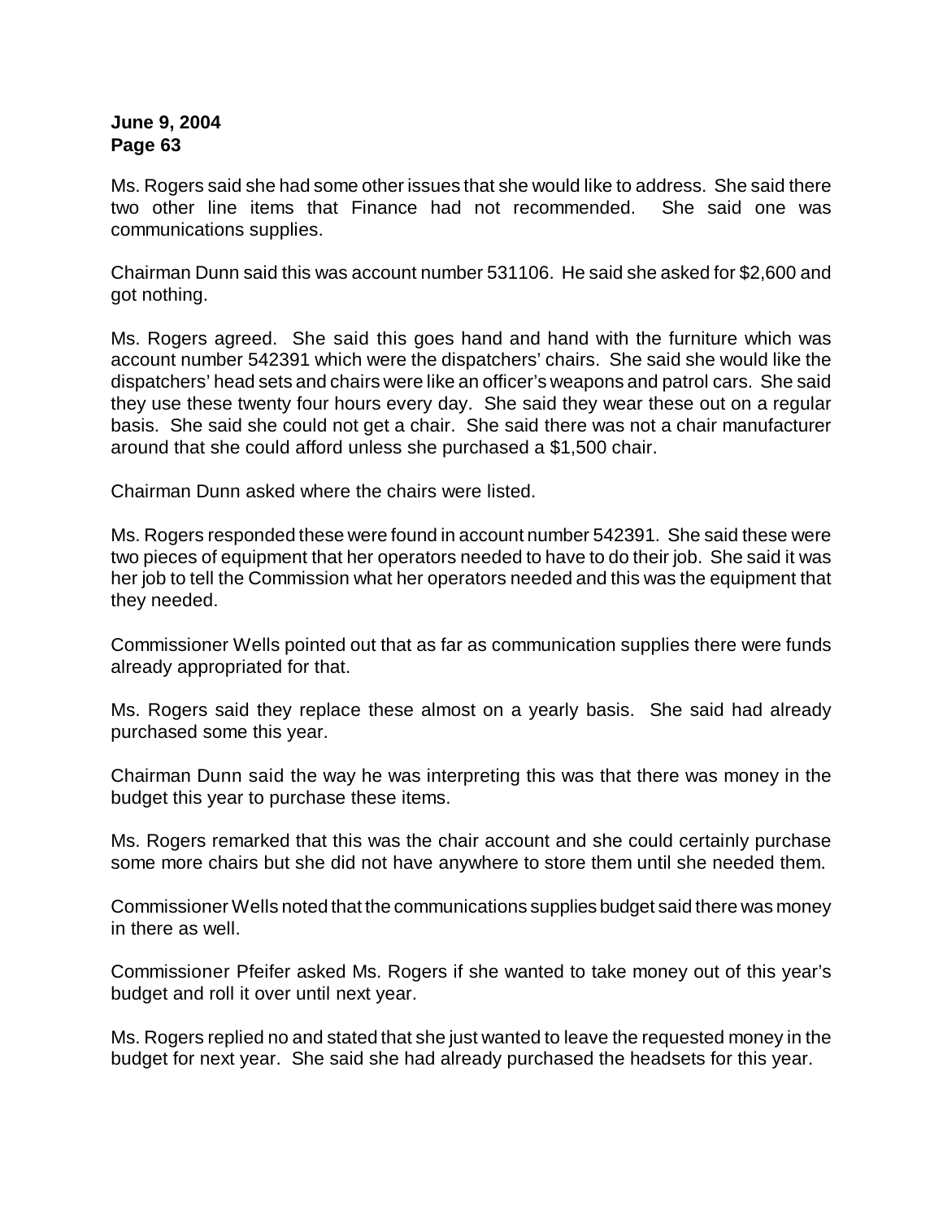Ms. Rogers said she had some other issues that she would like to address. She said there two other line items that Finance had not recommended. She said one was communications supplies.

Chairman Dunn said this was account number 531106. He said she asked for $2,600 and got nothing.

Ms. Rogers agreed. She said this goes hand and hand with the furniture which was account number 542391 which were the dispatchers' chairs. She said she would like the dispatchers' head sets and chairs were like an officer's weapons and patrol cars. She said they use these twenty four hours every day. She said they wear these out on a regular basis. She said she could not get a chair. She said there was not a chair manufacturer around that she could afford unless she purchased a $1,500 chair.

Chairman Dunn asked where the chairs were listed.

Ms. Rogers responded these were found in account number 542391. She said these were two pieces of equipment that her operators needed to have to do their job. She said it was her job to tell the Commission what her operators needed and this was the equipment that they needed.

Commissioner Wells pointed out that as far as communication supplies there were funds already appropriated for that.

Ms. Rogers said they replace these almost on a yearly basis. She said had already purchased some this year.

Chairman Dunn said the way he was interpreting this was that there was money in the budget this year to purchase these items.

Ms. Rogers remarked that this was the chair account and she could certainly purchase some more chairs but she did not have anywhere to store them until she needed them.

Commissioner Wells noted that the communications supplies budget said there was money in there as well.

Commissioner Pfeifer asked Ms. Rogers if she wanted to take money out of this year's budget and roll it over until next year.

Ms. Rogers replied no and stated that she just wanted to leave the requested money in the budget for next year. She said she had already purchased the headsets for this year.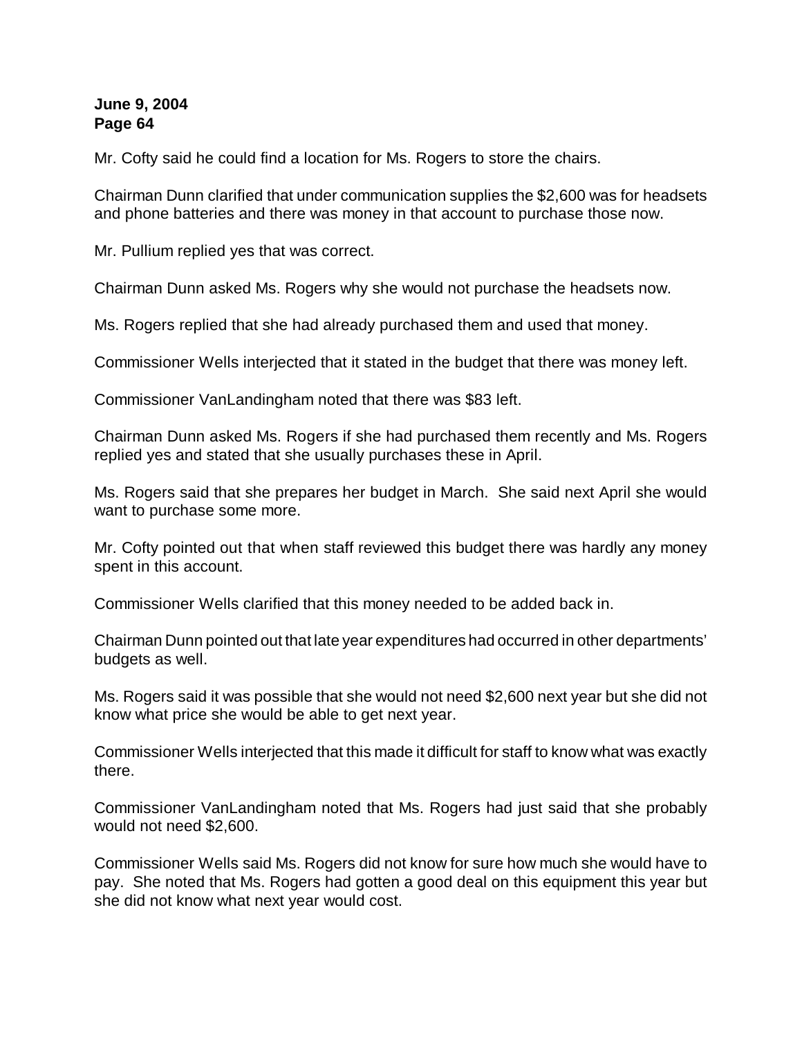Mr. Cofty said he could find a location for Ms. Rogers to store the chairs.

Chairman Dunn clarified that under communication supplies the $2,600 was for headsets and phone batteries and there was money in that account to purchase those now.

Mr. Pullium replied yes that was correct.

Chairman Dunn asked Ms. Rogers why she would not purchase the headsets now.

Ms. Rogers replied that she had already purchased them and used that money.

Commissioner Wells interjected that it stated in the budget that there was money left.

Commissioner VanLandingham noted that there was $83 left.

Chairman Dunn asked Ms. Rogers if she had purchased them recently and Ms. Rogers replied yes and stated that she usually purchases these in April.

Ms. Rogers said that she prepares her budget in March. She said next April she would want to purchase some more.

Mr. Cofty pointed out that when staff reviewed this budget there was hardly any money spent in this account.

Commissioner Wells clarified that this money needed to be added back in.

Chairman Dunn pointed out that late year expenditures had occurred in other departments' budgets as well.

Ms. Rogers said it was possible that she would not need $2,600 next year but she did not know what price she would be able to get next year.

Commissioner Wells interjected that this made it difficult for staff to know what was exactly there.

Commissioner VanLandingham noted that Ms. Rogers had just said that she probably would not need $2,600.

Commissioner Wells said Ms. Rogers did not know for sure how much she would have to pay. She noted that Ms. Rogers had gotten a good deal on this equipment this year but she did not know what next year would cost.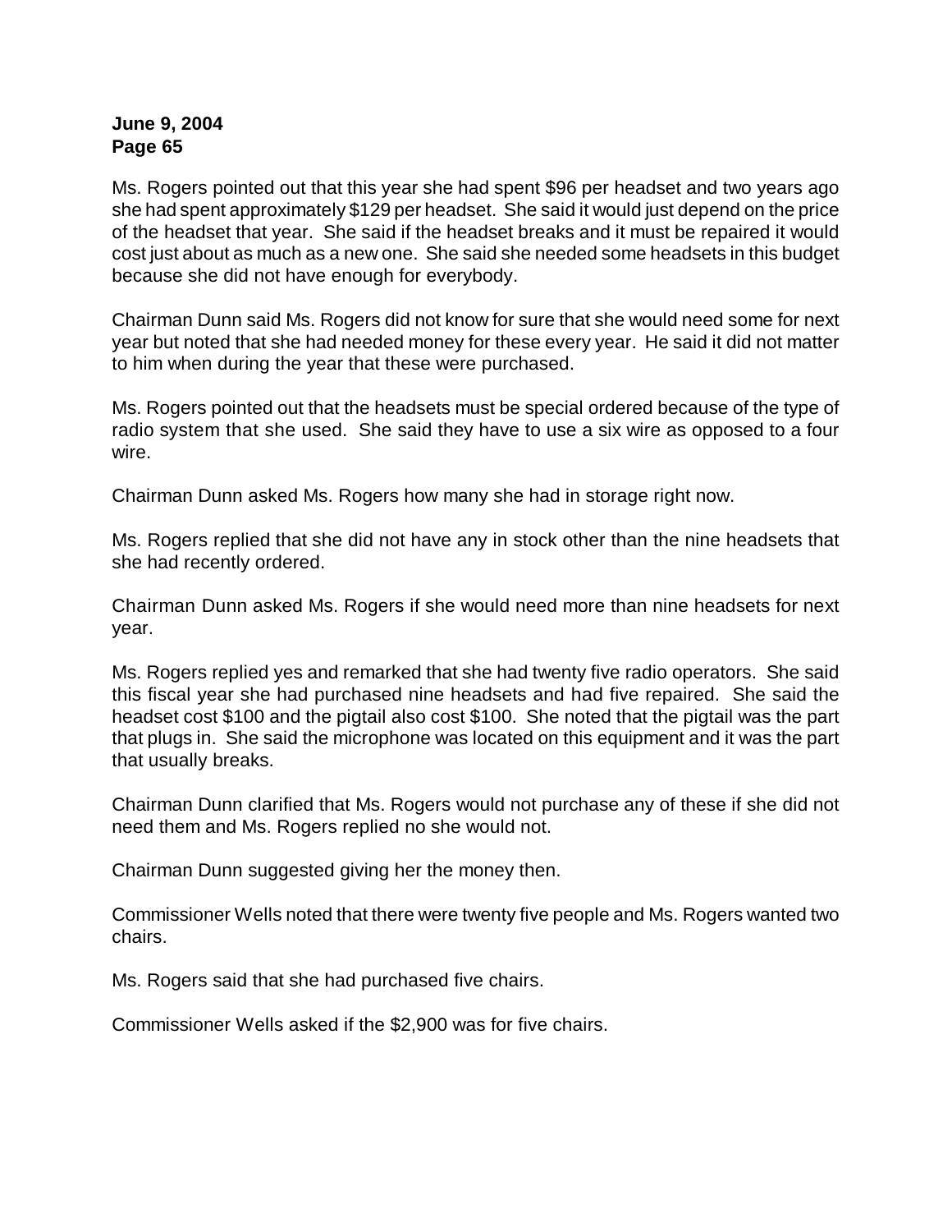Ms. Rogers pointed out that this year she had spent $96 per headset and two years ago she had spent approximately $129 per headset. She said it would just depend on the price of the headset that year. She said if the headset breaks and it must be repaired it would cost just about as much as a new one. She said she needed some headsets in this budget because she did not have enough for everybody.

Chairman Dunn said Ms. Rogers did not know for sure that she would need some for next year but noted that she had needed money for these every year. He said it did not matter to him when during the year that these were purchased.

Ms. Rogers pointed out that the headsets must be special ordered because of the type of radio system that she used. She said they have to use a six wire as opposed to a four wire.

Chairman Dunn asked Ms. Rogers how many she had in storage right now.

Ms. Rogers replied that she did not have any in stock other than the nine headsets that she had recently ordered.

Chairman Dunn asked Ms. Rogers if she would need more than nine headsets for next year.

Ms. Rogers replied yes and remarked that she had twenty five radio operators. She said this fiscal year she had purchased nine headsets and had five repaired. She said the headset cost $100 and the pigtail also cost $100. She noted that the pigtail was the part that plugs in. She said the microphone was located on this equipment and it was the part that usually breaks.

Chairman Dunn clarified that Ms. Rogers would not purchase any of these if she did not need them and Ms. Rogers replied no she would not.

Chairman Dunn suggested giving her the money then.

Commissioner Wells noted that there were twenty five people and Ms. Rogers wanted two chairs.

Ms. Rogers said that she had purchased five chairs.

Commissioner Wells asked if the $2,900 was for five chairs.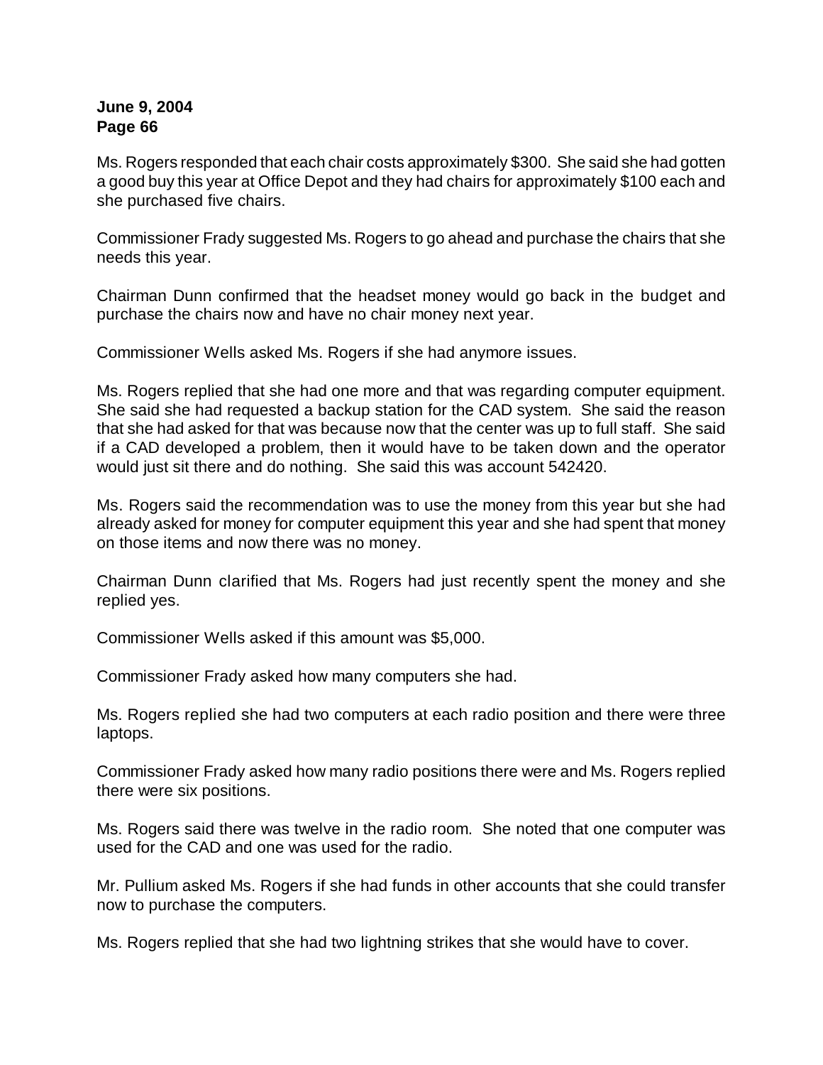Ms. Rogers responded that each chair costs approximately $300. She said she had gotten a good buy this year at Office Depot and they had chairs for approximately $100 each and she purchased five chairs.

Commissioner Frady suggested Ms. Rogers to go ahead and purchase the chairs that she needs this year.

Chairman Dunn confirmed that the headset money would go back in the budget and purchase the chairs now and have no chair money next year.

Commissioner Wells asked Ms. Rogers if she had anymore issues.

Ms. Rogers replied that she had one more and that was regarding computer equipment. She said she had requested a backup station for the CAD system. She said the reason that she had asked for that was because now that the center was up to full staff. She said if a CAD developed a problem, then it would have to be taken down and the operator would just sit there and do nothing. She said this was account 542420.

Ms. Rogers said the recommendation was to use the money from this year but she had already asked for money for computer equipment this year and she had spent that money on those items and now there was no money.

Chairman Dunn clarified that Ms. Rogers had just recently spent the money and she replied yes.

Commissioner Wells asked if this amount was $5,000.

Commissioner Frady asked how many computers she had.

Ms. Rogers replied she had two computers at each radio position and there were three laptops.

Commissioner Frady asked how many radio positions there were and Ms. Rogers replied there were six positions.

Ms. Rogers said there was twelve in the radio room. She noted that one computer was used for the CAD and one was used for the radio.

Mr. Pullium asked Ms. Rogers if she had funds in other accounts that she could transfer now to purchase the computers.

Ms. Rogers replied that she had two lightning strikes that she would have to cover.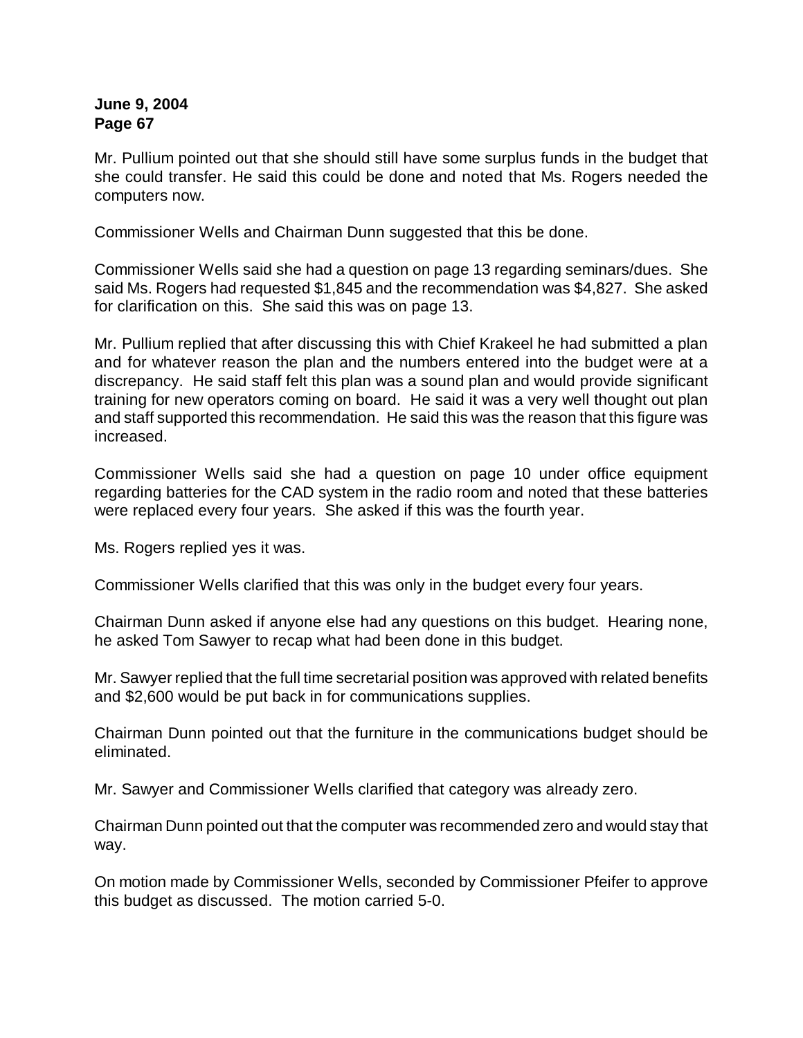Mr. Pullium pointed out that she should still have some surplus funds in the budget that she could transfer. He said this could be done and noted that Ms. Rogers needed the computers now.

Commissioner Wells and Chairman Dunn suggested that this be done.

Commissioner Wells said she had a question on page 13 regarding seminars/dues. She said Ms. Rogers had requested $1,845 and the recommendation was $4,827. She asked for clarification on this. She said this was on page 13.

Mr. Pullium replied that after discussing this with Chief Krakeel he had submitted a plan and for whatever reason the plan and the numbers entered into the budget were at a discrepancy. He said staff felt this plan was a sound plan and would provide significant training for new operators coming on board. He said it was a very well thought out plan and staff supported this recommendation. He said this was the reason that this figure was increased.

Commissioner Wells said she had a question on page 10 under office equipment regarding batteries for the CAD system in the radio room and noted that these batteries were replaced every four years. She asked if this was the fourth year.

Ms. Rogers replied yes it was.

Commissioner Wells clarified that this was only in the budget every four years.

Chairman Dunn asked if anyone else had any questions on this budget. Hearing none, he asked Tom Sawyer to recap what had been done in this budget.

Mr. Sawyer replied that the full time secretarial position was approved with related benefits and $2,600 would be put back in for communications supplies.

Chairman Dunn pointed out that the furniture in the communications budget should be eliminated.

Mr. Sawyer and Commissioner Wells clarified that category was already zero.

Chairman Dunn pointed out that the computer was recommended zero and would stay that way.

On motion made by Commissioner Wells, seconded by Commissioner Pfeifer to approve this budget as discussed. The motion carried 5-0.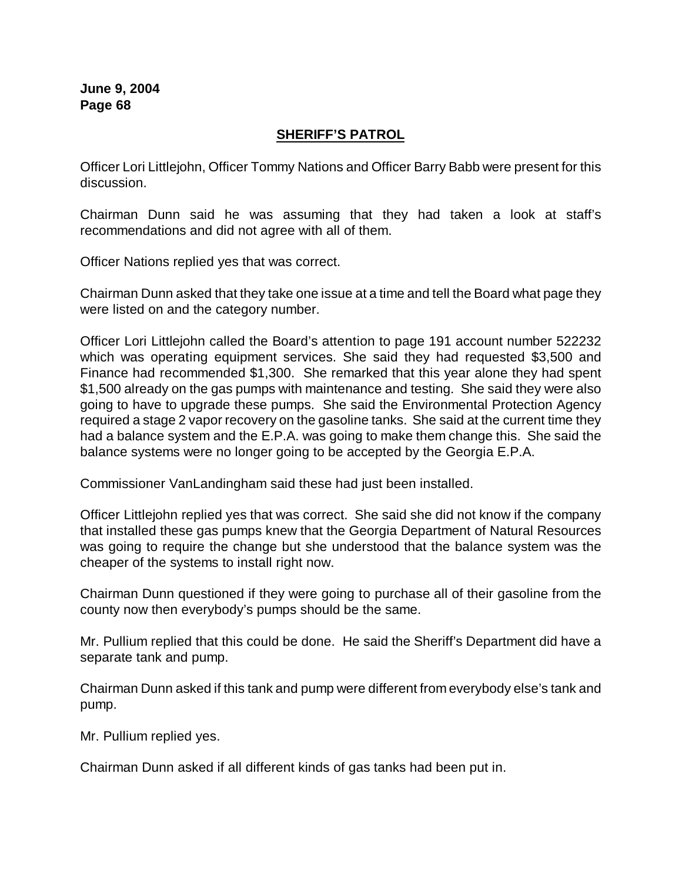## SHERIFF'S PATROL

Officer Lori Littlejohn, Officer Tommy Nations and Officer Barry Babb were present for this discussion.

Chairman Dunn said he was assuming that they had taken a look at staff's recommendations and did not agree with all of them.

Officer Nations replied yes that was correct.

Chairman Dunn asked that they take one issue at a time and tell the Board what page they were listed on and the category number.

Officer Lori Littlejohn called the Board's attention to page 191 account number 522232 which was operating equipment services. She said they had requested $3,500 and Finance had recommended $1,300. She remarked that this year alone they had spent $1,500 already on the gas pumps with maintenance and testing. She said they were also going to have to upgrade these pumps. She said the Environmental Protection Agency required a stage 2 vapor recovery on the gasoline tanks. She said at the current time they had a balance system and the E.P.A. was going to make them change this. She said the balance systems were no longer going to be accepted by the Georgia E.P.A.

Commissioner VanLandingham said these had just been installed.

Officer Littlejohn replied yes that was correct. She said she did not know if the company that installed these gas pumps knew that the Georgia Department of Natural Resources was going to require the change but she understood that the balance system was the cheaper of the systems to install right now.

Chairman Dunn questioned if they were going to purchase all of their gasoline from the county now then everybody's pumps should be the same.

Mr. Pullium replied that this could be done. He said the Sheriff's Department did have a separate tank and pump.

Chairman Dunn asked if this tank and pump were different from everybody else's tank and pump.

Mr. Pullium replied yes.

Chairman Dunn asked if all different kinds of gas tanks had been put in.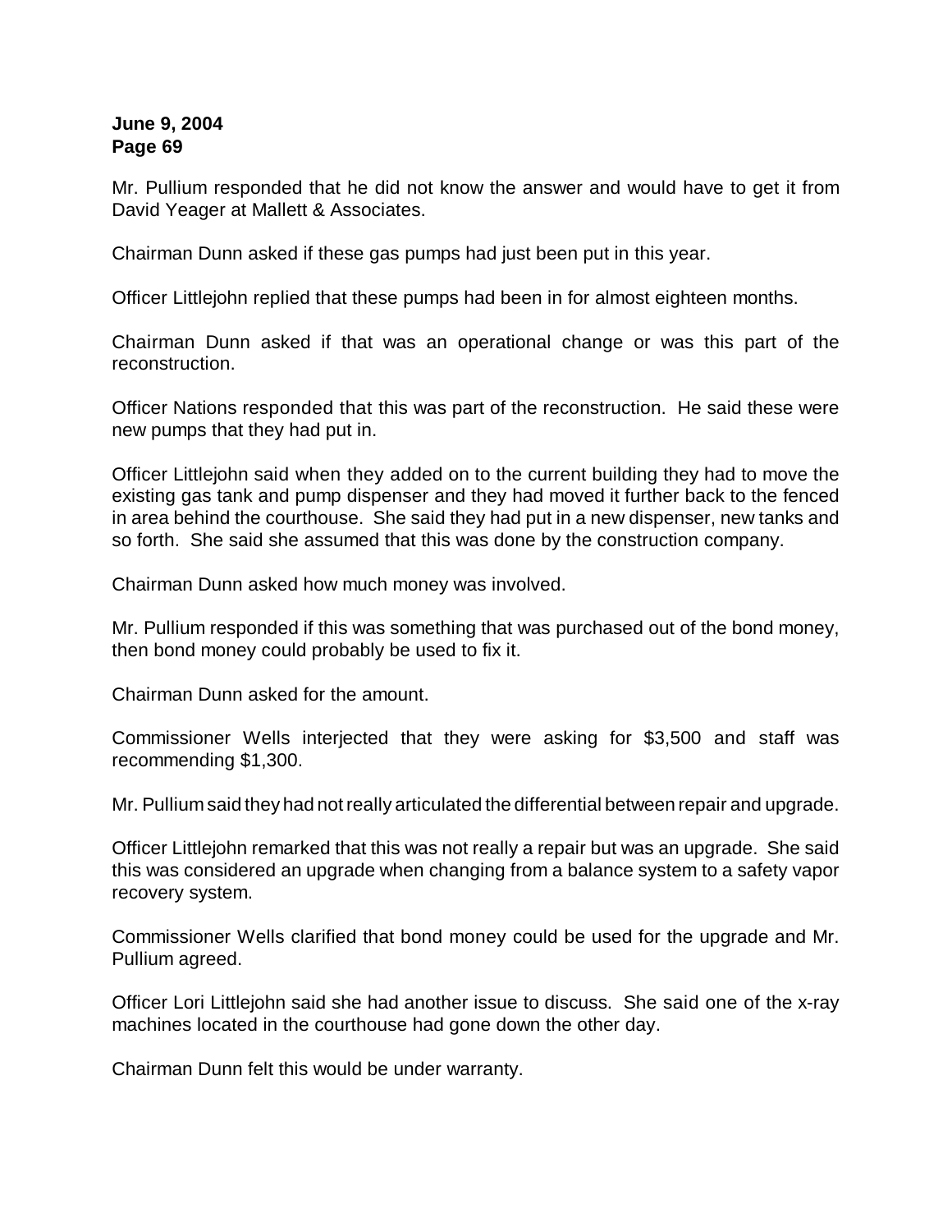Mr. Pullium responded that he did not know the answer and would have to get it from David Yeager at Mallett & Associates.

Chairman Dunn asked if these gas pumps had just been put in this year.

Officer Littlejohn replied that these pumps had been in for almost eighteen months.

Chairman Dunn asked if that was an operational change or was this part of the reconstruction.

Officer Nations responded that this was part of the reconstruction. He said these were new pumps that they had put in.

Officer Littlejohn said when they added on to the current building they had to move the existing gas tank and pump dispenser and they had moved it further back to the fenced in area behind the courthouse. She said they had put in a new dispenser, new tanks and so forth. She said she assumed that this was done by the construction company.

Chairman Dunn asked how much money was involved.

Mr. Pullium responded if this was something that was purchased out of the bond money, then bond money could probably be used to fix it.

Chairman Dunn asked for the amount.

Commissioner Wells interjected that they were asking for $3,500 and staff was recommending $1,300.

Mr. Pullium said they had not really articulated the differential between repair and upgrade.

Officer Littlejohn remarked that this was not really a repair but was an upgrade. She said this was considered an upgrade when changing from a balance system to a safety vapor recovery system.

Commissioner Wells clarified that bond money could be used for the upgrade and Mr. Pullium agreed.

Officer Lori Littlejohn said she had another issue to discuss. She said one of the x-ray machines located in the courthouse had gone down the other day.

Chairman Dunn felt this would be under warranty.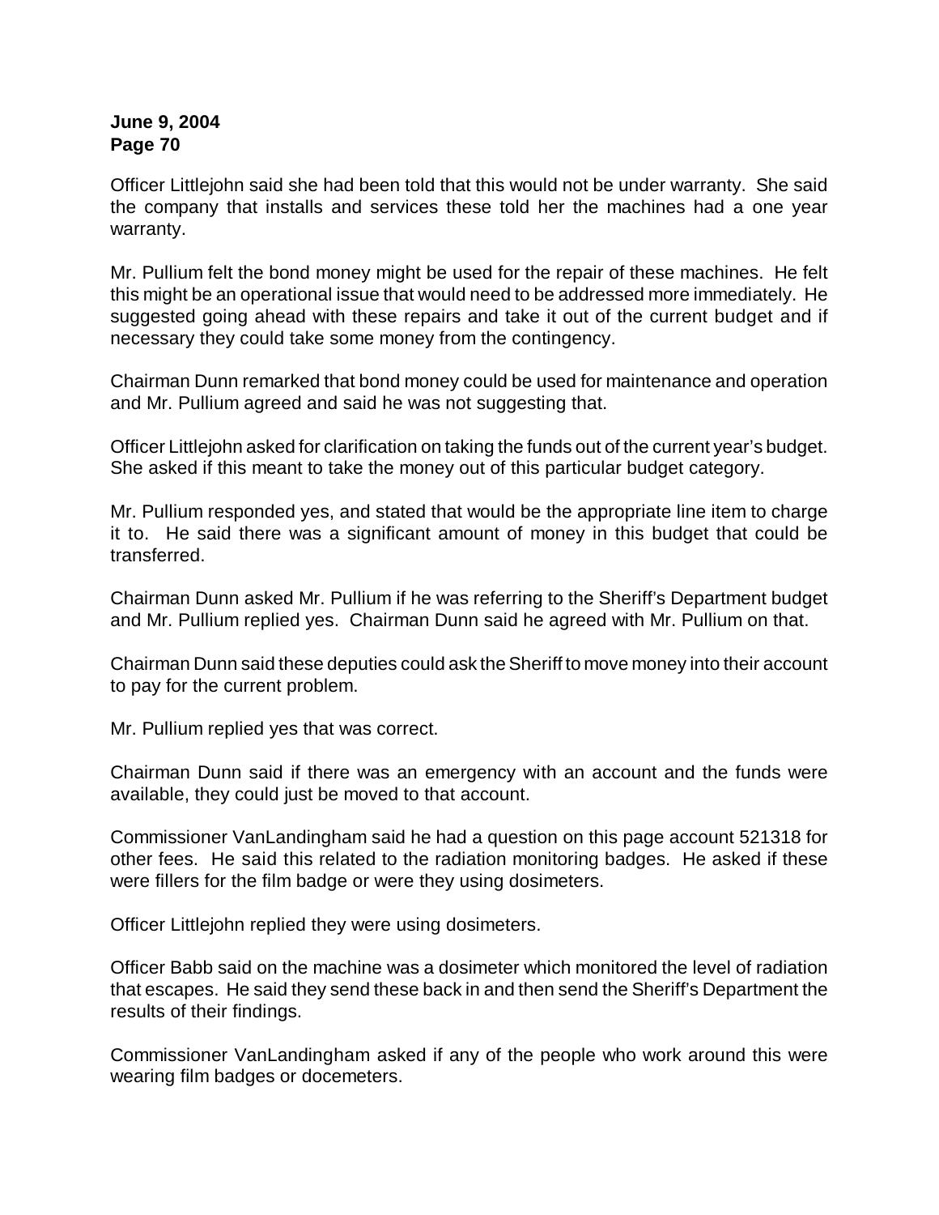Officer Littlejohn said she had been told that this would not be under warranty. She said the company that installs and services these told her the machines had a one year warranty.

Mr. Pullium felt the bond money might be used for the repair of these machines. He felt this might be an operational issue that would need to be addressed more immediately. He suggested going ahead with these repairs and take it out of the current budget and if necessary they could take some money from the contingency.

Chairman Dunn remarked that bond money could be used for maintenance and operation and Mr. Pullium agreed and said he was not suggesting that.

Officer Littlejohn asked for clarification on taking the funds out of the current year's budget. She asked if this meant to take the money out of this particular budget category.

Mr. Pullium responded yes, and stated that would be the appropriate line item to charge it to. He said there was a significant amount of money in this budget that could be transferred.

Chairman Dunn asked Mr. Pullium if he was referring to the Sheriff's Department budget and Mr. Pullium replied yes. Chairman Dunn said he agreed with Mr. Pullium on that.

Chairman Dunn said these deputies could ask the Sheriff to move money into their account to pay for the current problem.

Mr. Pullium replied yes that was correct.

Chairman Dunn said if there was an emergency with an account and the funds were available, they could just be moved to that account.

Commissioner VanLandingham said he had a question on this page account 521318 for other fees. He said this related to the radiation monitoring badges. He asked if these were fillers for the film badge or were they using dosimeters.

Officer Littlejohn replied they were using dosimeters.

Officer Babb said on the machine was a dosimeter which monitored the level of radiation that escapes. He said they send these back in and then send the Sheriff's Department the results of their findings.

Commissioner VanLandingham asked if any of the people who work around this were wearing film badges or docemeters.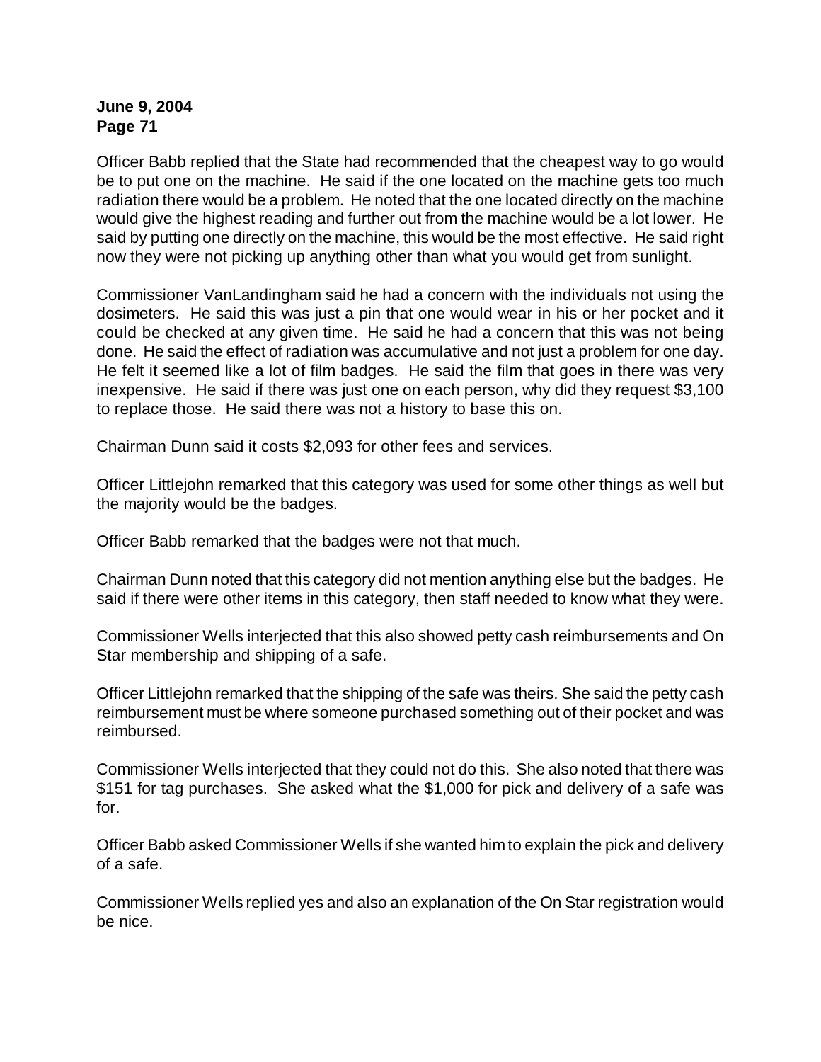Officer Babb replied that the State had recommended that the cheapest way to go would be to put one on the machine. He said if the one located on the machine gets too much radiation there would be a problem. He noted that the one located directly on the machine would give the highest reading and further out from the machine would be a lot lower. He said by putting one directly on the machine, this would be the most effective. He said right now they were not picking up anything other than what you would get from sunlight.

Commissioner VanLandingham said he had a concern with the individuals not using the dosimeters. He said this was just a pin that one would wear in his or her pocket and it could be checked at any given time. He said he had a concern that this was not being done. He said the effect of radiation was accumulative and not just a problem for one day. He felt it seemed like a lot of film badges. He said the film that goes in there was very inexpensive. He said if there was just one on each person, why did they request $3,100 to replace those. He said there was not a history to base this on.

Chairman Dunn said it costs $2,093 for other fees and services.

Officer Littlejohn remarked that this category was used for some other things as well but the majority would be the badges.

Officer Babb remarked that the badges were not that much.

Chairman Dunn noted that this category did not mention anything else but the badges. He said if there were other items in this category, then staff needed to know what they were.

Commissioner Wells interjected that this also showed petty cash reimbursements and On Star membership and shipping of a safe.

Officer Littlejohn remarked that the shipping of the safe was theirs. She said the petty cash reimbursement must be where someone purchased something out of their pocket and was reimbursed.

Commissioner Wells interjected that they could not do this. She also noted that there was $151 for tag purchases. She asked what the $1,000 for pick and delivery of a safe was for.

Officer Babb asked Commissioner Wells if she wanted him to explain the pick and delivery of a safe.

Commissioner Wells replied yes and also an explanation of the On Star registration would be nice.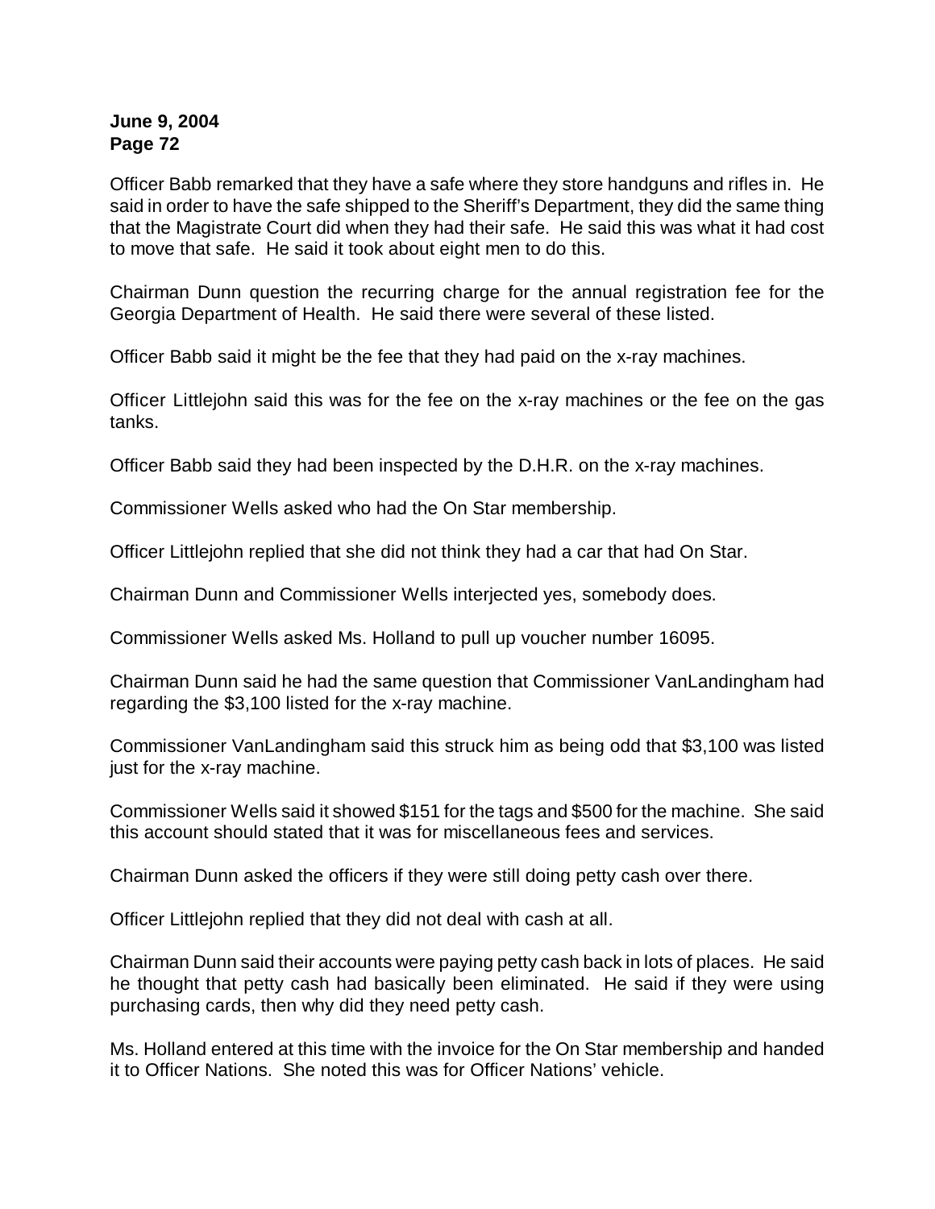Officer Babb remarked that they have a safe where they store handguns and rifles in. He said in order to have the safe shipped to the Sheriff's Department, they did the same thing that the Magistrate Court did when they had their safe. He said this was what it had cost to move that safe. He said it took about eight men to do this.

Chairman Dunn question the recurring charge for the annual registration fee for the Georgia Department of Health. He said there were several of these listed.

Officer Babb said it might be the fee that they had paid on the x-ray machines.

Officer Littlejohn said this was for the fee on the x-ray machines or the fee on the gas tanks.

Officer Babb said they had been inspected by the D.H.R. on the x-ray machines.

Commissioner Wells asked who had the On Star membership.

Officer Littlejohn replied that she did not think they had a car that had On Star.

Chairman Dunn and Commissioner Wells interjected yes, somebody does.

Commissioner Wells asked Ms. Holland to pull up voucher number 16095.

Chairman Dunn said he had the same question that Commissioner VanLandingham had regarding the $3,100 listed for the x-ray machine.

Commissioner VanLandingham said this struck him as being odd that $3,100 was listed just for the x-ray machine.

Commissioner Wells said it showed $151 for the tags and $500 for the machine. She said this account should stated that it was for miscellaneous fees and services.

Chairman Dunn asked the officers if they were still doing petty cash over there.

Officer Littlejohn replied that they did not deal with cash at all.

Chairman Dunn said their accounts were paying petty cash back in lots of places. He said he thought that petty cash had basically been eliminated. He said if they were using purchasing cards, then why did they need petty cash.

Ms. Holland entered at this time with the invoice for the On Star membership and handed it to Officer Nations. She noted this was for Officer Nations' vehicle.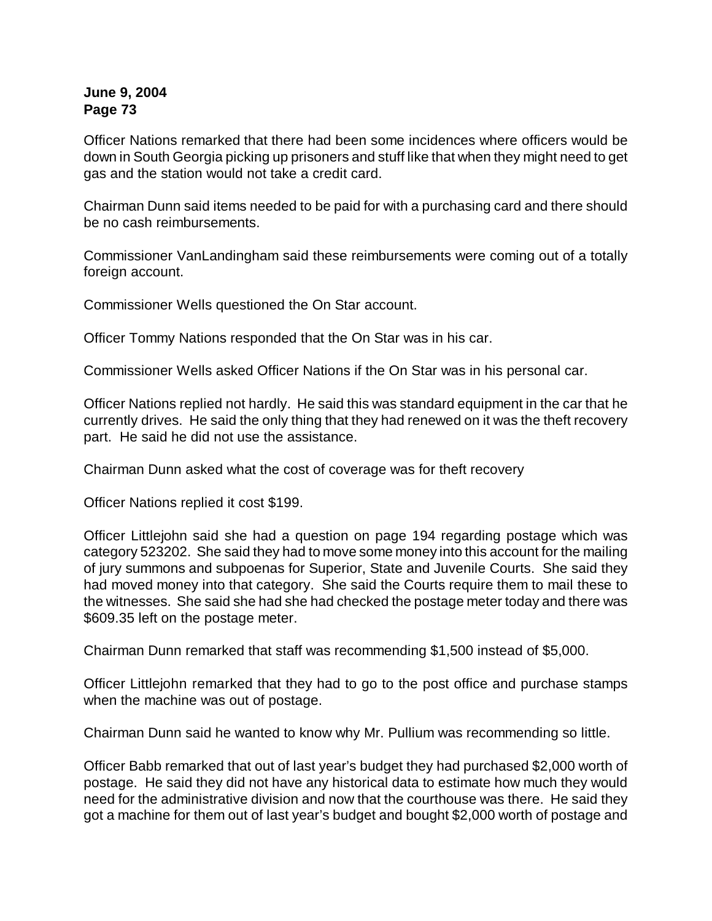Officer Nations remarked that there had been some incidences where officers would be down in South Georgia picking up prisoners and stuff like that when they might need to get gas and the station would not take a credit card.

Chairman Dunn said items needed to be paid for with a purchasing card and there should be no cash reimbursements.

Commissioner VanLandingham said these reimbursements were coming out of a totally foreign account.

Commissioner Wells questioned the On Star account.

Officer Tommy Nations responded that the On Star was in his car.

Commissioner Wells asked Officer Nations if the On Star was in his personal car.

Officer Nations replied not hardly. He said this was standard equipment in the car that he currently drives. He said the only thing that they had renewed on it was the theft recovery part. He said he did not use the assistance.

Chairman Dunn asked what the cost of coverage was for theft recovery

Officer Nations replied it cost $199.

Officer Littlejohn said she had a question on page 194 regarding postage which was category 523202. She said they had to move some money into this account for the mailing of jury summons and subpoenas for Superior, State and Juvenile Courts. She said they had moved money into that category. She said the Courts require them to mail these to the witnesses. She said she had she had checked the postage meter today and there was $609.35 left on the postage meter.

Chairman Dunn remarked that staff was recommending $1,500 instead of $5,000.

Officer Littlejohn remarked that they had to go to the post office and purchase stamps when the machine was out of postage.

Chairman Dunn said he wanted to know why Mr. Pullium was recommending so little.

Officer Babb remarked that out of last year's budget they had purchased $2,000 worth of postage. He said they did not have any historical data to estimate how much they would need for the administrative division and now that the courthouse was there. He said they got a machine for them out of last year's budget and bought $2,000 worth of postage and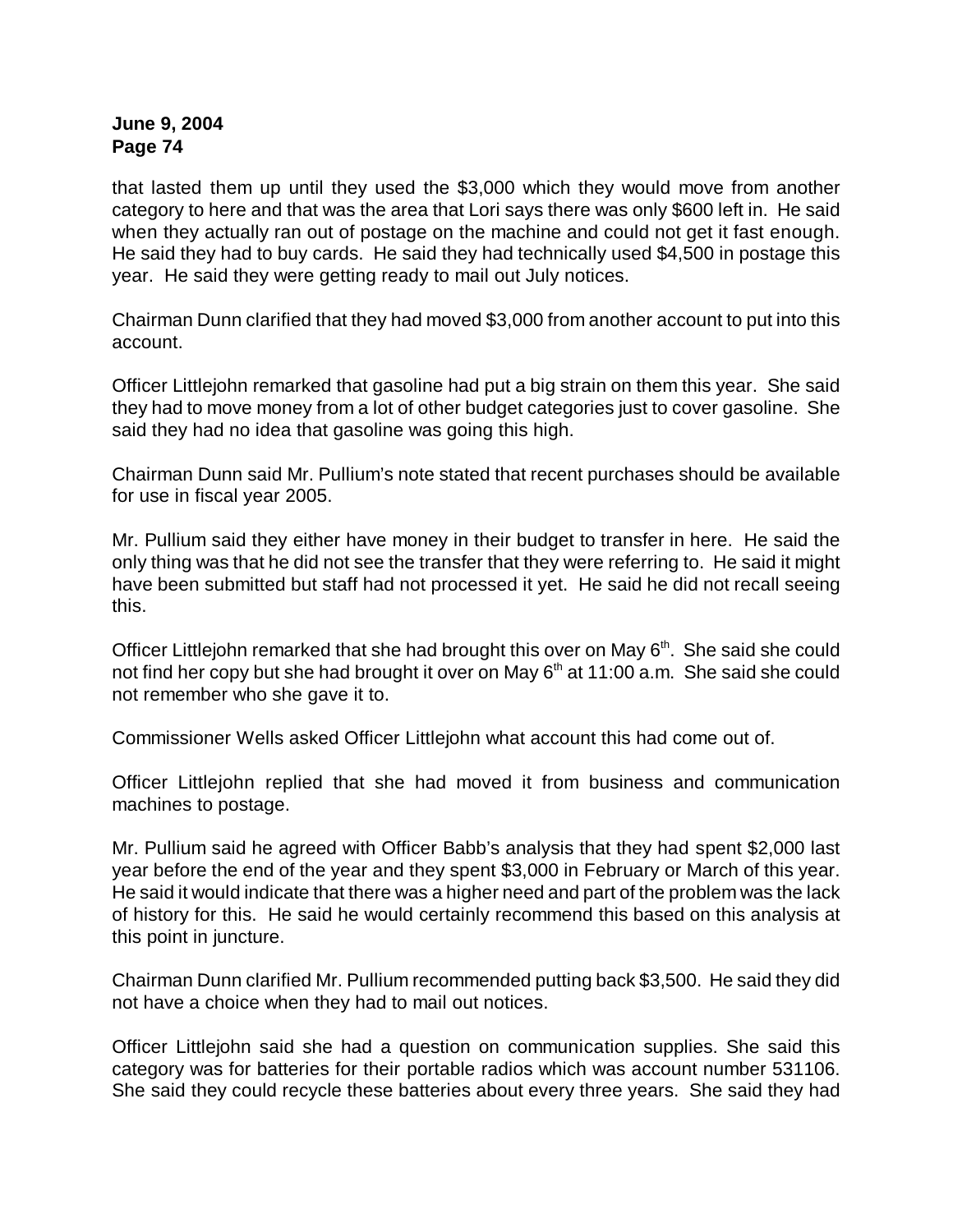that lasted them up until they used the $3,000 which they would move from another category to here and that was the area that Lori says there was only $600 left in. He said when they actually ran out of postage on the machine and could not get it fast enough. He said they had to buy cards. He said they had technically used $4,500 in postage this year. He said they were getting ready to mail out July notices.

Chairman Dunn clarified that they had moved $3,000 from another account to put into this account.

Officer Littlejohn remarked that gasoline had put a big strain on them this year. She said they had to move money from a lot of other budget categories just to cover gasoline. She said they had no idea that gasoline was going this high.

Chairman Dunn said Mr. Pullium's note stated that recent purchases should be available for use in fiscal year 2005.

Mr. Pullium said they either have money in their budget to transfer in here. He said the only thing was that he did not see the transfer that they were referring to. He said it might have been submitted but staff had not processed it yet. He said he did not recall seeing this.

Officer Littlejohn remarked that she had brought this over on May 6th. She said she could not find her copy but she had brought it over on May 6th at 11:00 a.m. She said she could not remember who she gave it to.

Commissioner Wells asked Officer Littlejohn what account this had come out of.

Officer Littlejohn replied that she had moved it from business and communication machines to postage.

Mr. Pullium said he agreed with Officer Babb's analysis that they had spent $2,000 last year before the end of the year and they spent $3,000 in February or March of this year. He said it would indicate that there was a higher need and part of the problem was the lack of history for this. He said he would certainly recommend this based on this analysis at this point in juncture.

Chairman Dunn clarified Mr. Pullium recommended putting back $3,500. He said they did not have a choice when they had to mail out notices.

Officer Littlejohn said she had a question on communication supplies. She said this category was for batteries for their portable radios which was account number 531106. She said they could recycle these batteries about every three years. She said they had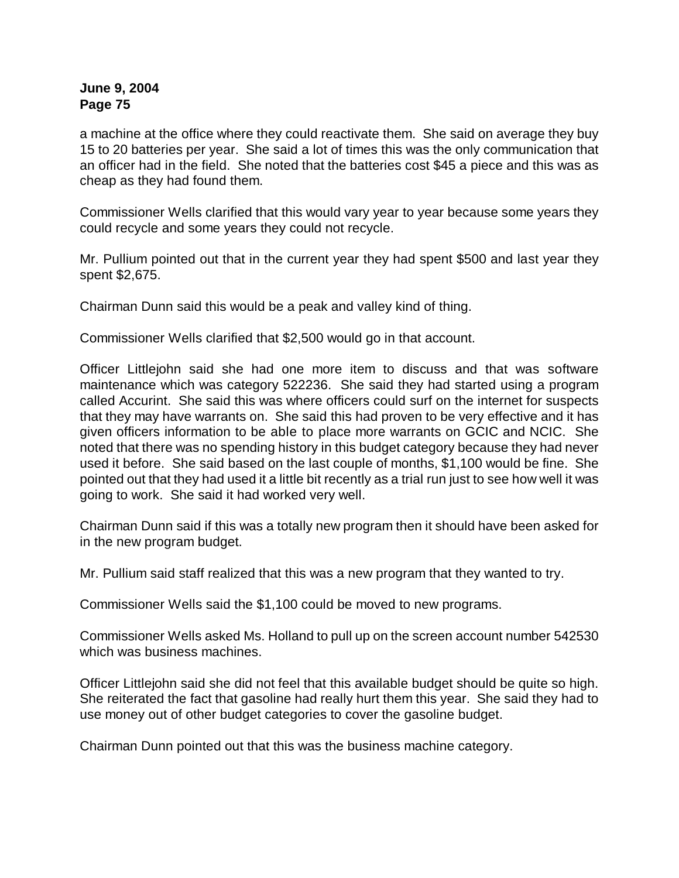a machine at the office where they could reactivate them. She said on average they buy 15 to 20 batteries per year. She said a lot of times this was the only communication that an officer had in the field. She noted that the batteries cost $45 a piece and this was as cheap as they had found them.

Commissioner Wells clarified that this would vary year to year because some years they could recycle and some years they could not recycle.

Mr. Pullium pointed out that in the current year they had spent $500 and last year they spent $2,675.

Chairman Dunn said this would be a peak and valley kind of thing.

Commissioner Wells clarified that $2,500 would go in that account.

Officer Littlejohn said she had one more item to discuss and that was software maintenance which was category 522236. She said they had started using a program called Accurint. She said this was where officers could surf on the internet for suspects that they may have warrants on. She said this had proven to be very effective and it has given officers information to be able to place more warrants on GCIC and NCIC. She noted that there was no spending history in this budget category because they had never used it before. She said based on the last couple of months, $1,100 would be fine. She pointed out that they had used it a little bit recently as a trial run just to see how well it was going to work. She said it had worked very well.

Chairman Dunn said if this was a totally new program then it should have been asked for in the new program budget.

Mr. Pullium said staff realized that this was a new program that they wanted to try.

Commissioner Wells said the $1,100 could be moved to new programs.

Commissioner Wells asked Ms. Holland to pull up on the screen account number 542530 which was business machines.

Officer Littlejohn said she did not feel that this available budget should be quite so high. She reiterated the fact that gasoline had really hurt them this year. She said they had to use money out of other budget categories to cover the gasoline budget.

Chairman Dunn pointed out that this was the business machine category.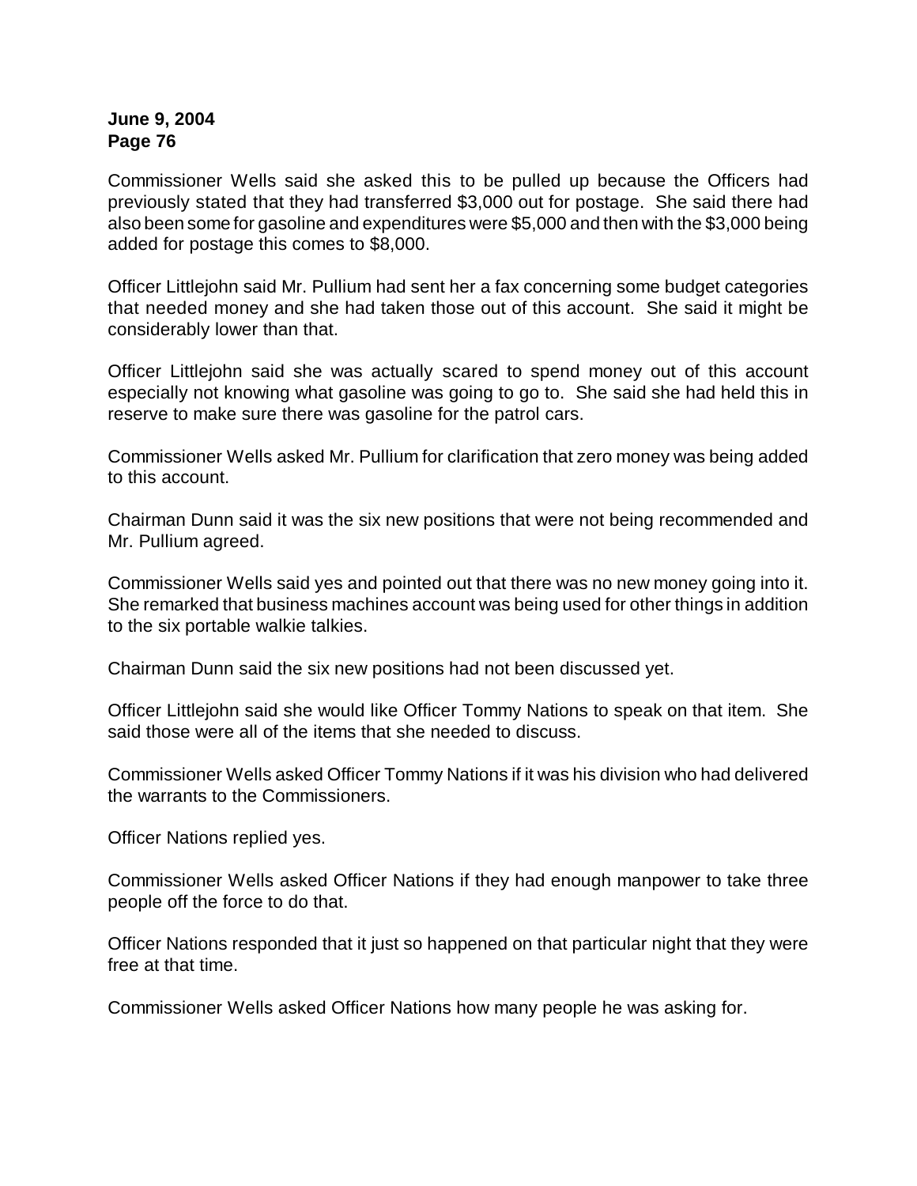Commissioner Wells said she asked this to be pulled up because the Officers had previously stated that they had transferred $3,000 out for postage. She said there had also been some for gasoline and expenditures were $5,000 and then with the $3,000 being added for postage this comes to $8,000.

Officer Littlejohn said Mr. Pullium had sent her a fax concerning some budget categories that needed money and she had taken those out of this account. She said it might be considerably lower than that.

Officer Littlejohn said she was actually scared to spend money out of this account especially not knowing what gasoline was going to go to. She said she had held this in reserve to make sure there was gasoline for the patrol cars.

Commissioner Wells asked Mr. Pullium for clarification that zero money was being added to this account.

Chairman Dunn said it was the six new positions that were not being recommended and Mr. Pullium agreed.

Commissioner Wells said yes and pointed out that there was no new money going into it. She remarked that business machines account was being used for other things in addition to the six portable walkie talkies.

Chairman Dunn said the six new positions had not been discussed yet.

Officer Littlejohn said she would like Officer Tommy Nations to speak on that item. She said those were all of the items that she needed to discuss.

Commissioner Wells asked Officer Tommy Nations if it was his division who had delivered the warrants to the Commissioners.

Officer Nations replied yes.

Commissioner Wells asked Officer Nations if they had enough manpower to take three people off the force to do that.

Officer Nations responded that it just so happened on that particular night that they were free at that time.

Commissioner Wells asked Officer Nations how many people he was asking for.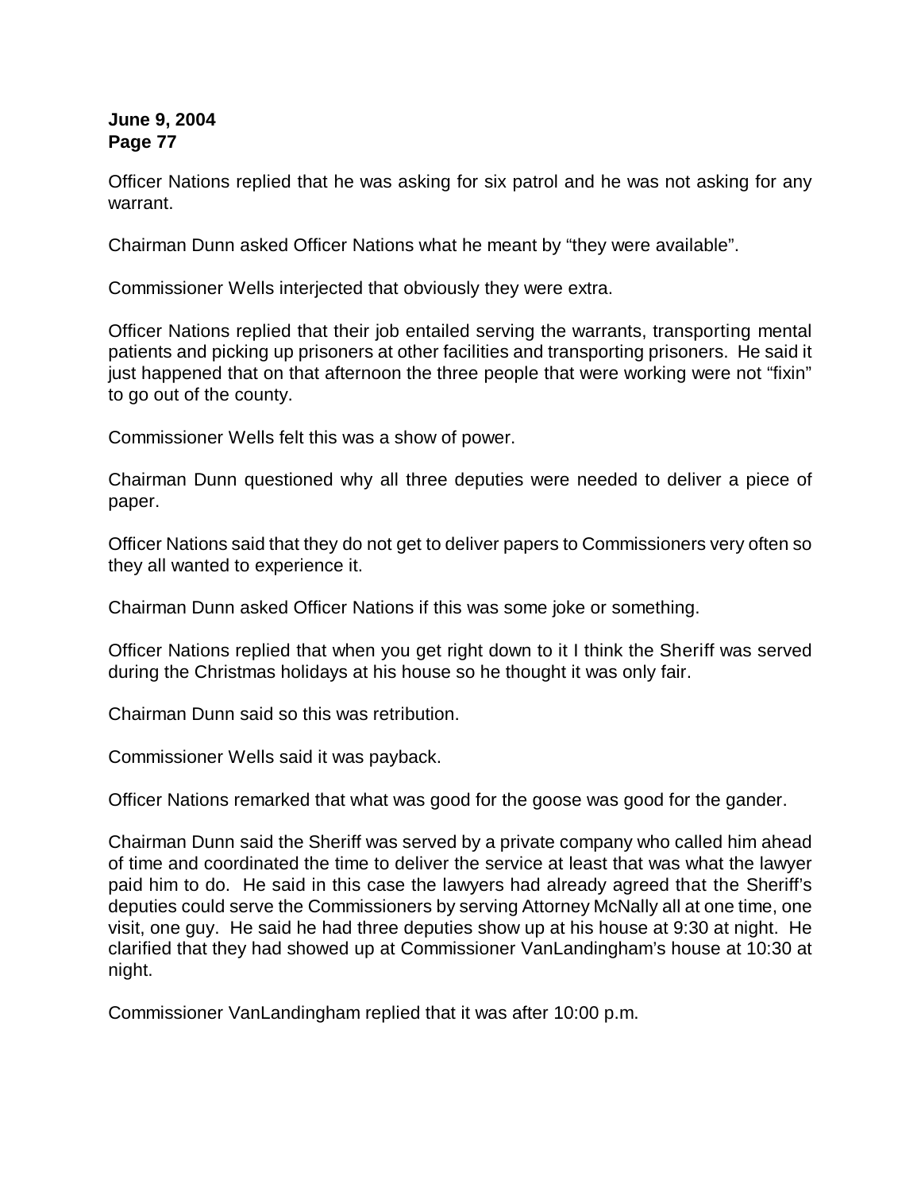Officer Nations replied that he was asking for six patrol and he was not asking for any warrant.

Chairman Dunn asked Officer Nations what he meant by "they were available".

Commissioner Wells interjected that obviously they were extra.

Officer Nations replied that their job entailed serving the warrants, transporting mental patients and picking up prisoners at other facilities and transporting prisoners. He said it just happened that on that afternoon the three people that were working were not "fixin" to go out of the county.

Commissioner Wells felt this was a show of power.

Chairman Dunn questioned why all three deputies were needed to deliver a piece of paper.

Officer Nations said that they do not get to deliver papers to Commissioners very often so they all wanted to experience it.

Chairman Dunn asked Officer Nations if this was some joke or something.

Officer Nations replied that when you get right down to it I think the Sheriff was served during the Christmas holidays at his house so he thought it was only fair.

Chairman Dunn said so this was retribution.

Commissioner Wells said it was payback.

Officer Nations remarked that what was good for the goose was good for the gander.

Chairman Dunn said the Sheriff was served by a private company who called him ahead of time and coordinated the time to deliver the service at least that was what the lawyer paid him to do. He said in this case the lawyers had already agreed that the Sheriff's deputies could serve the Commissioners by serving Attorney McNally all at one time, one visit, one guy. He said he had three deputies show up at his house at 9:30 at night. He clarified that they had showed up at Commissioner VanLandingham's house at 10:30 at night.

Commissioner VanLandingham replied that it was after 10:00 p.m.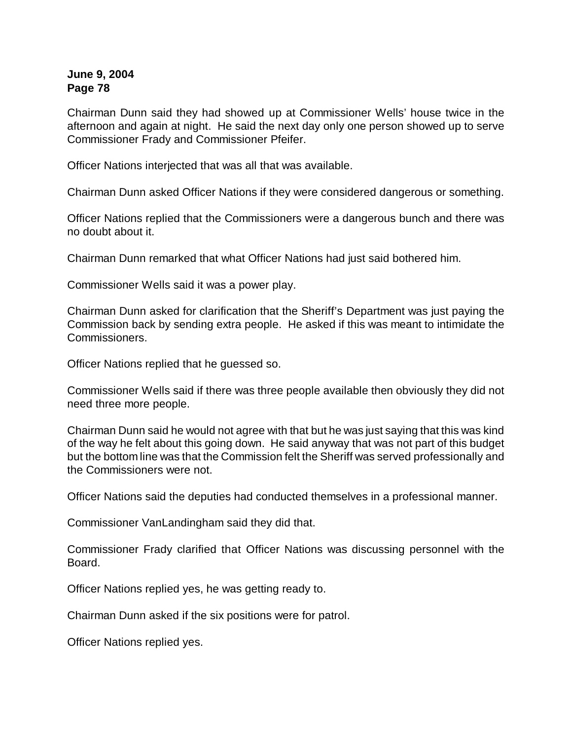Chairman Dunn said they had showed up at Commissioner Wells' house twice in the afternoon and again at night. He said the next day only one person showed up to serve Commissioner Frady and Commissioner Pfeifer.

Officer Nations interjected that was all that was available.

Chairman Dunn asked Officer Nations if they were considered dangerous or something.

Officer Nations replied that the Commissioners were a dangerous bunch and there was no doubt about it.

Chairman Dunn remarked that what Officer Nations had just said bothered him.

Commissioner Wells said it was a power play.

Chairman Dunn asked for clarification that the Sheriff's Department was just paying the Commission back by sending extra people. He asked if this was meant to intimidate the Commissioners.

Officer Nations replied that he guessed so.

Commissioner Wells said if there was three people available then obviously they did not need three more people.

Chairman Dunn said he would not agree with that but he was just saying that this was kind of the way he felt about this going down. He said anyway that was not part of this budget but the bottom line was that the Commission felt the Sheriff was served professionally and the Commissioners were not.

Officer Nations said the deputies had conducted themselves in a professional manner.

Commissioner VanLandingham said they did that.

Commissioner Frady clarified that Officer Nations was discussing personnel with the Board.

Officer Nations replied yes, he was getting ready to.

Chairman Dunn asked if the six positions were for patrol.

Officer Nations replied yes.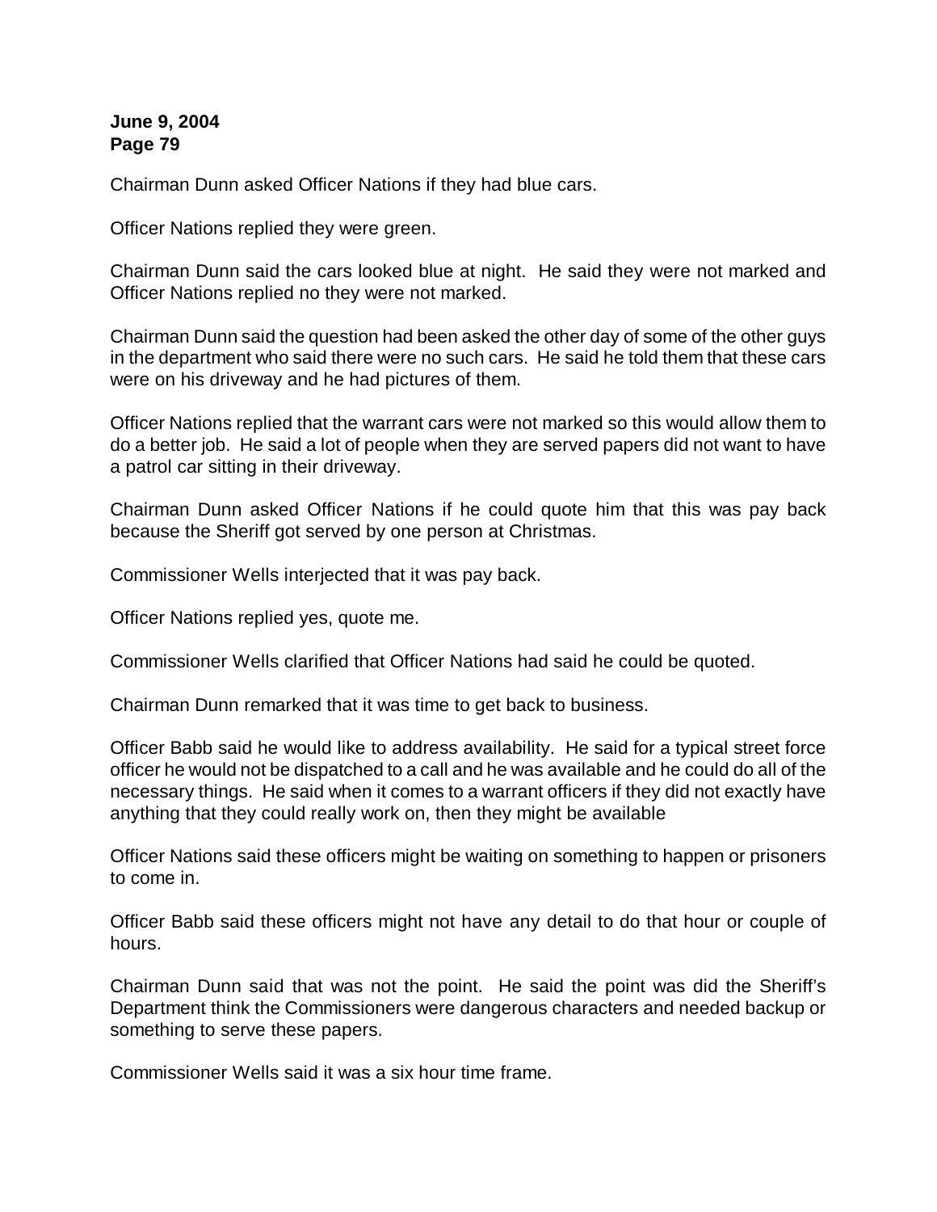Chairman Dunn asked Officer Nations if they had blue cars.

Officer Nations replied they were green.

Chairman Dunn said the cars looked blue at night. He said they were not marked and Officer Nations replied no they were not marked.

Chairman Dunn said the question had been asked the other day of some of the other guys in the department who said there were no such cars. He said he told them that these cars were on his driveway and he had pictures of them.

Officer Nations replied that the warrant cars were not marked so this would allow them to do a better job. He said a lot of people when they are served papers did not want to have a patrol car sitting in their driveway.

Chairman Dunn asked Officer Nations if he could quote him that this was pay back because the Sheriff got served by one person at Christmas.

Commissioner Wells interjected that it was pay back.

Officer Nations replied yes, quote me.

Commissioner Wells clarified that Officer Nations had said he could be quoted.

Chairman Dunn remarked that it was time to get back to business.

Officer Babb said he would like to address availability. He said for a typical street force officer he would not be dispatched to a call and he was available and he could do all of the necessary things. He said when it comes to a warrant officers if they did not exactly have anything that they could really work on, then they might be available

Officer Nations said these officers might be waiting on something to happen or prisoners to come in.

Officer Babb said these officers might not have any detail to do that hour or couple of hours.

Chairman Dunn said that was not the point. He said the point was did the Sheriff's Department think the Commissioners were dangerous characters and needed backup or something to serve these papers.

Commissioner Wells said it was a six hour time frame.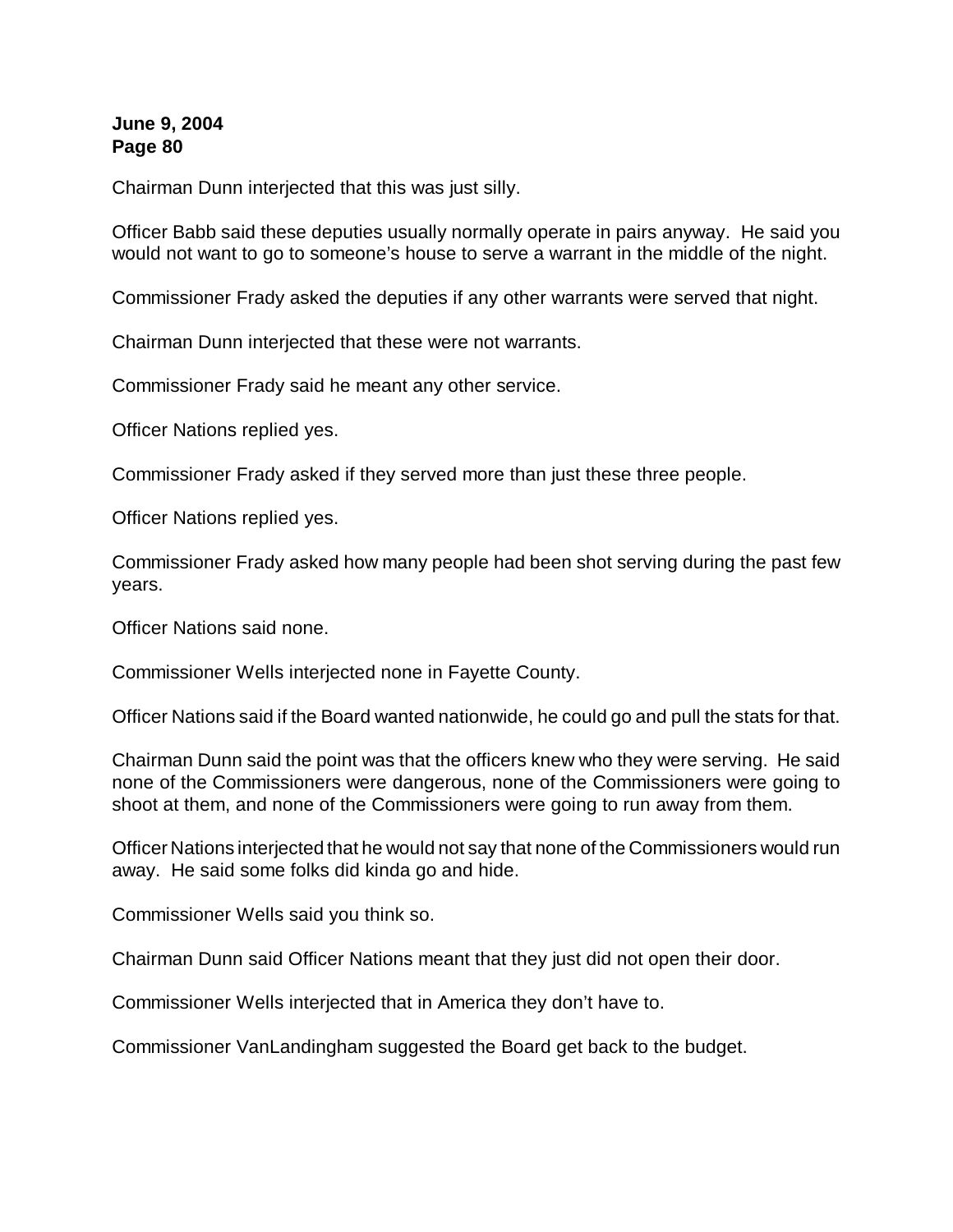Chairman Dunn interjected that this was just silly.

Officer Babb said these deputies usually normally operate in pairs anyway. He said you would not want to go to someone's house to serve a warrant in the middle of the night.

Commissioner Frady asked the deputies if any other warrants were served that night.

Chairman Dunn interjected that these were not warrants.

Commissioner Frady said he meant any other service.

Officer Nations replied yes.

Commissioner Frady asked if they served more than just these three people.

Officer Nations replied yes.

Commissioner Frady asked how many people had been shot serving during the past few years.

Officer Nations said none.

Commissioner Wells interjected none in Fayette County.

Officer Nations said if the Board wanted nationwide, he could go and pull the stats for that.

Chairman Dunn said the point was that the officers knew who they were serving. He said none of the Commissioners were dangerous, none of the Commissioners were going to shoot at them, and none of the Commissioners were going to run away from them.

Officer Nations interjected that he would not say that none of the Commissioners would run away. He said some folks did kinda go and hide.

Commissioner Wells said you think so.

Chairman Dunn said Officer Nations meant that they just did not open their door.

Commissioner Wells interjected that in America they don't have to.

Commissioner VanLandingham suggested the Board get back to the budget.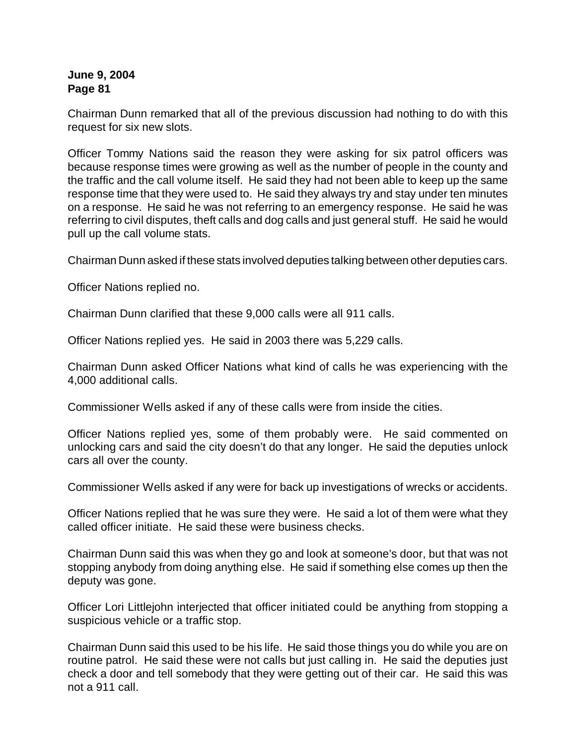Chairman Dunn remarked that all of the previous discussion had nothing to do with this request for six new slots.

Officer Tommy Nations said the reason they were asking for six patrol officers was because response times were growing as well as the number of people in the county and the traffic and the call volume itself. He said they had not been able to keep up the same response time that they were used to. He said they always try and stay under ten minutes on a response. He said he was not referring to an emergency response. He said he was referring to civil disputes, theft calls and dog calls and just general stuff. He said he would pull up the call volume stats.

Chairman Dunn asked if these stats involved deputies talking between other deputies cars.

Officer Nations replied no.

Chairman Dunn clarified that these 9,000 calls were all 911 calls.

Officer Nations replied yes. He said in 2003 there was 5,229 calls.

Chairman Dunn asked Officer Nations what kind of calls he was experiencing with the 4,000 additional calls.

Commissioner Wells asked if any of these calls were from inside the cities.

Officer Nations replied yes, some of them probably were. He said commented on unlocking cars and said the city doesn't do that any longer. He said the deputies unlock cars all over the county.

Commissioner Wells asked if any were for back up investigations of wrecks or accidents.

Officer Nations replied that he was sure they were. He said a lot of them were what they called officer initiate. He said these were business checks.

Chairman Dunn said this was when they go and look at someone's door, but that was not stopping anybody from doing anything else. He said if something else comes up then the deputy was gone.

Officer Lori Littlejohn interjected that officer initiated could be anything from stopping a suspicious vehicle or a traffic stop.

Chairman Dunn said this used to be his life. He said those things you do while you are on routine patrol. He said these were not calls but just calling in. He said the deputies just check a door and tell somebody that they were getting out of their car. He said this was not a 911 call.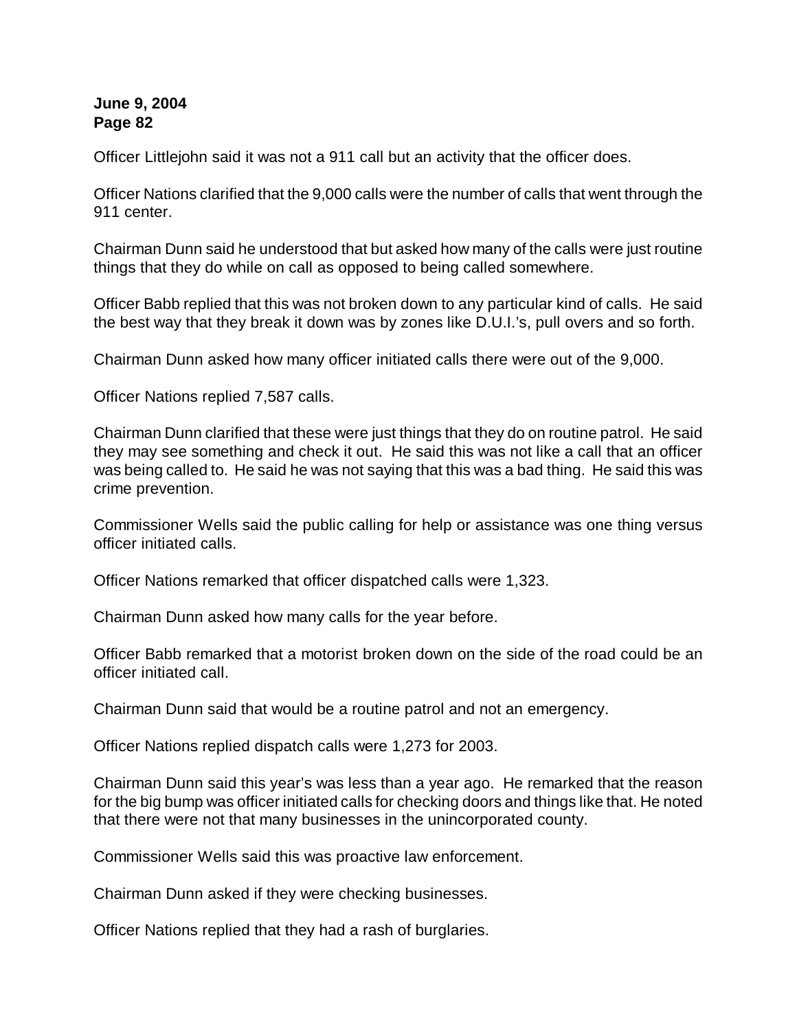Officer Littlejohn said it was not a 911 call but an activity that the officer does.

Officer Nations clarified that the 9,000 calls were the number of calls that went through the 911 center.

Chairman Dunn said he understood that but asked how many of the calls were just routine things that they do while on call as opposed to being called somewhere.

Officer Babb replied that this was not broken down to any particular kind of calls. He said the best way that they break it down was by zones like D.U.I.'s, pull overs and so forth.

Chairman Dunn asked how many officer initiated calls there were out of the 9,000.

Officer Nations replied 7,587 calls.

Chairman Dunn clarified that these were just things that they do on routine patrol. He said they may see something and check it out. He said this was not like a call that an officer was being called to. He said he was not saying that this was a bad thing. He said this was crime prevention.

Commissioner Wells said the public calling for help or assistance was one thing versus officer initiated calls.

Officer Nations remarked that officer dispatched calls were 1,323.

Chairman Dunn asked how many calls for the year before.

Officer Babb remarked that a motorist broken down on the side of the road could be an officer initiated call.

Chairman Dunn said that would be a routine patrol and not an emergency.

Officer Nations replied dispatch calls were 1,273 for 2003.

Chairman Dunn said this year's was less than a year ago. He remarked that the reason for the big bump was officer initiated calls for checking doors and things like that. He noted that there were not that many businesses in the unincorporated county.

Commissioner Wells said this was proactive law enforcement.

Chairman Dunn asked if they were checking businesses.

Officer Nations replied that they had a rash of burglaries.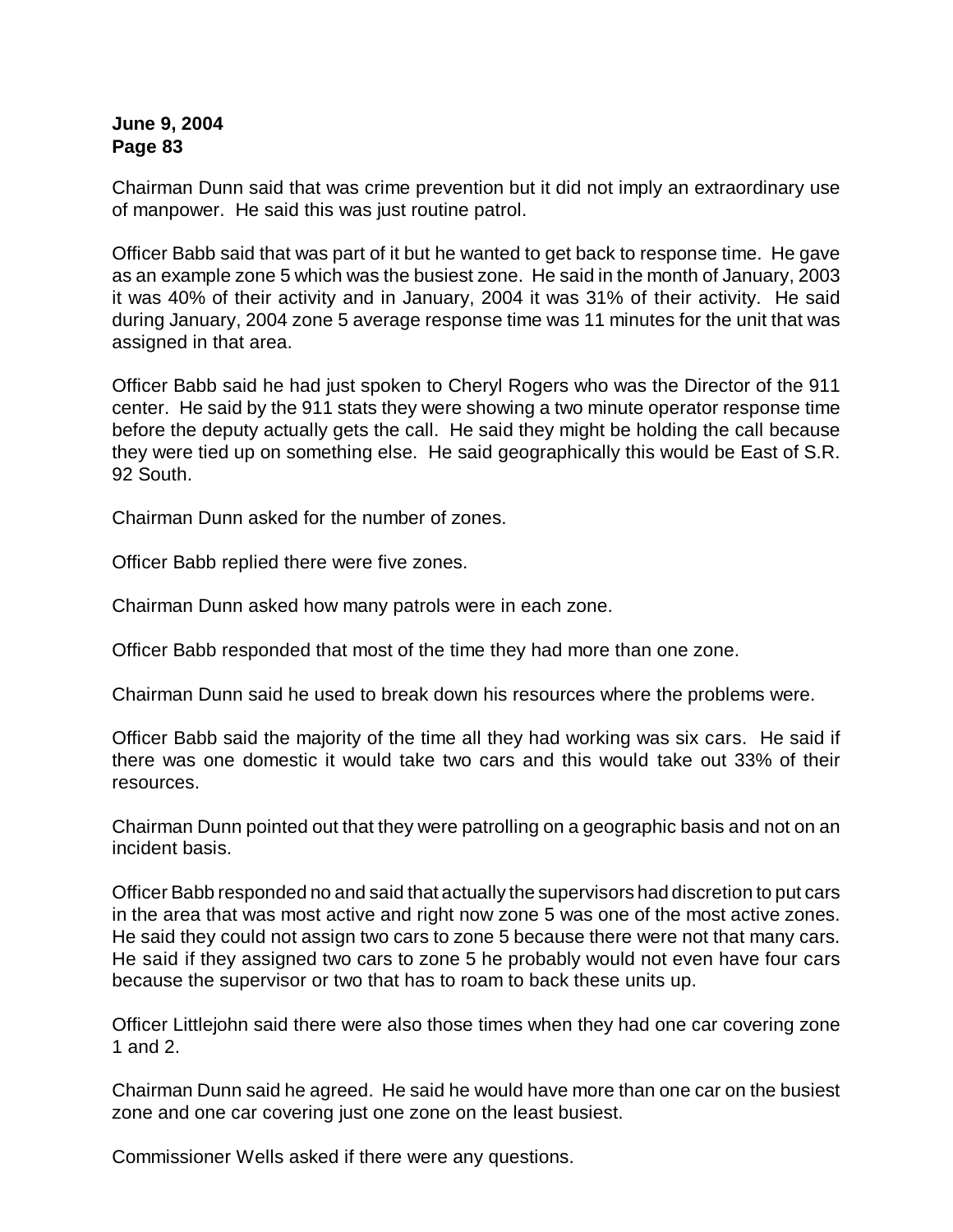Chairman Dunn said that was crime prevention but it did not imply an extraordinary use of manpower. He said this was just routine patrol.

Officer Babb said that was part of it but he wanted to get back to response time. He gave as an example zone 5 which was the busiest zone. He said in the month of January, 2003 it was 40% of their activity and in January, 2004 it was 31% of their activity. He said during January, 2004 zone 5 average response time was 11 minutes for the unit that was assigned in that area.

Officer Babb said he had just spoken to Cheryl Rogers who was the Director of the 911 center. He said by the 911 stats they were showing a two minute operator response time before the deputy actually gets the call. He said they might be holding the call because they were tied up on something else. He said geographically this would be East of S.R. 92 South.

Chairman Dunn asked for the number of zones.

Officer Babb replied there were five zones.

Chairman Dunn asked how many patrols were in each zone.

Officer Babb responded that most of the time they had more than one zone.

Chairman Dunn said he used to break down his resources where the problems were.

Officer Babb said the majority of the time all they had working was six cars. He said if there was one domestic it would take two cars and this would take out 33% of their resources.

Chairman Dunn pointed out that they were patrolling on a geographic basis and not on an incident basis.

Officer Babb responded no and said that actually the supervisors had discretion to put cars in the area that was most active and right now zone 5 was one of the most active zones. He said they could not assign two cars to zone 5 because there were not that many cars. He said if they assigned two cars to zone 5 he probably would not even have four cars because the supervisor or two that has to roam to back these units up.

Officer Littlejohn said there were also those times when they had one car covering zone 1 and 2.

Chairman Dunn said he agreed. He said he would have more than one car on the busiest zone and one car covering just one zone on the least busiest.

Commissioner Wells asked if there were any questions.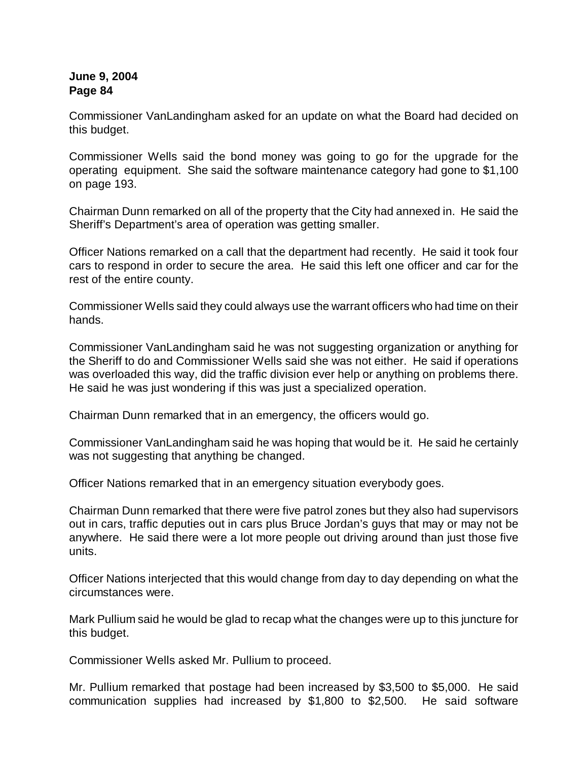Commissioner VanLandingham asked for an update on what the Board had decided on this budget.

Commissioner Wells said the bond money was going to go for the upgrade for the operating equipment. She said the software maintenance category had gone to $1,100 on page 193.

Chairman Dunn remarked on all of the property that the City had annexed in. He said the Sheriff's Department's area of operation was getting smaller.

Officer Nations remarked on a call that the department had recently. He said it took four cars to respond in order to secure the area. He said this left one officer and car for the rest of the entire county.

Commissioner Wells said they could always use the warrant officers who had time on their hands.

Commissioner VanLandingham said he was not suggesting organization or anything for the Sheriff to do and Commissioner Wells said she was not either. He said if operations was overloaded this way, did the traffic division ever help or anything on problems there. He said he was just wondering if this was just a specialized operation.

Chairman Dunn remarked that in an emergency, the officers would go.

Commissioner VanLandingham said he was hoping that would be it. He said he certainly was not suggesting that anything be changed.

Officer Nations remarked that in an emergency situation everybody goes.

Chairman Dunn remarked that there were five patrol zones but they also had supervisors out in cars, traffic deputies out in cars plus Bruce Jordan's guys that may or may not be anywhere. He said there were a lot more people out driving around than just those five units.

Officer Nations interjected that this would change from day to day depending on what the circumstances were.

Mark Pullium said he would be glad to recap what the changes were up to this juncture for this budget.

Commissioner Wells asked Mr. Pullium to proceed.

Mr. Pullium remarked that postage had been increased by $3,500 to $5,000. He said communication supplies had increased by $1,800 to $2,500. He said software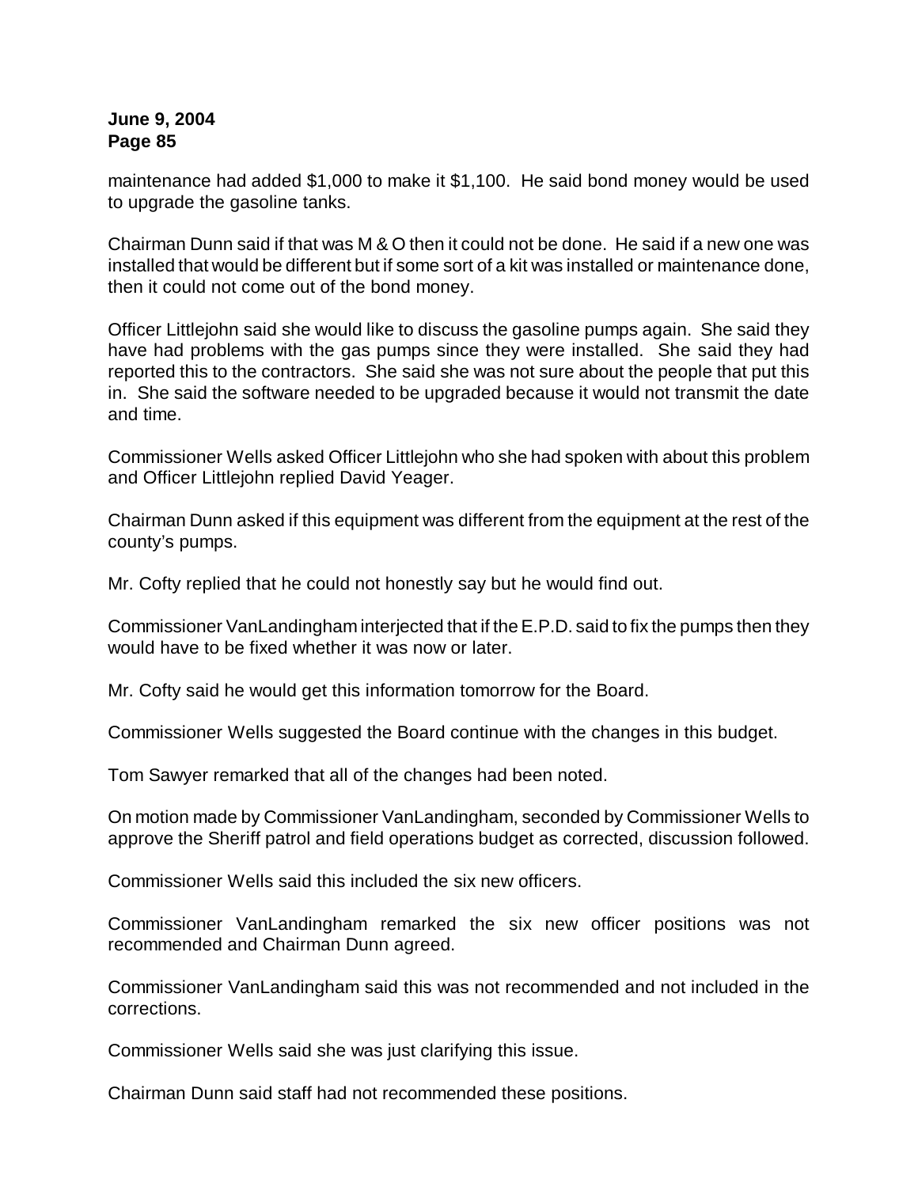maintenance had added $1,000 to make it $1,100. He said bond money would be used to upgrade the gasoline tanks.

Chairman Dunn said if that was M & O then it could not be done. He said if a new one was installed that would be different but if some sort of a kit was installed or maintenance done, then it could not come out of the bond money.

Officer Littlejohn said she would like to discuss the gasoline pumps again. She said they have had problems with the gas pumps since they were installed. She said they had reported this to the contractors. She said she was not sure about the people that put this in. She said the software needed to be upgraded because it would not transmit the date and time.

Commissioner Wells asked Officer Littlejohn who she had spoken with about this problem and Officer Littlejohn replied David Yeager.

Chairman Dunn asked if this equipment was different from the equipment at the rest of the county's pumps.

Mr. Cofty replied that he could not honestly say but he would find out.

Commissioner VanLandingham interjected that if the E.P.D. said to fix the pumps then they would have to be fixed whether it was now or later.

Mr. Cofty said he would get this information tomorrow for the Board.

Commissioner Wells suggested the Board continue with the changes in this budget.

Tom Sawyer remarked that all of the changes had been noted.

On motion made by Commissioner VanLandingham, seconded by Commissioner Wells to approve the Sheriff patrol and field operations budget as corrected, discussion followed.

Commissioner Wells said this included the six new officers.

Commissioner VanLandingham remarked the six new officer positions was not recommended and Chairman Dunn agreed.

Commissioner VanLandingham said this was not recommended and not included in the corrections.

Commissioner Wells said she was just clarifying this issue.

Chairman Dunn said staff had not recommended these positions.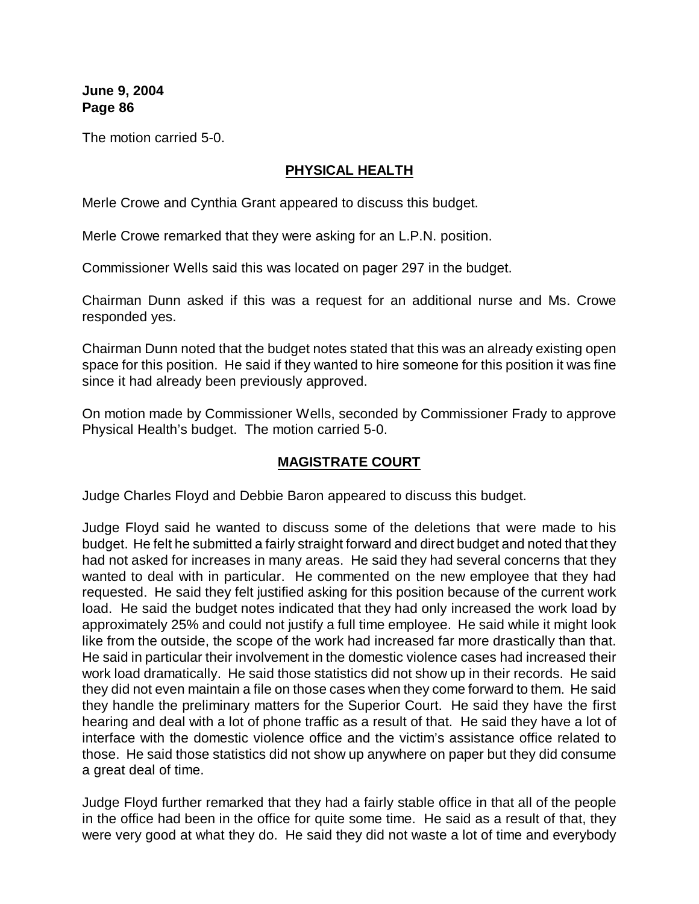The motion carried 5-0.

## PHYSICAL HEALTH

Merle Crowe and Cynthia Grant appeared to discuss this budget.

Merle Crowe remarked that they were asking for an L.P.N. position.

Commissioner Wells said this was located on pager 297 in the budget.

Chairman Dunn asked if this was a request for an additional nurse and Ms. Crowe responded yes.

Chairman Dunn noted that the budget notes stated that this was an already existing open space for this position. He said if they wanted to hire someone for this position it was fine since it had already been previously approved.

On motion made by Commissioner Wells, seconded by Commissioner Frady to approve Physical Health's budget. The motion carried 5-0.

## MAGISTRATE COURT

Judge Charles Floyd and Debbie Baron appeared to discuss this budget.

Judge Floyd said he wanted to discuss some of the deletions that were made to his budget. He felt he submitted a fairly straight forward and direct budget and noted that they had not asked for increases in many areas. He said they had several concerns that they wanted to deal with in particular. He commented on the new employee that they had requested. He said they felt justified asking for this position because of the current work load. He said the budget notes indicated that they had only increased the work load by approximately 25% and could not justify a full time employee. He said while it might look like from the outside, the scope of the work had increased far more drastically than that. He said in particular their involvement in the domestic violence cases had increased their work load dramatically. He said those statistics did not show up in their records. He said they did not even maintain a file on those cases when they come forward to them. He said they handle the preliminary matters for the Superior Court. He said they have the first hearing and deal with a lot of phone traffic as a result of that. He said they have a lot of interface with the domestic violence office and the victim's assistance office related to those. He said those statistics did not show up anywhere on paper but they did consume a great deal of time.

Judge Floyd further remarked that they had a fairly stable office in that all of the people in the office had been in the office for quite some time. He said as a result of that, they were very good at what they do. He said they did not waste a lot of time and everybody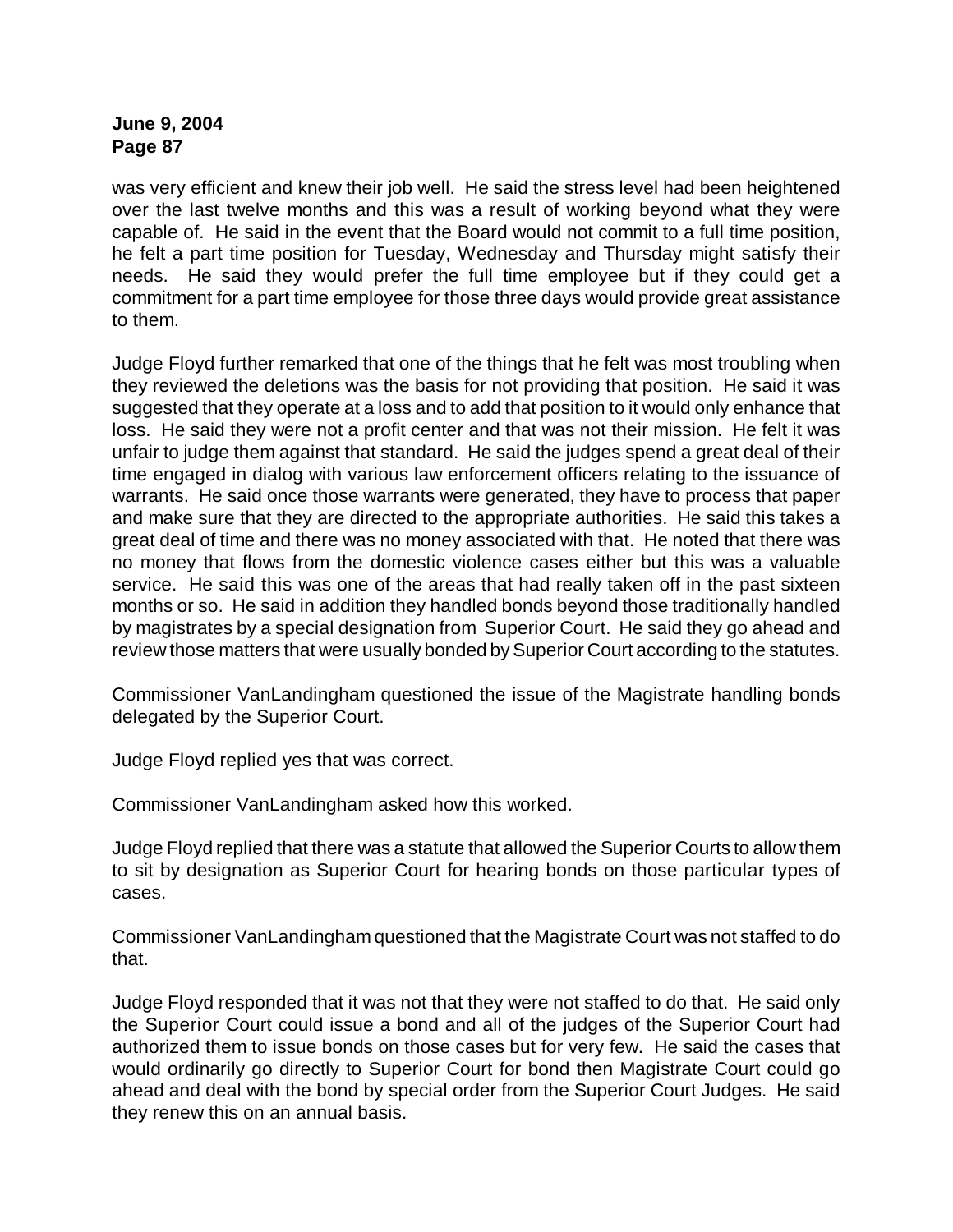was very efficient and knew their job well. He said the stress level had been heightened over the last twelve months and this was a result of working beyond what they were capable of. He said in the event that the Board would not commit to a full time position, he felt a part time position for Tuesday, Wednesday and Thursday might satisfy their needs. He said they would prefer the full time employee but if they could get a commitment for a part time employee for those three days would provide great assistance to them.

Judge Floyd further remarked that one of the things that he felt was most troubling when they reviewed the deletions was the basis for not providing that position. He said it was suggested that they operate at a loss and to add that position to it would only enhance that loss. He said they were not a profit center and that was not their mission. He felt it was unfair to judge them against that standard. He said the judges spend a great deal of their time engaged in dialog with various law enforcement officers relating to the issuance of warrants. He said once those warrants were generated, they have to process that paper and make sure that they are directed to the appropriate authorities. He said this takes a great deal of time and there was no money associated with that. He noted that there was no money that flows from the domestic violence cases either but this was a valuable service. He said this was one of the areas that had really taken off in the past sixteen months or so. He said in addition they handled bonds beyond those traditionally handled by magistrates by a special designation from Superior Court. He said they go ahead and review those matters that were usually bonded by Superior Court according to the statutes.

Commissioner VanLandingham questioned the issue of the Magistrate handling bonds delegated by the Superior Court.

Judge Floyd replied yes that was correct.

Commissioner VanLandingham asked how this worked.

Judge Floyd replied that there was a statute that allowed the Superior Courts to allow them to sit by designation as Superior Court for hearing bonds on those particular types of cases.

Commissioner VanLandingham questioned that the Magistrate Court was not staffed to do that.

Judge Floyd responded that it was not that they were not staffed to do that. He said only the Superior Court could issue a bond and all of the judges of the Superior Court had authorized them to issue bonds on those cases but for very few. He said the cases that would ordinarily go directly to Superior Court for bond then Magistrate Court could go ahead and deal with the bond by special order from the Superior Court Judges. He said they renew this on an annual basis.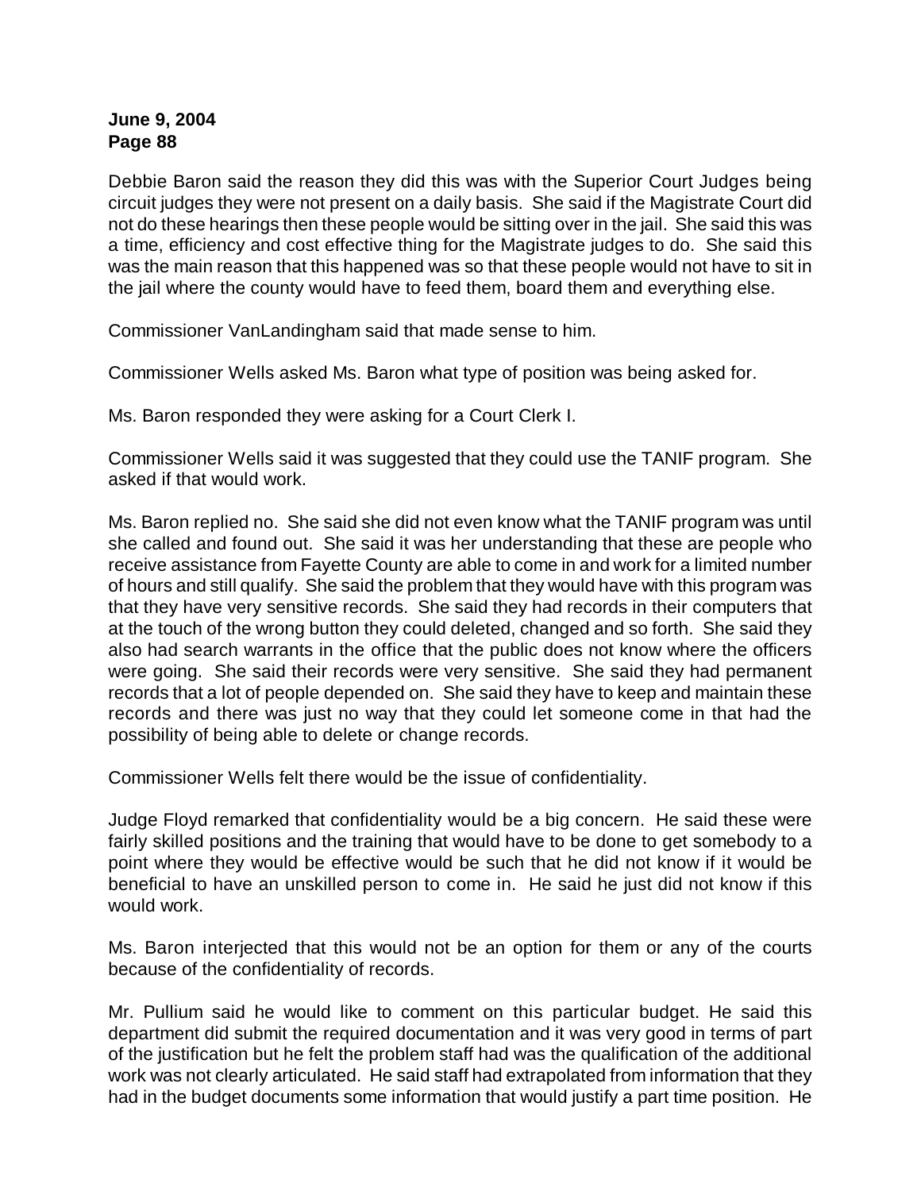Debbie Baron said the reason they did this was with the Superior Court Judges being circuit judges they were not present on a daily basis. She said if the Magistrate Court did not do these hearings then these people would be sitting over in the jail. She said this was a time, efficiency and cost effective thing for the Magistrate judges to do. She said this was the main reason that this happened was so that these people would not have to sit in the jail where the county would have to feed them, board them and everything else.

Commissioner VanLandingham said that made sense to him.

Commissioner Wells asked Ms. Baron what type of position was being asked for.

Ms. Baron responded they were asking for a Court Clerk I.

Commissioner Wells said it was suggested that they could use the TANIF program. She asked if that would work.

Ms. Baron replied no. She said she did not even know what the TANIF program was until she called and found out. She said it was her understanding that these are people who receive assistance from Fayette County are able to come in and work for a limited number of hours and still qualify. She said the problem that they would have with this program was that they have very sensitive records. She said they had records in their computers that at the touch of the wrong button they could deleted, changed and so forth. She said they also had search warrants in the office that the public does not know where the officers were going. She said their records were very sensitive. She said they had permanent records that a lot of people depended on. She said they have to keep and maintain these records and there was just no way that they could let someone come in that had the possibility of being able to delete or change records.

Commissioner Wells felt there would be the issue of confidentiality.

Judge Floyd remarked that confidentiality would be a big concern. He said these were fairly skilled positions and the training that would have to be done to get somebody to a point where they would be effective would be such that he did not know if it would be beneficial to have an unskilled person to come in. He said he just did not know if this would work.

Ms. Baron interjected that this would not be an option for them or any of the courts because of the confidentiality of records.

Mr. Pullium said he would like to comment on this particular budget. He said this department did submit the required documentation and it was very good in terms of part of the justification but he felt the problem staff had was the qualification of the additional work was not clearly articulated. He said staff had extrapolated from information that they had in the budget documents some information that would justify a part time position. He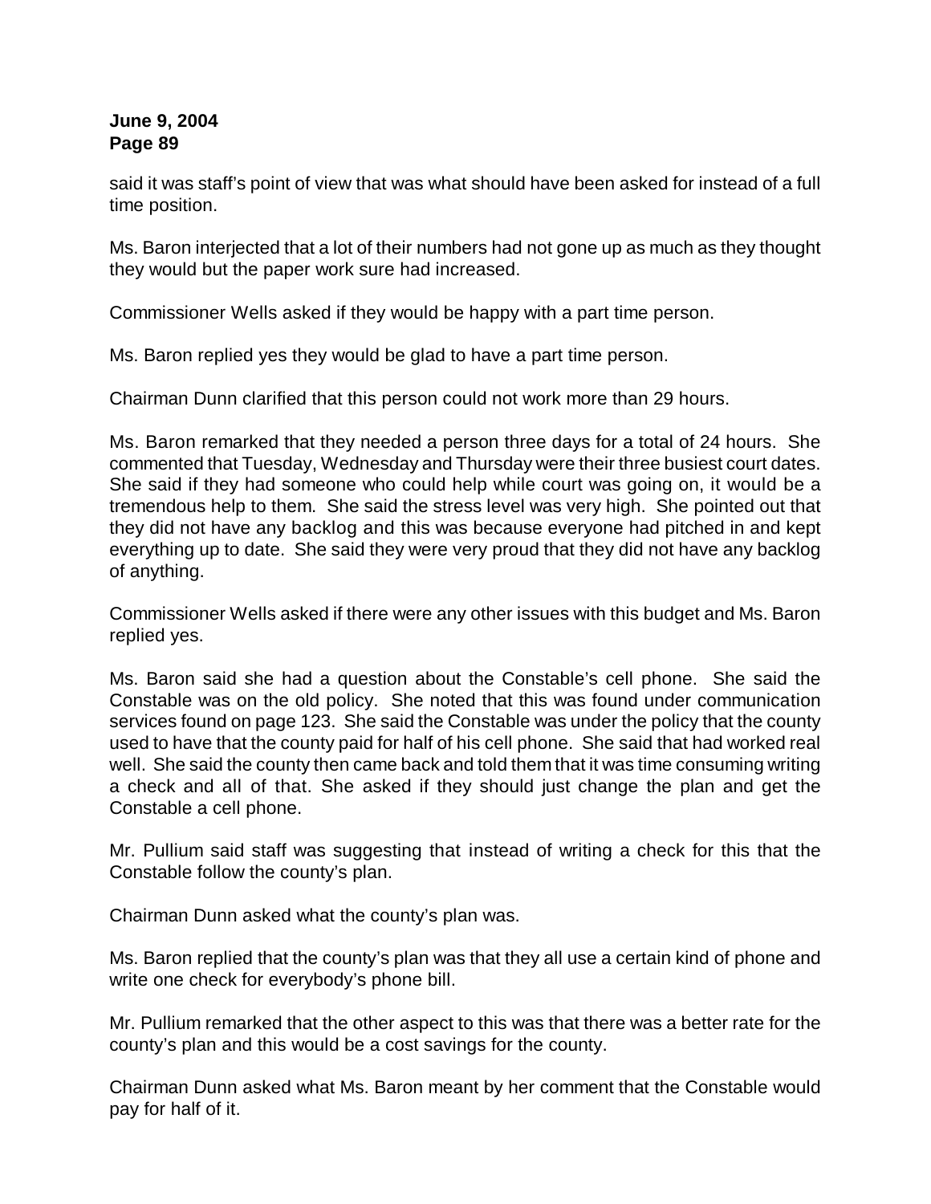said it was staff's point of view that was what should have been asked for instead of a full time position.

Ms. Baron interjected that a lot of their numbers had not gone up as much as they thought they would but the paper work sure had increased.

Commissioner Wells asked if they would be happy with a part time person.

Ms. Baron replied yes they would be glad to have a part time person.

Chairman Dunn clarified that this person could not work more than 29 hours.

Ms. Baron remarked that they needed a person three days for a total of 24 hours. She commented that Tuesday, Wednesday and Thursday were their three busiest court dates. She said if they had someone who could help while court was going on, it would be a tremendous help to them. She said the stress level was very high. She pointed out that they did not have any backlog and this was because everyone had pitched in and kept everything up to date. She said they were very proud that they did not have any backlog of anything.

Commissioner Wells asked if there were any other issues with this budget and Ms. Baron replied yes.

Ms. Baron said she had a question about the Constable's cell phone. She said the Constable was on the old policy. She noted that this was found under communication services found on page 123. She said the Constable was under the policy that the county used to have that the county paid for half of his cell phone. She said that had worked real well. She said the county then came back and told them that it was time consuming writing a check and all of that. She asked if they should just change the plan and get the Constable a cell phone.

Mr. Pullium said staff was suggesting that instead of writing a check for this that the Constable follow the county's plan.

Chairman Dunn asked what the county's plan was.

Ms. Baron replied that the county's plan was that they all use a certain kind of phone and write one check for everybody's phone bill.

Mr. Pullium remarked that the other aspect to this was that there was a better rate for the county's plan and this would be a cost savings for the county.

Chairman Dunn asked what Ms. Baron meant by her comment that the Constable would pay for half of it.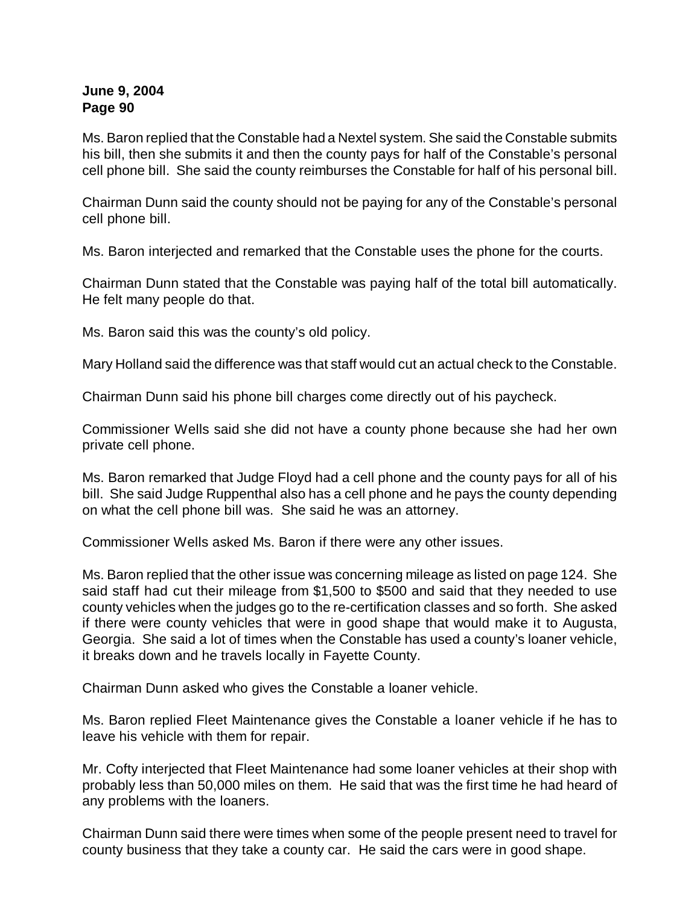Ms. Baron replied that the Constable had a Nextel system. She said the Constable submits his bill, then she submits it and then the county pays for half of the Constable's personal cell phone bill. She said the county reimburses the Constable for half of his personal bill.

Chairman Dunn said the county should not be paying for any of the Constable's personal cell phone bill.

Ms. Baron interjected and remarked that the Constable uses the phone for the courts.

Chairman Dunn stated that the Constable was paying half of the total bill automatically. He felt many people do that.

Ms. Baron said this was the county's old policy.

Mary Holland said the difference was that staff would cut an actual check to the Constable.

Chairman Dunn said his phone bill charges come directly out of his paycheck.

Commissioner Wells said she did not have a county phone because she had her own private cell phone.

Ms. Baron remarked that Judge Floyd had a cell phone and the county pays for all of his bill. She said Judge Ruppenthal also has a cell phone and he pays the county depending on what the cell phone bill was. She said he was an attorney.

Commissioner Wells asked Ms. Baron if there were any other issues.

Ms. Baron replied that the other issue was concerning mileage as listed on page 124. She said staff had cut their mileage from $1,500 to $500 and said that they needed to use county vehicles when the judges go to the re-certification classes and so forth. She asked if there were county vehicles that were in good shape that would make it to Augusta, Georgia. She said a lot of times when the Constable has used a county's loaner vehicle, it breaks down and he travels locally in Fayette County.

Chairman Dunn asked who gives the Constable a loaner vehicle.

Ms. Baron replied Fleet Maintenance gives the Constable a loaner vehicle if he has to leave his vehicle with them for repair.

Mr. Cofty interjected that Fleet Maintenance had some loaner vehicles at their shop with probably less than 50,000 miles on them. He said that was the first time he had heard of any problems with the loaners.

Chairman Dunn said there were times when some of the people present need to travel for county business that they take a county car. He said the cars were in good shape.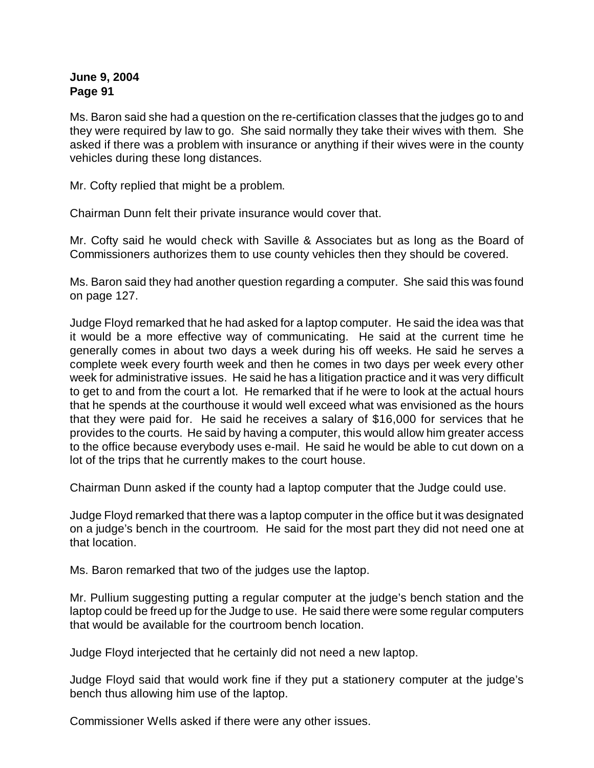Ms. Baron said she had a question on the re-certification classes that the judges go to and they were required by law to go. She said normally they take their wives with them. She asked if there was a problem with insurance or anything if their wives were in the county vehicles during these long distances.

Mr. Cofty replied that might be a problem.

Chairman Dunn felt their private insurance would cover that.

Mr. Cofty said he would check with Saville & Associates but as long as the Board of Commissioners authorizes them to use county vehicles then they should be covered.

Ms. Baron said they had another question regarding a computer. She said this was found on page 127.

Judge Floyd remarked that he had asked for a laptop computer. He said the idea was that it would be a more effective way of communicating. He said at the current time he generally comes in about two days a week during his off weeks. He said he serves a complete week every fourth week and then he comes in two days per week every other week for administrative issues. He said he has a litigation practice and it was very difficult to get to and from the court a lot. He remarked that if he were to look at the actual hours that he spends at the courthouse it would well exceed what was envisioned as the hours that they were paid for. He said he receives a salary of $16,000 for services that he provides to the courts. He said by having a computer, this would allow him greater access to the office because everybody uses e-mail. He said he would be able to cut down on a lot of the trips that he currently makes to the court house.

Chairman Dunn asked if the county had a laptop computer that the Judge could use.

Judge Floyd remarked that there was a laptop computer in the office but it was designated on a judge's bench in the courtroom. He said for the most part they did not need one at that location.

Ms. Baron remarked that two of the judges use the laptop.

Mr. Pullium suggesting putting a regular computer at the judge's bench station and the laptop could be freed up for the Judge to use. He said there were some regular computers that would be available for the courtroom bench location.

Judge Floyd interjected that he certainly did not need a new laptop.

Judge Floyd said that would work fine if they put a stationery computer at the judge's bench thus allowing him use of the laptop.

Commissioner Wells asked if there were any other issues.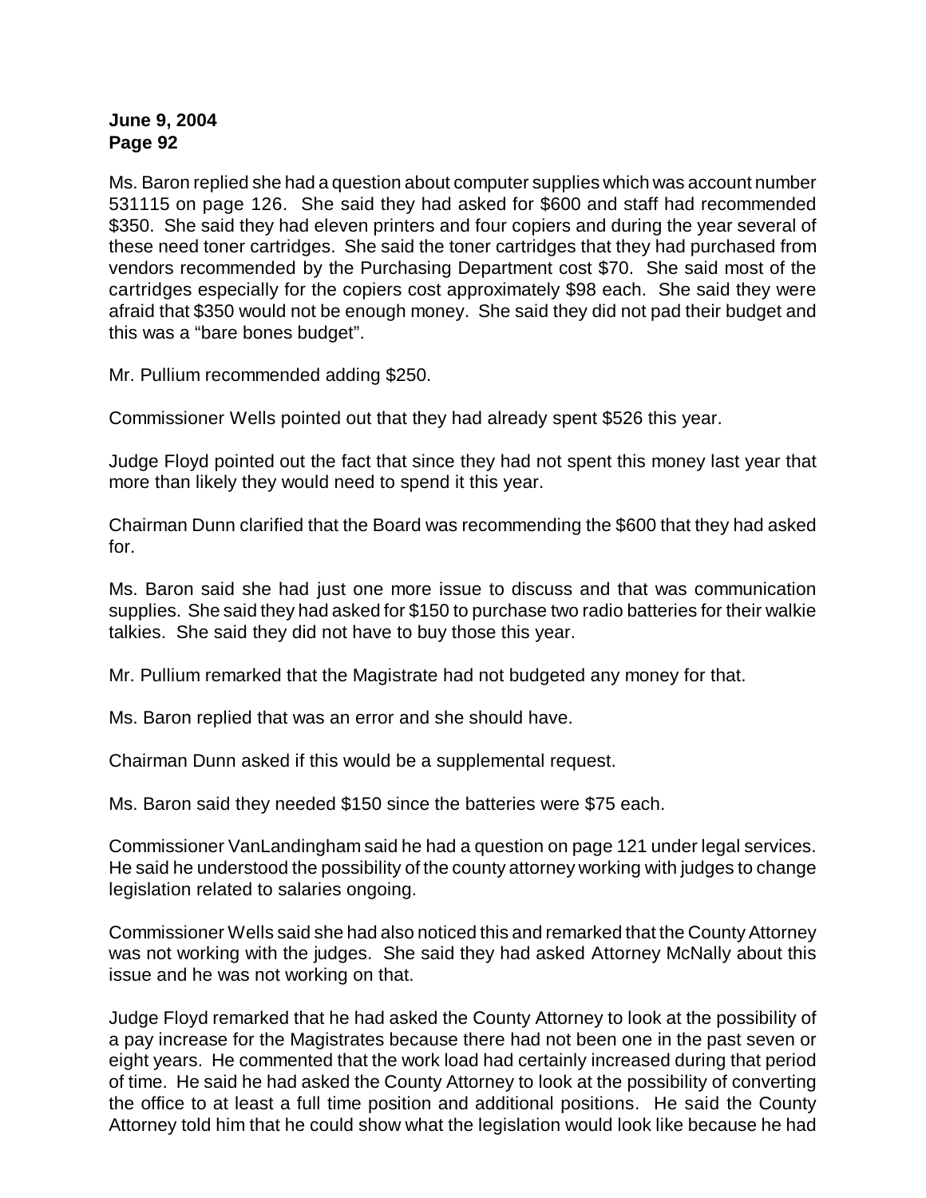Ms. Baron replied she had a question about computer supplies which was account number 531115 on page 126. She said they had asked for $600 and staff had recommended $350. She said they had eleven printers and four copiers and during the year several of these need toner cartridges. She said the toner cartridges that they had purchased from vendors recommended by the Purchasing Department cost $70. She said most of the cartridges especially for the copiers cost approximately $98 each. She said they were afraid that $350 would not be enough money. She said they did not pad their budget and this was a "bare bones budget".

Mr. Pullium recommended adding $250.

Commissioner Wells pointed out that they had already spent $526 this year.

Judge Floyd pointed out the fact that since they had not spent this money last year that more than likely they would need to spend it this year.

Chairman Dunn clarified that the Board was recommending the $600 that they had asked for.

Ms. Baron said she had just one more issue to discuss and that was communication supplies. She said they had asked for $150 to purchase two radio batteries for their walkie talkies. She said they did not have to buy those this year.

Mr. Pullium remarked that the Magistrate had not budgeted any money for that.

Ms. Baron replied that was an error and she should have.

Chairman Dunn asked if this would be a supplemental request.

Ms. Baron said they needed $150 since the batteries were $75 each.

Commissioner VanLandingham said he had a question on page 121 under legal services. He said he understood the possibility of the county attorney working with judges to change legislation related to salaries ongoing.

Commissioner Wells said she had also noticed this and remarked that the County Attorney was not working with the judges. She said they had asked Attorney McNally about this issue and he was not working on that.

Judge Floyd remarked that he had asked the County Attorney to look at the possibility of a pay increase for the Magistrates because there had not been one in the past seven or eight years. He commented that the work load had certainly increased during that period of time. He said he had asked the County Attorney to look at the possibility of converting the office to at least a full time position and additional positions. He said the County Attorney told him that he could show what the legislation would look like because he had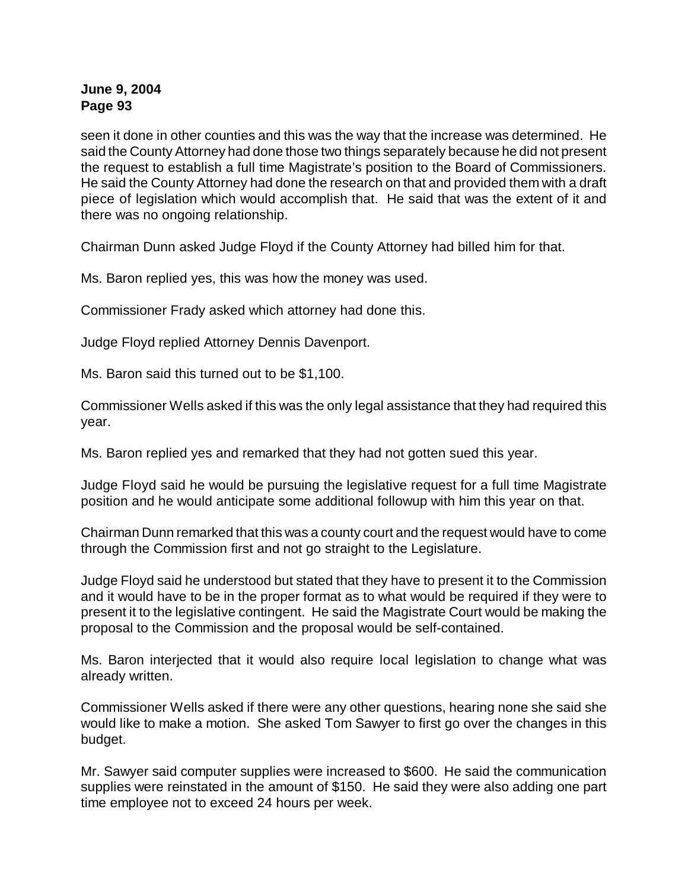seen it done in other counties and this was the way that the increase was determined. He said the County Attorney had done those two things separately because he did not present the request to establish a full time Magistrate's position to the Board of Commissioners. He said the County Attorney had done the research on that and provided them with a draft piece of legislation which would accomplish that. He said that was the extent of it and there was no ongoing relationship.

Chairman Dunn asked Judge Floyd if the County Attorney had billed him for that.

Ms. Baron replied yes, this was how the money was used.

Commissioner Frady asked which attorney had done this.

Judge Floyd replied Attorney Dennis Davenport.

Ms. Baron said this turned out to be $1,100.

Commissioner Wells asked if this was the only legal assistance that they had required this year.

Ms. Baron replied yes and remarked that they had not gotten sued this year.

Judge Floyd said he would be pursuing the legislative request for a full time Magistrate position and he would anticipate some additional followup with him this year on that.

Chairman Dunn remarked that this was a county court and the request would have to come through the Commission first and not go straight to the Legislature.

Judge Floyd said he understood but stated that they have to present it to the Commission and it would have to be in the proper format as to what would be required if they were to present it to the legislative contingent. He said the Magistrate Court would be making the proposal to the Commission and the proposal would be self-contained.

Ms. Baron interjected that it would also require local legislation to change what was already written.

Commissioner Wells asked if there were any other questions, hearing none she said she would like to make a motion. She asked Tom Sawyer to first go over the changes in this budget.

Mr. Sawyer said computer supplies were increased to $600. He said the communication supplies were reinstated in the amount of $150. He said they were also adding one part time employee not to exceed 24 hours per week.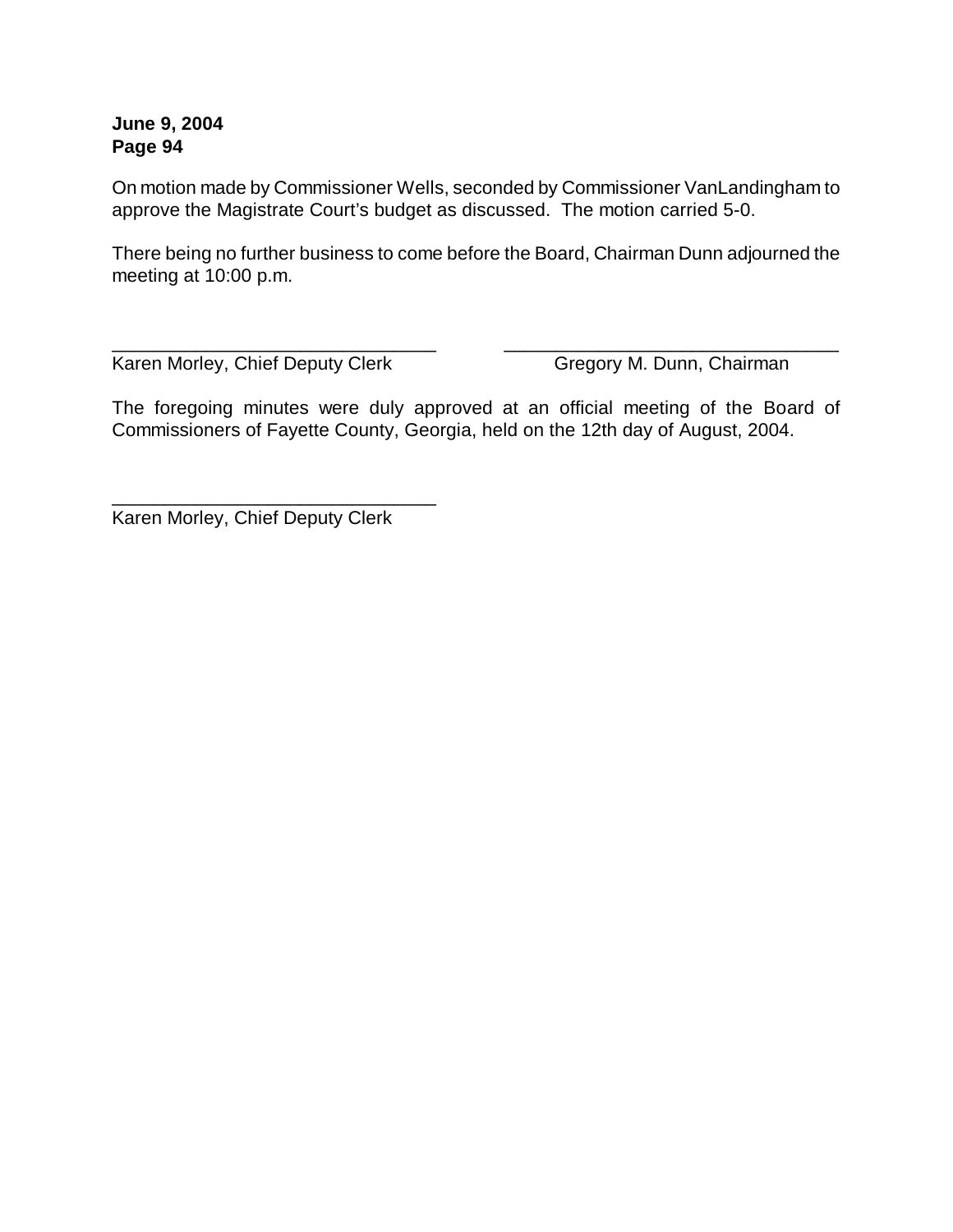On motion made by Commissioner Wells, seconded by Commissioner VanLandingham to approve the Magistrate Court's budget as discussed. The motion carried 5-0.

There being no further business to come before the Board, Chairman Dunn adjourned the meeting at 10:00 p.m.

| | |
|---|---|
| ______________________________ | ______________________________ |
| Karen Morley, Chief Deputy Clerk | Gregory M. Dunn, Chairman |

The foregoing minutes were duly approved at an official meeting of the Board of Commissioners of Fayette County, Georgia, held on the 12th day of August, 2004.

______________________________
Karen Morley, Chief Deputy Clerk